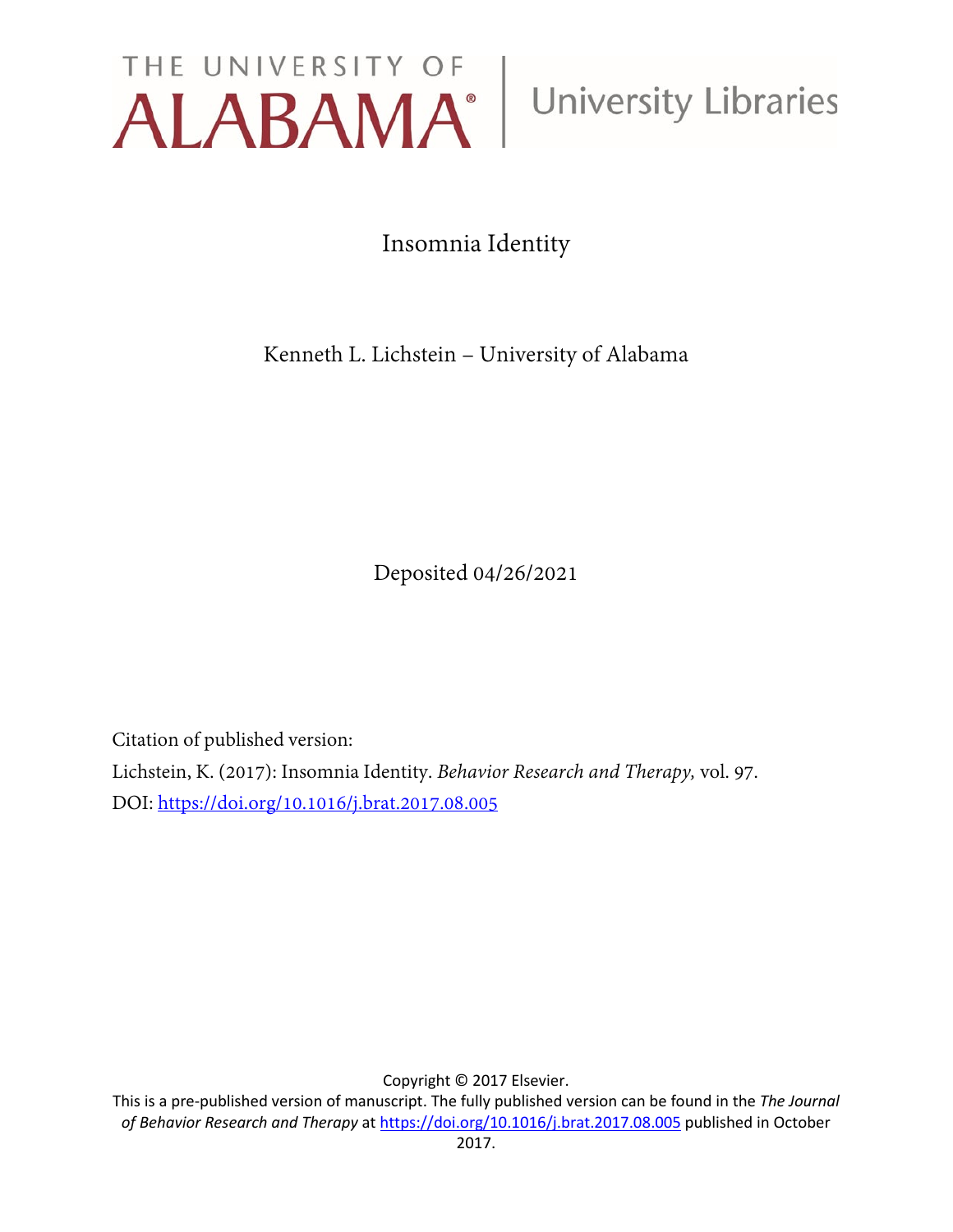THE UNIVERSITY OF ALABAMA® | University Libraries

# Insomnia Identity

Kenneth L. Lichstein – University of Alabama

Deposited 04/26/2021

Citation of published version:

Lichstein, K. (2017): Insomnia Identity. *Behavior Research and Therapy,* vol. 97.

DOI: https://doi.org/10.1016/j.brat.2017.08.005

Copyright © 2017 Elsevier.

This is a pre-published version of manuscript. The fully published version can be found in the *The Journal of Behavior Research and Therapy* at https://doi.org/10.1016/j.brat.2017.08.005 published in October 2017.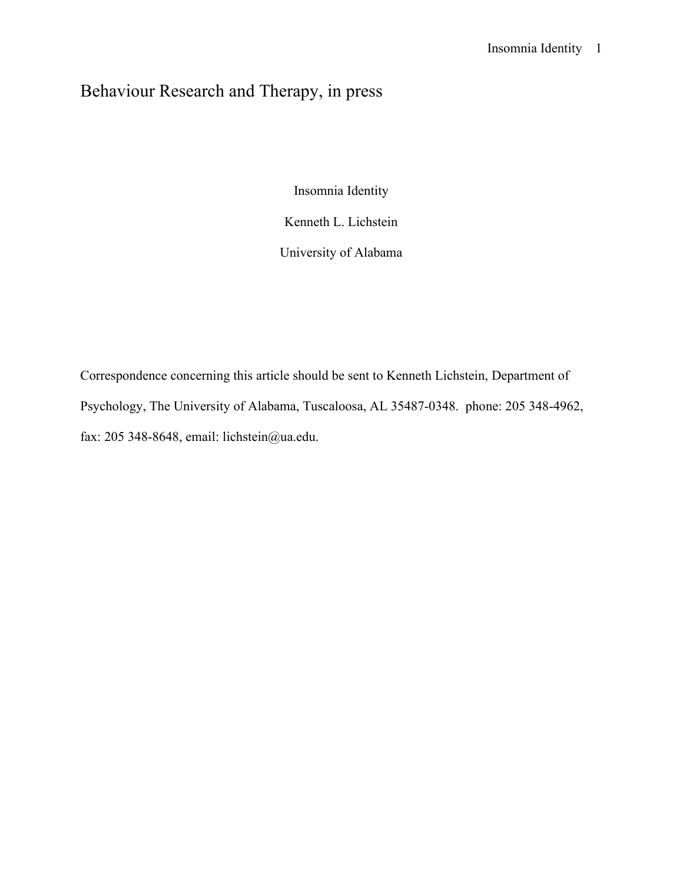Behaviour Research and Therapy, in press

Insomnia Identity

Kenneth L. Lichstein

University of Alabama

Correspondence concerning this article should be sent to Kenneth Lichstein, Department of Psychology, The University of Alabama, Tuscaloosa, AL 35487-0348. phone: 205 348-4962, fax: 205 348-8648, email: lichstein@ua.edu.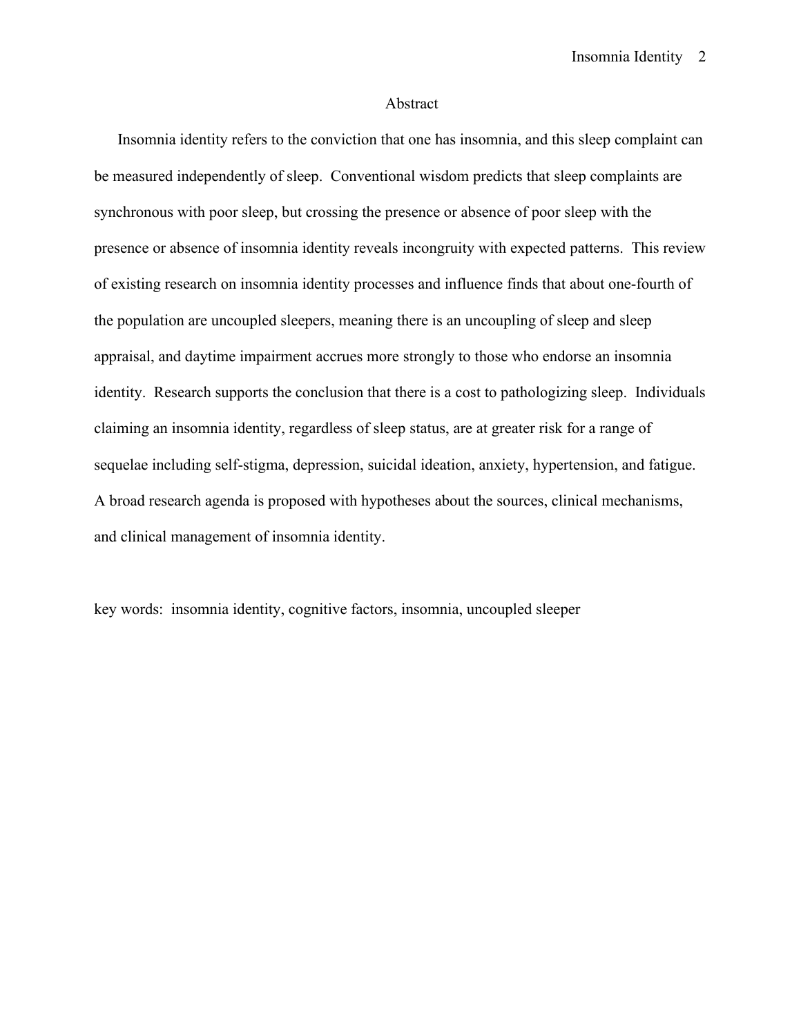# Abstract

Insomnia identity refers to the conviction that one has insomnia, and this sleep complaint can be measured independently of sleep. Conventional wisdom predicts that sleep complaints are synchronous with poor sleep, but crossing the presence or absence of poor sleep with the presence or absence of insomnia identity reveals incongruity with expected patterns. This review of existing research on insomnia identity processes and influence finds that about one-fourth of the population are uncoupled sleepers, meaning there is an uncoupling of sleep and sleep appraisal, and daytime impairment accrues more strongly to those who endorse an insomnia identity. Research supports the conclusion that there is a cost to pathologizing sleep. Individuals claiming an insomnia identity, regardless of sleep status, are at greater risk for a range of sequelae including self-stigma, depression, suicidal ideation, anxiety, hypertension, and fatigue. A broad research agenda is proposed with hypotheses about the sources, clinical mechanisms, and clinical management of insomnia identity.

key words: insomnia identity, cognitive factors, insomnia, uncoupled sleeper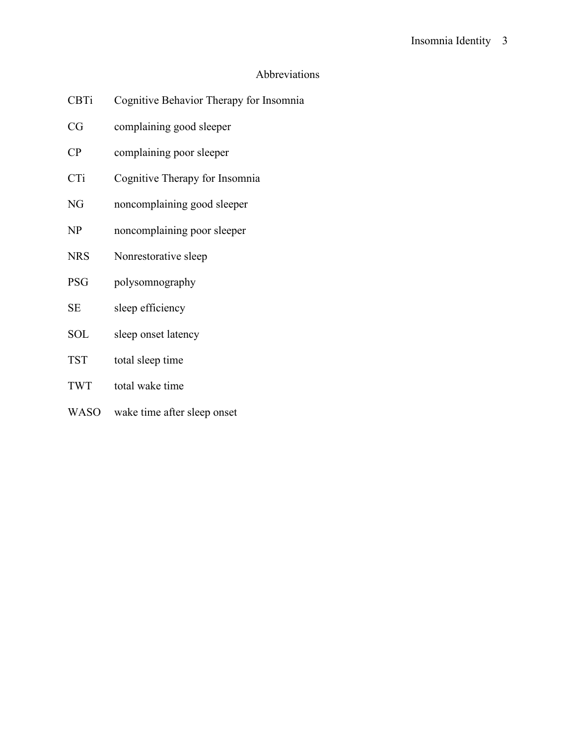## Abbreviations

| | |
|---|---|
| CBTi | Cognitive Behavior Therapy for Insomnia |
| CG | complaining good sleeper |
| CP | complaining poor sleeper |
| CTi | Cognitive Therapy for Insomnia |
| NG | noncomplaining good sleeper |
| NP | noncomplaining poor sleeper |
| NRS | Nonrestorative sleep |
| PSG | polysomnography |
| SE | sleep efficiency |
| SOL | sleep onset latency |
| TST | total sleep time |
| TWT | total wake time |
| WASO | wake time after sleep onset |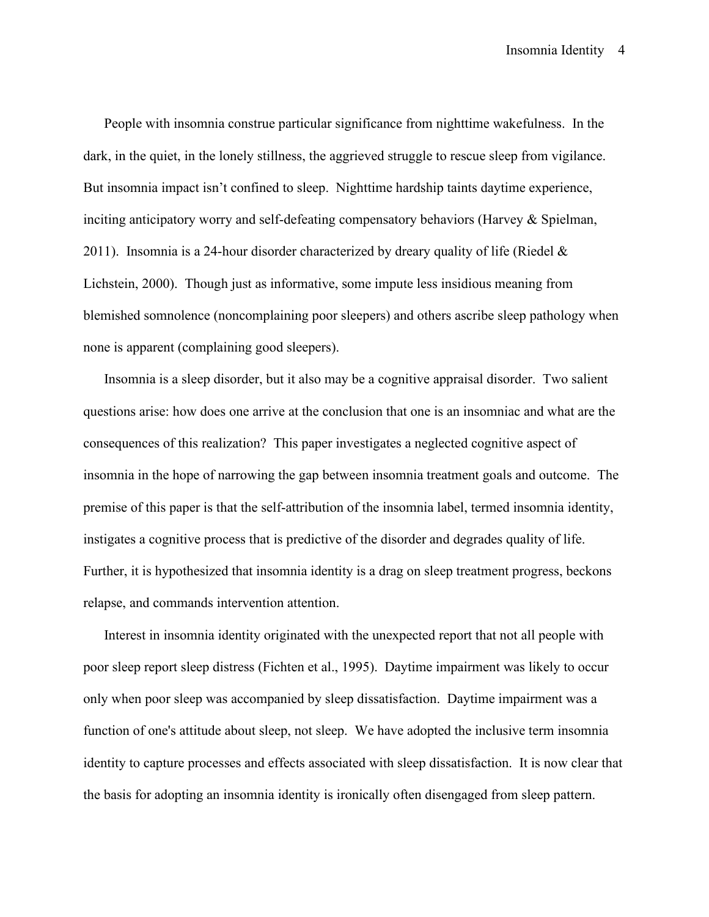People with insomnia construe particular significance from nighttime wakefulness. In the dark, in the quiet, in the lonely stillness, the aggrieved struggle to rescue sleep from vigilance. But insomnia impact isn't confined to sleep. Nighttime hardship taints daytime experience, inciting anticipatory worry and self-defeating compensatory behaviors (Harvey & Spielman, 2011). Insomnia is a 24-hour disorder characterized by dreary quality of life (Riedel & Lichstein, 2000). Though just as informative, some impute less insidious meaning from blemished somnolence (noncomplaining poor sleepers) and others ascribe sleep pathology when none is apparent (complaining good sleepers).

Insomnia is a sleep disorder, but it also may be a cognitive appraisal disorder. Two salient questions arise: how does one arrive at the conclusion that one is an insomniac and what are the consequences of this realization? This paper investigates a neglected cognitive aspect of insomnia in the hope of narrowing the gap between insomnia treatment goals and outcome. The premise of this paper is that the self-attribution of the insomnia label, termed insomnia identity, instigates a cognitive process that is predictive of the disorder and degrades quality of life. Further, it is hypothesized that insomnia identity is a drag on sleep treatment progress, beckons relapse, and commands intervention attention.

Interest in insomnia identity originated with the unexpected report that not all people with poor sleep report sleep distress (Fichten et al., 1995). Daytime impairment was likely to occur only when poor sleep was accompanied by sleep dissatisfaction. Daytime impairment was a function of one's attitude about sleep, not sleep. We have adopted the inclusive term insomnia identity to capture processes and effects associated with sleep dissatisfaction. It is now clear that the basis for adopting an insomnia identity is ironically often disengaged from sleep pattern.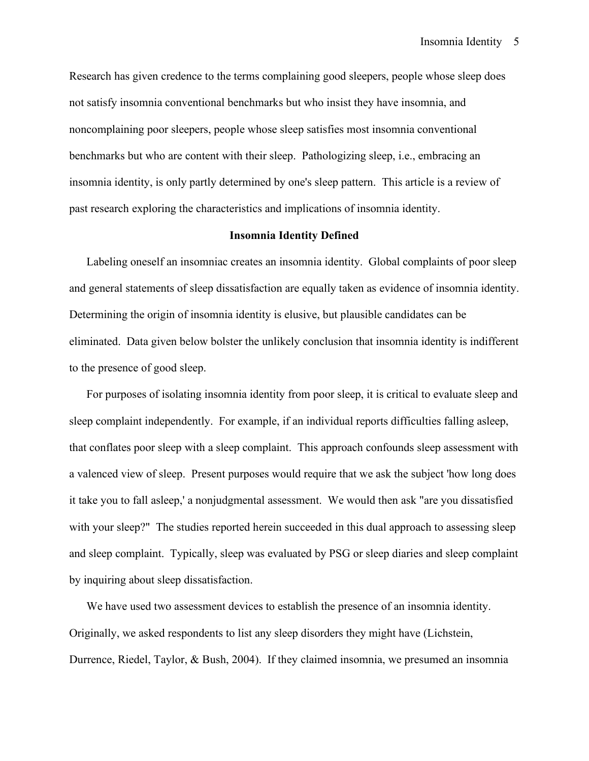Research has given credence to the terms complaining good sleepers, people whose sleep does not satisfy insomnia conventional benchmarks but who insist they have insomnia, and noncomplaining poor sleepers, people whose sleep satisfies most insomnia conventional benchmarks but who are content with their sleep. Pathologizing sleep, i.e., embracing an insomnia identity, is only partly determined by one's sleep pattern. This article is a review of past research exploring the characteristics and implications of insomnia identity.

## Insomnia Identity Defined

Labeling oneself an insomniac creates an insomnia identity. Global complaints of poor sleep and general statements of sleep dissatisfaction are equally taken as evidence of insomnia identity. Determining the origin of insomnia identity is elusive, but plausible candidates can be eliminated. Data given below bolster the unlikely conclusion that insomnia identity is indifferent to the presence of good sleep.

For purposes of isolating insomnia identity from poor sleep, it is critical to evaluate sleep and sleep complaint independently. For example, if an individual reports difficulties falling asleep, that conflates poor sleep with a sleep complaint. This approach confounds sleep assessment with a valenced view of sleep. Present purposes would require that we ask the subject 'how long does it take you to fall asleep,' a nonjudgmental assessment. We would then ask "are you dissatisfied with your sleep?" The studies reported herein succeeded in this dual approach to assessing sleep and sleep complaint. Typically, sleep was evaluated by PSG or sleep diaries and sleep complaint by inquiring about sleep dissatisfaction.

We have used two assessment devices to establish the presence of an insomnia identity. Originally, we asked respondents to list any sleep disorders they might have (Lichstein, Durrence, Riedel, Taylor, & Bush, 2004). If they claimed insomnia, we presumed an insomnia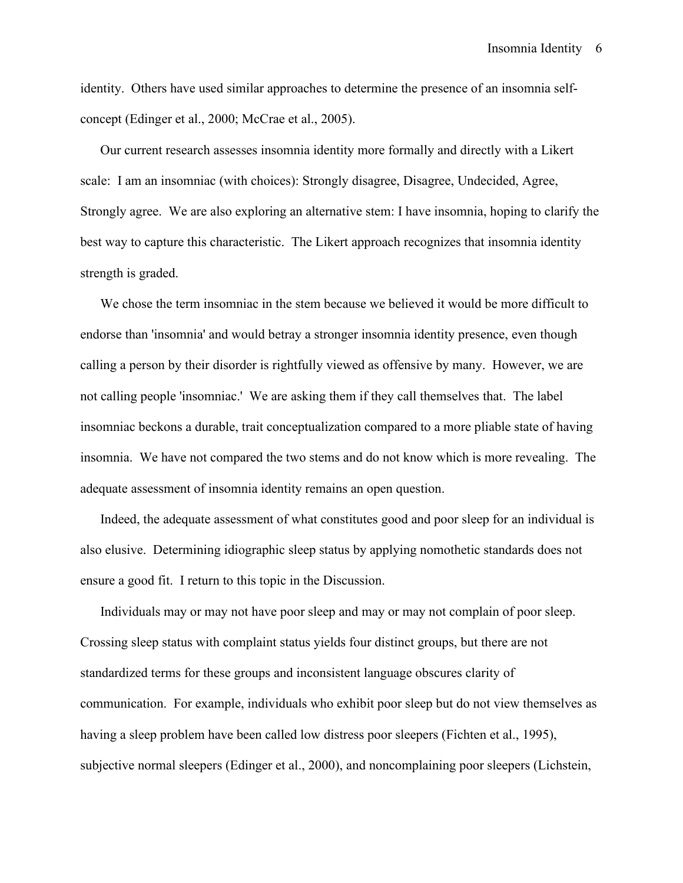identity. Others have used similar approaches to determine the presence of an insomnia self-concept (Edinger et al., 2000; McCrae et al., 2005).

Our current research assesses insomnia identity more formally and directly with a Likert scale: I am an insomniac (with choices): Strongly disagree, Disagree, Undecided, Agree, Strongly agree. We are also exploring an alternative stem: I have insomnia, hoping to clarify the best way to capture this characteristic. The Likert approach recognizes that insomnia identity strength is graded.

We chose the term insomniac in the stem because we believed it would be more difficult to endorse than 'insomnia' and would betray a stronger insomnia identity presence, even though calling a person by their disorder is rightfully viewed as offensive by many. However, we are not calling people 'insomniac.' We are asking them if they call themselves that. The label insomniac beckons a durable, trait conceptualization compared to a more pliable state of having insomnia. We have not compared the two stems and do not know which is more revealing. The adequate assessment of insomnia identity remains an open question.

Indeed, the adequate assessment of what constitutes good and poor sleep for an individual is also elusive. Determining idiographic sleep status by applying nomothetic standards does not ensure a good fit. I return to this topic in the Discussion.

Individuals may or may not have poor sleep and may or may not complain of poor sleep. Crossing sleep status with complaint status yields four distinct groups, but there are not standardized terms for these groups and inconsistent language obscures clarity of communication. For example, individuals who exhibit poor sleep but do not view themselves as having a sleep problem have been called low distress poor sleepers (Fichten et al., 1995), subjective normal sleepers (Edinger et al., 2000), and noncomplaining poor sleepers (Lichstein,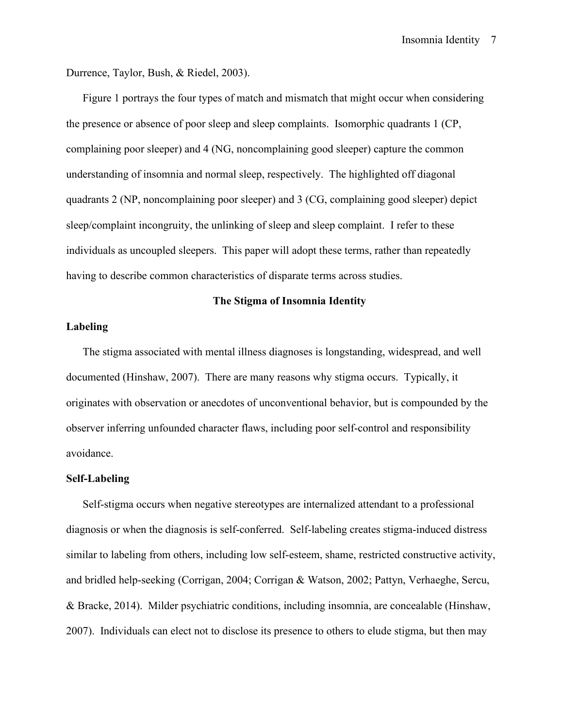Durrence, Taylor, Bush, & Riedel, 2003).

Figure 1 portrays the four types of match and mismatch that might occur when considering the presence or absence of poor sleep and sleep complaints. Isomorphic quadrants 1 (CP, complaining poor sleeper) and 4 (NG, noncomplaining good sleeper) capture the common understanding of insomnia and normal sleep, respectively. The highlighted off diagonal quadrants 2 (NP, noncomplaining poor sleeper) and 3 (CG, complaining good sleeper) depict sleep/complaint incongruity, the unlinking of sleep and sleep complaint. I refer to these individuals as uncoupled sleepers. This paper will adopt these terms, rather than repeatedly having to describe common characteristics of disparate terms across studies.

## The Stigma of Insomnia Identity

### Labeling

The stigma associated with mental illness diagnoses is longstanding, widespread, and well documented (Hinshaw, 2007). There are many reasons why stigma occurs. Typically, it originates with observation or anecdotes of unconventional behavior, but is compounded by the observer inferring unfounded character flaws, including poor self-control and responsibility avoidance.

### Self-Labeling

Self-stigma occurs when negative stereotypes are internalized attendant to a professional diagnosis or when the diagnosis is self-conferred. Self-labeling creates stigma-induced distress similar to labeling from others, including low self-esteem, shame, restricted constructive activity, and bridled help-seeking (Corrigan, 2004; Corrigan & Watson, 2002; Pattyn, Verhaeghe, Sercu, & Bracke, 2014). Milder psychiatric conditions, including insomnia, are concealable (Hinshaw, 2007). Individuals can elect not to disclose its presence to others to elude stigma, but then may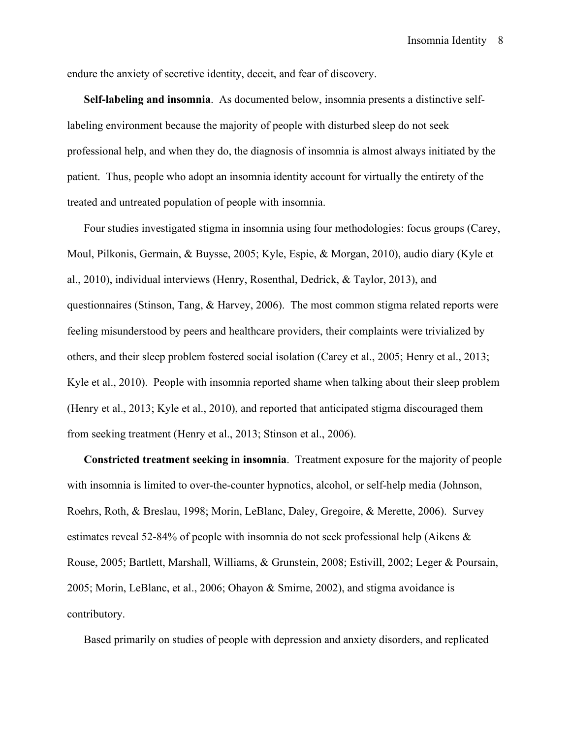endure the anxiety of secretive identity, deceit, and fear of discovery.

**Self-labeling and insomnia**. As documented below, insomnia presents a distinctive self-labeling environment because the majority of people with disturbed sleep do not seek professional help, and when they do, the diagnosis of insomnia is almost always initiated by the patient. Thus, people who adopt an insomnia identity account for virtually the entirety of the treated and untreated population of people with insomnia.

Four studies investigated stigma in insomnia using four methodologies: focus groups (Carey, Moul, Pilkonis, Germain, & Buysse, 2005; Kyle, Espie, & Morgan, 2010), audio diary (Kyle et al., 2010), individual interviews (Henry, Rosenthal, Dedrick, & Taylor, 2013), and questionnaires (Stinson, Tang, & Harvey, 2006). The most common stigma related reports were feeling misunderstood by peers and healthcare providers, their complaints were trivialized by others, and their sleep problem fostered social isolation (Carey et al., 2005; Henry et al., 2013; Kyle et al., 2010). People with insomnia reported shame when talking about their sleep problem (Henry et al., 2013; Kyle et al., 2010), and reported that anticipated stigma discouraged them from seeking treatment (Henry et al., 2013; Stinson et al., 2006).

**Constricted treatment seeking in insomnia**. Treatment exposure for the majority of people with insomnia is limited to over-the-counter hypnotics, alcohol, or self-help media (Johnson, Roehrs, Roth, & Breslau, 1998; Morin, LeBlanc, Daley, Gregoire, & Merette, 2006). Survey estimates reveal 52-84% of people with insomnia do not seek professional help (Aikens & Rouse, 2005; Bartlett, Marshall, Williams, & Grunstein, 2008; Estivill, 2002; Leger & Poursain, 2005; Morin, LeBlanc, et al., 2006; Ohayon & Smirne, 2002), and stigma avoidance is contributory.

Based primarily on studies of people with depression and anxiety disorders, and replicated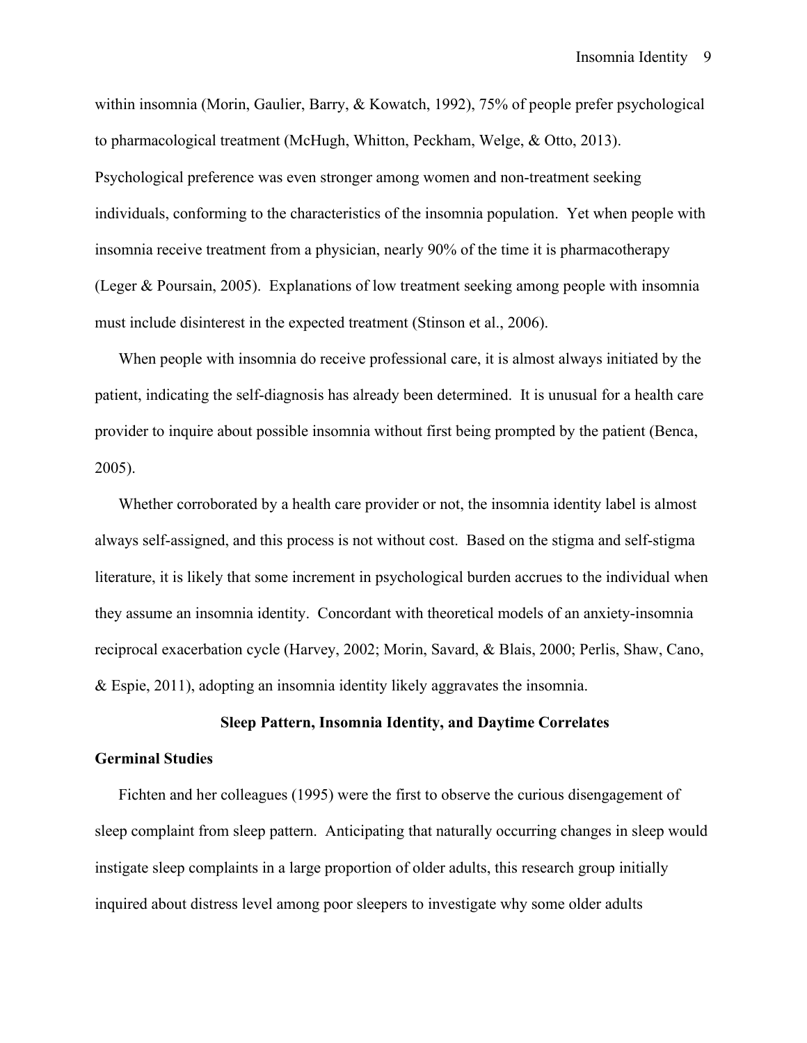within insomnia (Morin, Gaulier, Barry, & Kowatch, 1992), 75% of people prefer psychological to pharmacological treatment (McHugh, Whitton, Peckham, Welge, & Otto, 2013). Psychological preference was even stronger among women and non-treatment seeking individuals, conforming to the characteristics of the insomnia population. Yet when people with insomnia receive treatment from a physician, nearly 90% of the time it is pharmacotherapy (Leger & Poursain, 2005). Explanations of low treatment seeking among people with insomnia must include disinterest in the expected treatment (Stinson et al., 2006).

When people with insomnia do receive professional care, it is almost always initiated by the patient, indicating the self-diagnosis has already been determined. It is unusual for a health care provider to inquire about possible insomnia without first being prompted by the patient (Benca, 2005).

Whether corroborated by a health care provider or not, the insomnia identity label is almost always self-assigned, and this process is not without cost. Based on the stigma and self-stigma literature, it is likely that some increment in psychological burden accrues to the individual when they assume an insomnia identity. Concordant with theoretical models of an anxiety-insomnia reciprocal exacerbation cycle (Harvey, 2002; Morin, Savard, & Blais, 2000; Perlis, Shaw, Cano, & Espie, 2011), adopting an insomnia identity likely aggravates the insomnia.

## Sleep Pattern, Insomnia Identity, and Daytime Correlates

### Germinal Studies

Fichten and her colleagues (1995) were the first to observe the curious disengagement of sleep complaint from sleep pattern. Anticipating that naturally occurring changes in sleep would instigate sleep complaints in a large proportion of older adults, this research group initially inquired about distress level among poor sleepers to investigate why some older adults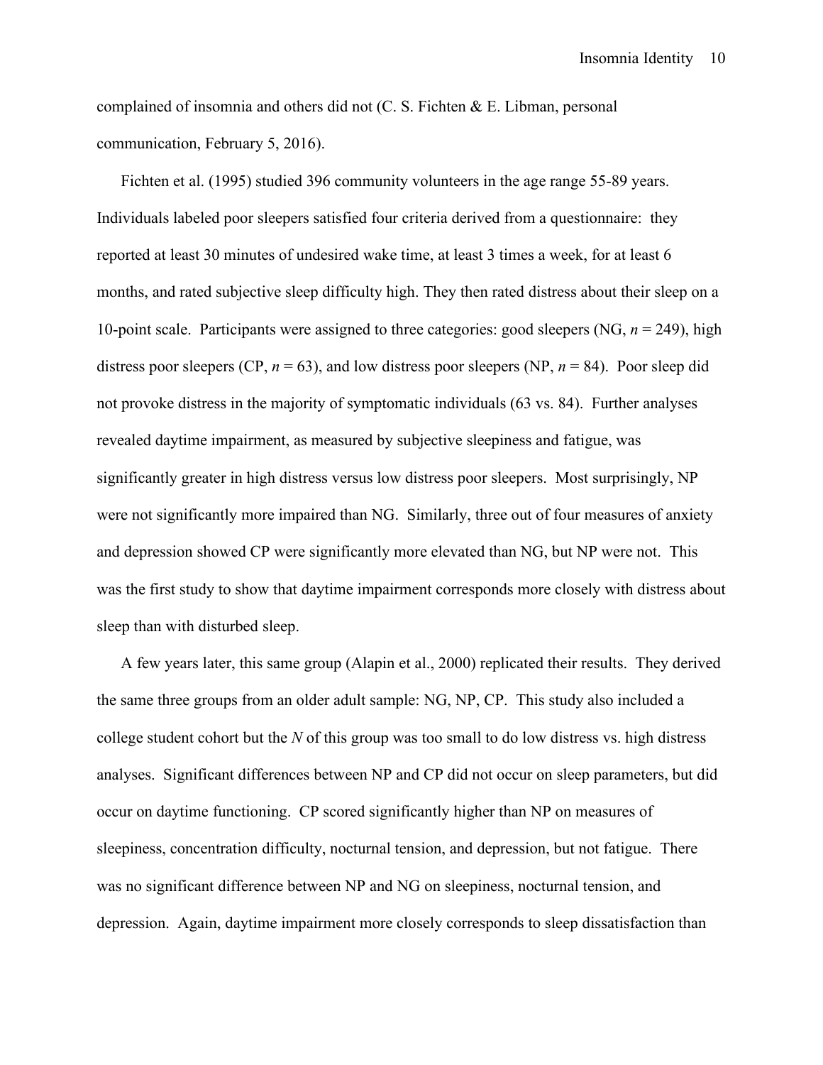complained of insomnia and others did not (C. S. Fichten & E. Libman, personal communication, February 5, 2016).

Fichten et al. (1995) studied 396 community volunteers in the age range 55-89 years. Individuals labeled poor sleepers satisfied four criteria derived from a questionnaire: they reported at least 30 minutes of undesired wake time, at least 3 times a week, for at least 6 months, and rated subjective sleep difficulty high. They then rated distress about their sleep on a 10-point scale. Participants were assigned to three categories: good sleepers (NG, $n = 249$), high distress poor sleepers (CP, $n = 63$), and low distress poor sleepers (NP, $n = 84$). Poor sleep did not provoke distress in the majority of symptomatic individuals (63 vs. 84). Further analyses revealed daytime impairment, as measured by subjective sleepiness and fatigue, was significantly greater in high distress versus low distress poor sleepers. Most surprisingly, NP were not significantly more impaired than NG. Similarly, three out of four measures of anxiety and depression showed CP were significantly more elevated than NG, but NP were not. This was the first study to show that daytime impairment corresponds more closely with distress about sleep than with disturbed sleep.

A few years later, this same group (Alapin et al., 2000) replicated their results. They derived the same three groups from an older adult sample: NG, NP, CP. This study also included a college student cohort but the *N* of this group was too small to do low distress vs. high distress analyses. Significant differences between NP and CP did not occur on sleep parameters, but did occur on daytime functioning. CP scored significantly higher than NP on measures of sleepiness, concentration difficulty, nocturnal tension, and depression, but not fatigue. There was no significant difference between NP and NG on sleepiness, nocturnal tension, and depression. Again, daytime impairment more closely corresponds to sleep dissatisfaction than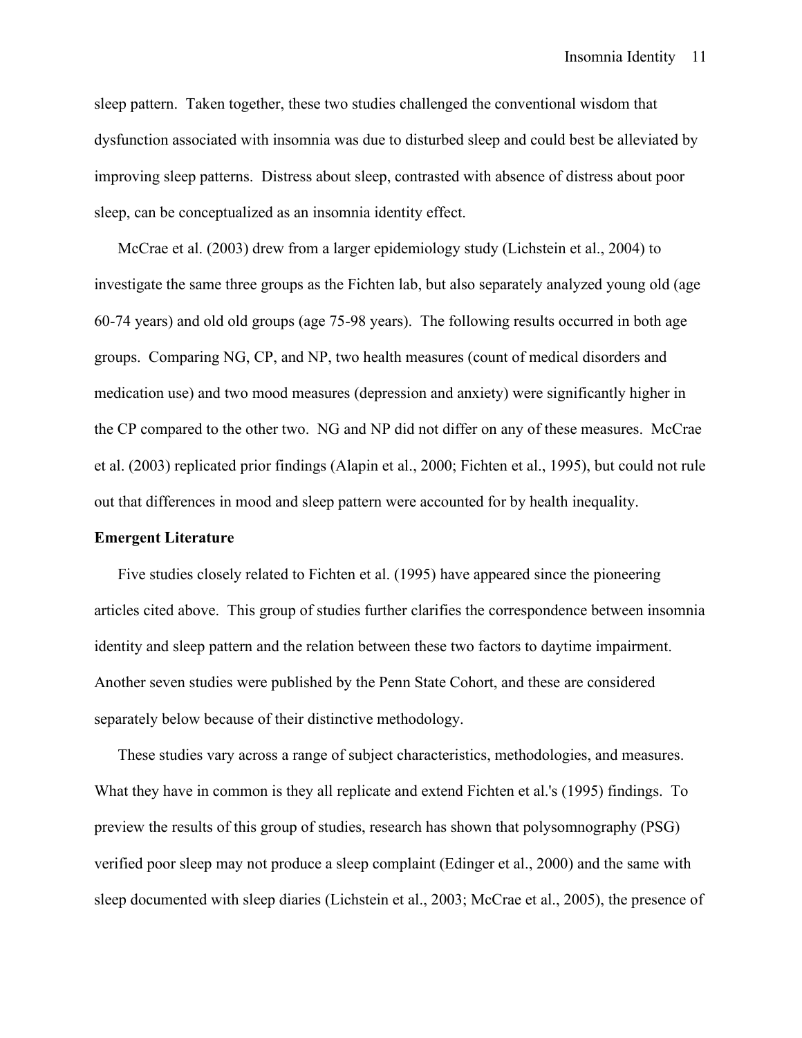sleep pattern. Taken together, these two studies challenged the conventional wisdom that dysfunction associated with insomnia was due to disturbed sleep and could best be alleviated by improving sleep patterns. Distress about sleep, contrasted with absence of distress about poor sleep, can be conceptualized as an insomnia identity effect.

McCrae et al. (2003) drew from a larger epidemiology study (Lichstein et al., 2004) to investigate the same three groups as the Fichten lab, but also separately analyzed young old (age 60-74 years) and old old groups (age 75-98 years). The following results occurred in both age groups. Comparing NG, CP, and NP, two health measures (count of medical disorders and medication use) and two mood measures (depression and anxiety) were significantly higher in the CP compared to the other two. NG and NP did not differ on any of these measures. McCrae et al. (2003) replicated prior findings (Alapin et al., 2000; Fichten et al., 1995), but could not rule out that differences in mood and sleep pattern were accounted for by health inequality.

**Emergent Literature**

Five studies closely related to Fichten et al. (1995) have appeared since the pioneering articles cited above. This group of studies further clarifies the correspondence between insomnia identity and sleep pattern and the relation between these two factors to daytime impairment. Another seven studies were published by the Penn State Cohort, and these are considered separately below because of their distinctive methodology.

These studies vary across a range of subject characteristics, methodologies, and measures. What they have in common is they all replicate and extend Fichten et al.'s (1995) findings. To preview the results of this group of studies, research has shown that polysomnography (PSG) verified poor sleep may not produce a sleep complaint (Edinger et al., 2000) and the same with sleep documented with sleep diaries (Lichstein et al., 2003; McCrae et al., 2005), the presence of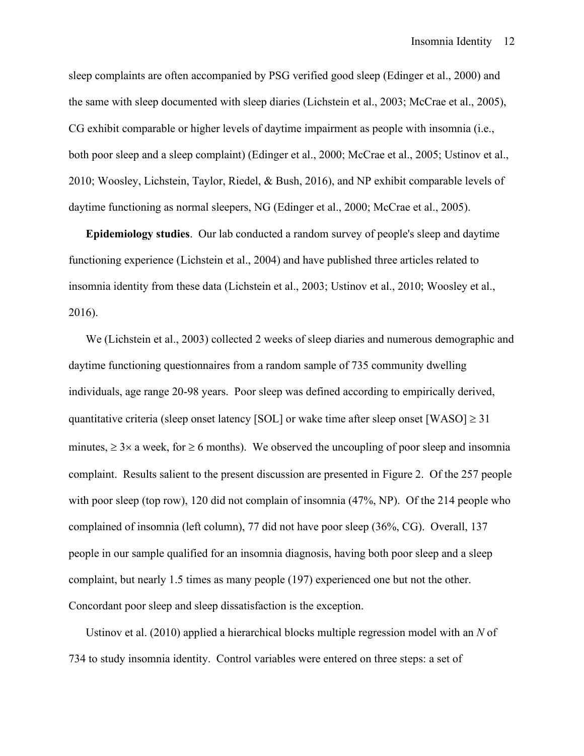sleep complaints are often accompanied by PSG verified good sleep (Edinger et al., 2000) and the same with sleep documented with sleep diaries (Lichstein et al., 2003; McCrae et al., 2005), CG exhibit comparable or higher levels of daytime impairment as people with insomnia (i.e., both poor sleep and a sleep complaint) (Edinger et al., 2000; McCrae et al., 2005; Ustinov et al., 2010; Woosley, Lichstein, Taylor, Riedel, & Bush, 2016), and NP exhibit comparable levels of daytime functioning as normal sleepers, NG (Edinger et al., 2000; McCrae et al., 2005).

**Epidemiology studies**. Our lab conducted a random survey of people's sleep and daytime functioning experience (Lichstein et al., 2004) and have published three articles related to insomnia identity from these data (Lichstein et al., 2003; Ustinov et al., 2010; Woosley et al., 2016).

We (Lichstein et al., 2003) collected 2 weeks of sleep diaries and numerous demographic and daytime functioning questionnaires from a random sample of 735 community dwelling individuals, age range 20-98 years. Poor sleep was defined according to empirically derived, quantitative criteria (sleep onset latency [SOL] or wake time after sleep onset [WASO] $\geq 31$ minutes, $\geq 3\times$ a week, for $\geq 6$ months). We observed the uncoupling of poor sleep and insomnia complaint. Results salient to the present discussion are presented in Figure 2. Of the 257 people with poor sleep (top row), 120 did not complain of insomnia (47%, NP). Of the 214 people who complained of insomnia (left column), 77 did not have poor sleep (36%, CG). Overall, 137 people in our sample qualified for an insomnia diagnosis, having both poor sleep and a sleep complaint, but nearly 1.5 times as many people (197) experienced one but not the other. Concordant poor sleep and sleep dissatisfaction is the exception.

Ustinov et al. (2010) applied a hierarchical blocks multiple regression model with an *N* of 734 to study insomnia identity. Control variables were entered on three steps: a set of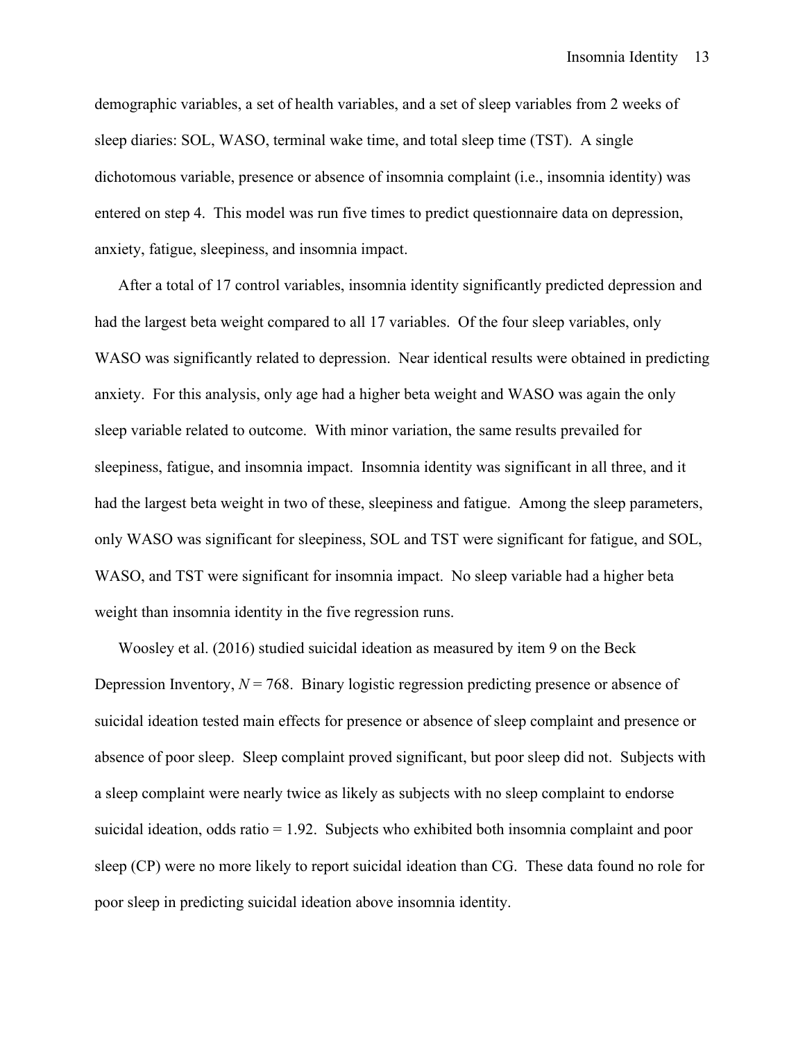demographic variables, a set of health variables, and a set of sleep variables from 2 weeks of sleep diaries: SOL, WASO, terminal wake time, and total sleep time (TST). A single dichotomous variable, presence or absence of insomnia complaint (i.e., insomnia identity) was entered on step 4. This model was run five times to predict questionnaire data on depression, anxiety, fatigue, sleepiness, and insomnia impact.

After a total of 17 control variables, insomnia identity significantly predicted depression and had the largest beta weight compared to all 17 variables. Of the four sleep variables, only WASO was significantly related to depression. Near identical results were obtained in predicting anxiety. For this analysis, only age had a higher beta weight and WASO was again the only sleep variable related to outcome. With minor variation, the same results prevailed for sleepiness, fatigue, and insomnia impact. Insomnia identity was significant in all three, and it had the largest beta weight in two of these, sleepiness and fatigue. Among the sleep parameters, only WASO was significant for sleepiness, SOL and TST were significant for fatigue, and SOL, WASO, and TST were significant for insomnia impact. No sleep variable had a higher beta weight than insomnia identity in the five regression runs.

Woosley et al. (2016) studied suicidal ideation as measured by item 9 on the Beck Depression Inventory, $N = 768$. Binary logistic regression predicting presence or absence of suicidal ideation tested main effects for presence or absence of sleep complaint and presence or absence of poor sleep. Sleep complaint proved significant, but poor sleep did not. Subjects with a sleep complaint were nearly twice as likely as subjects with no sleep complaint to endorse suicidal ideation, odds ratio = 1.92. Subjects who exhibited both insomnia complaint and poor sleep (CP) were no more likely to report suicidal ideation than CG. These data found no role for poor sleep in predicting suicidal ideation above insomnia identity.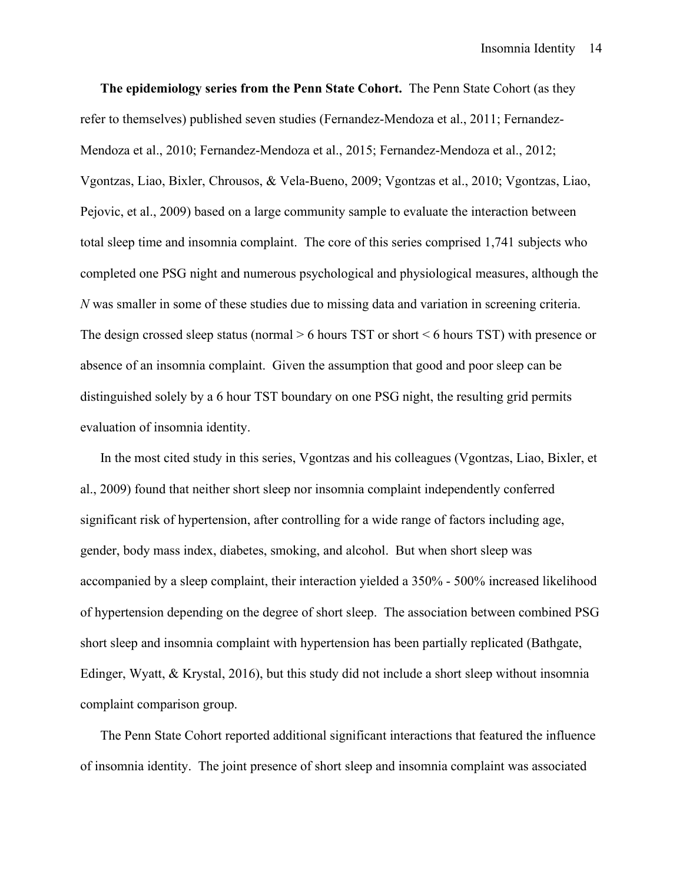**The epidemiology series from the Penn State Cohort.** The Penn State Cohort (as they refer to themselves) published seven studies (Fernandez-Mendoza et al., 2011; Fernandez-Mendoza et al., 2010; Fernandez-Mendoza et al., 2015; Fernandez-Mendoza et al., 2012; Vgontzas, Liao, Bixler, Chrousos, & Vela-Bueno, 2009; Vgontzas et al., 2010; Vgontzas, Liao, Pejovic, et al., 2009) based on a large community sample to evaluate the interaction between total sleep time and insomnia complaint. The core of this series comprised 1,741 subjects who completed one PSG night and numerous psychological and physiological measures, although the *N* was smaller in some of these studies due to missing data and variation in screening criteria. The design crossed sleep status (normal > 6 hours TST or short < 6 hours TST) with presence or absence of an insomnia complaint. Given the assumption that good and poor sleep can be distinguished solely by a 6 hour TST boundary on one PSG night, the resulting grid permits evaluation of insomnia identity.

In the most cited study in this series, Vgontzas and his colleagues (Vgontzas, Liao, Bixler, et al., 2009) found that neither short sleep nor insomnia complaint independently conferred significant risk of hypertension, after controlling for a wide range of factors including age, gender, body mass index, diabetes, smoking, and alcohol. But when short sleep was accompanied by a sleep complaint, their interaction yielded a 350% - 500% increased likelihood of hypertension depending on the degree of short sleep. The association between combined PSG short sleep and insomnia complaint with hypertension has been partially replicated (Bathgate, Edinger, Wyatt, & Krystal, 2016), but this study did not include a short sleep without insomnia complaint comparison group.

The Penn State Cohort reported additional significant interactions that featured the influence of insomnia identity. The joint presence of short sleep and insomnia complaint was associated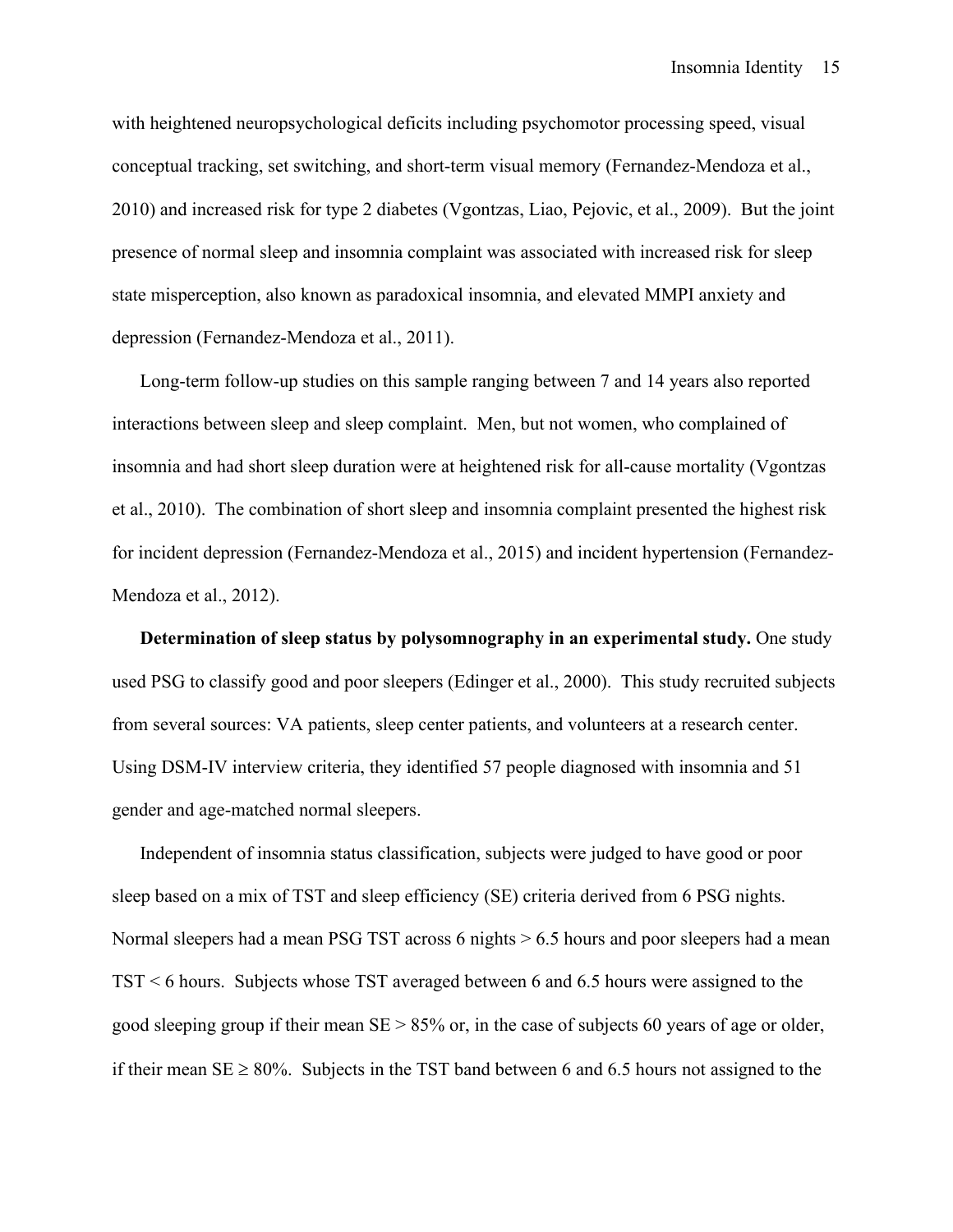with heightened neuropsychological deficits including psychomotor processing speed, visual conceptual tracking, set switching, and short-term visual memory (Fernandez-Mendoza et al., 2010) and increased risk for type 2 diabetes (Vgontzas, Liao, Pejovic, et al., 2009). But the joint presence of normal sleep and insomnia complaint was associated with increased risk for sleep state misperception, also known as paradoxical insomnia, and elevated MMPI anxiety and depression (Fernandez-Mendoza et al., 2011).

Long-term follow-up studies on this sample ranging between 7 and 14 years also reported interactions between sleep and sleep complaint. Men, but not women, who complained of insomnia and had short sleep duration were at heightened risk for all-cause mortality (Vgontzas et al., 2010). The combination of short sleep and insomnia complaint presented the highest risk for incident depression (Fernandez-Mendoza et al., 2015) and incident hypertension (Fernandez-Mendoza et al., 2012).

**Determination of sleep status by polysomnography in an experimental study.** One study used PSG to classify good and poor sleepers (Edinger et al., 2000). This study recruited subjects from several sources: VA patients, sleep center patients, and volunteers at a research center. Using DSM-IV interview criteria, they identified 57 people diagnosed with insomnia and 51 gender and age-matched normal sleepers.

Independent of insomnia status classification, subjects were judged to have good or poor sleep based on a mix of TST and sleep efficiency (SE) criteria derived from 6 PSG nights. Normal sleepers had a mean PSG TST across 6 nights > 6.5 hours and poor sleepers had a mean TST < 6 hours. Subjects whose TST averaged between 6 and 6.5 hours were assigned to the good sleeping group if their mean SE > 85% or, in the case of subjects 60 years of age or older, if their mean SE ≥ 80%. Subjects in the TST band between 6 and 6.5 hours not assigned to the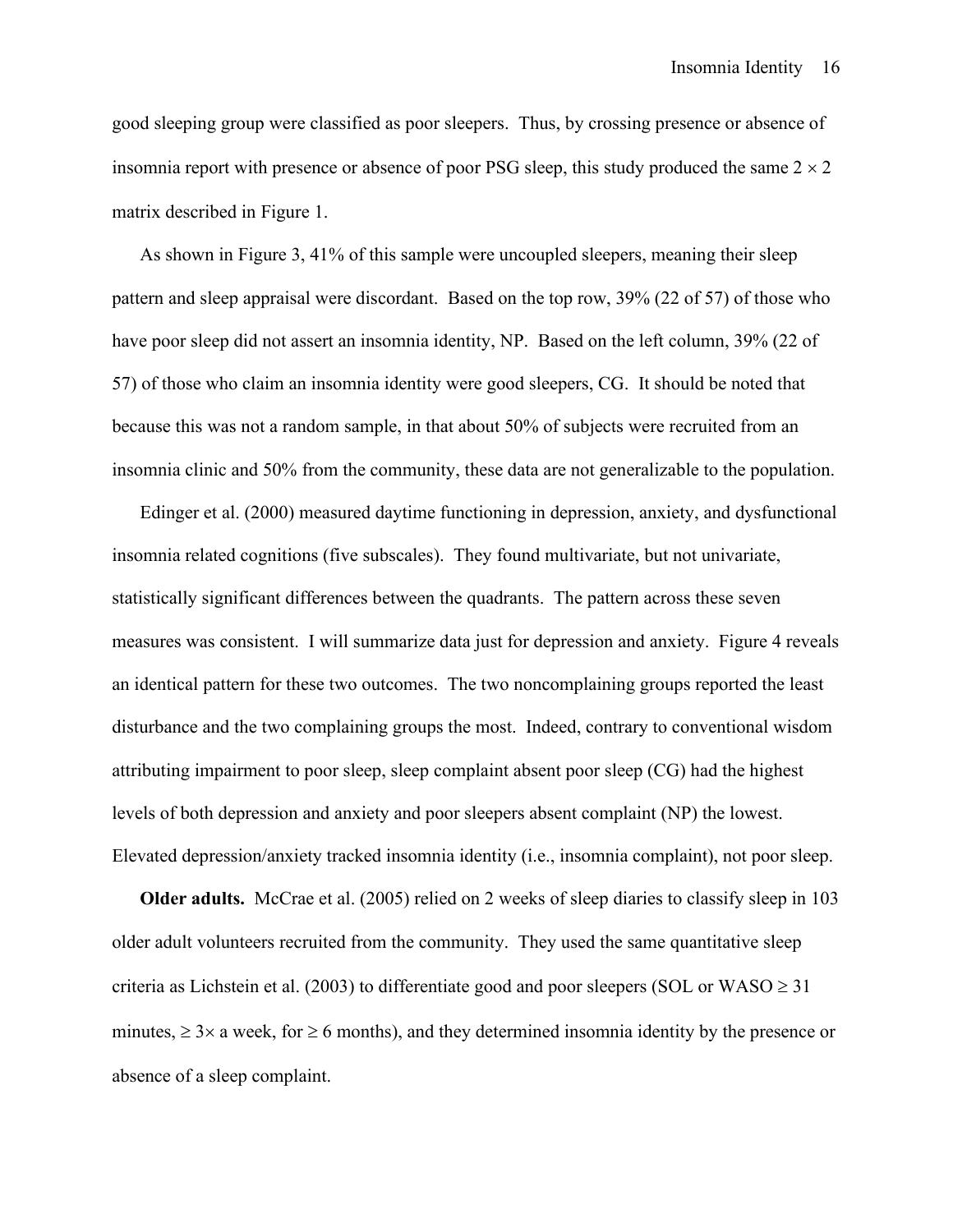good sleeping group were classified as poor sleepers. Thus, by crossing presence or absence of insomnia report with presence or absence of poor PSG sleep, this study produced the same $2 \times 2$ matrix described in Figure 1.

As shown in Figure 3, 41% of this sample were uncoupled sleepers, meaning their sleep pattern and sleep appraisal were discordant. Based on the top row, 39% (22 of 57) of those who have poor sleep did not assert an insomnia identity, NP. Based on the left column, 39% (22 of 57) of those who claim an insomnia identity were good sleepers, CG. It should be noted that because this was not a random sample, in that about 50% of subjects were recruited from an insomnia clinic and 50% from the community, these data are not generalizable to the population.

Edinger et al. (2000) measured daytime functioning in depression, anxiety, and dysfunctional insomnia related cognitions (five subscales). They found multivariate, but not univariate, statistically significant differences between the quadrants. The pattern across these seven measures was consistent. I will summarize data just for depression and anxiety. Figure 4 reveals an identical pattern for these two outcomes. The two noncomplaining groups reported the least disturbance and the two complaining groups the most. Indeed, contrary to conventional wisdom attributing impairment to poor sleep, sleep complaint absent poor sleep (CG) had the highest levels of both depression and anxiety and poor sleepers absent complaint (NP) the lowest. Elevated depression/anxiety tracked insomnia identity (i.e., insomnia complaint), not poor sleep.

**Older adults.** McCrae et al. (2005) relied on 2 weeks of sleep diaries to classify sleep in 103 older adult volunteers recruited from the community. They used the same quantitative sleep criteria as Lichstein et al. (2003) to differentiate good and poor sleepers (SOL or WASO $\geq 31$ minutes, $\geq 3\times$ a week, for $\geq 6$ months), and they determined insomnia identity by the presence or absence of a sleep complaint.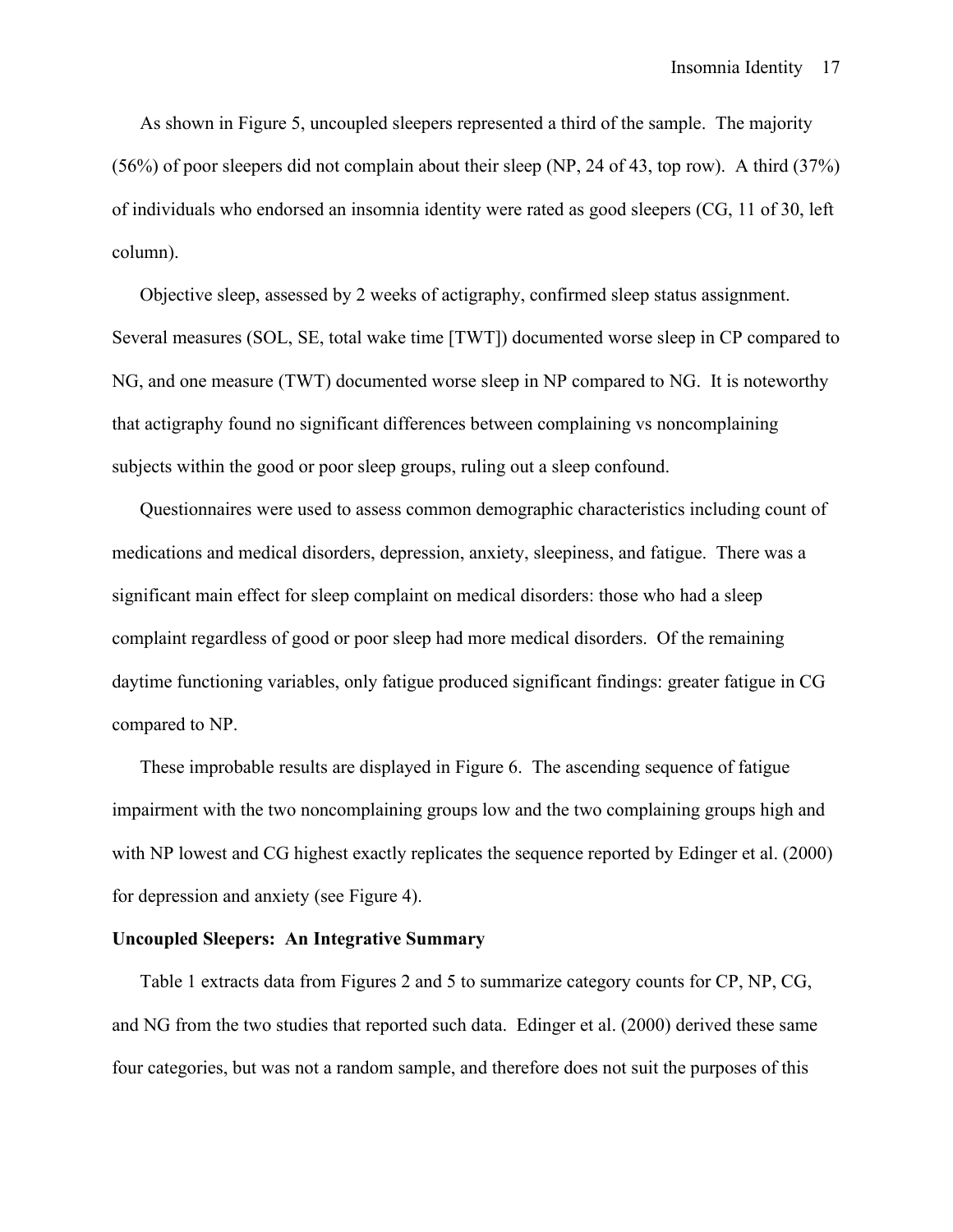As shown in Figure 5, uncoupled sleepers represented a third of the sample. The majority (56%) of poor sleepers did not complain about their sleep (NP, 24 of 43, top row). A third (37%) of individuals who endorsed an insomnia identity were rated as good sleepers (CG, 11 of 30, left column).

Objective sleep, assessed by 2 weeks of actigraphy, confirmed sleep status assignment. Several measures (SOL, SE, total wake time [TWT]) documented worse sleep in CP compared to NG, and one measure (TWT) documented worse sleep in NP compared to NG. It is noteworthy that actigraphy found no significant differences between complaining vs noncomplaining subjects within the good or poor sleep groups, ruling out a sleep confound.

Questionnaires were used to assess common demographic characteristics including count of medications and medical disorders, depression, anxiety, sleepiness, and fatigue. There was a significant main effect for sleep complaint on medical disorders: those who had a sleep complaint regardless of good or poor sleep had more medical disorders. Of the remaining daytime functioning variables, only fatigue produced significant findings: greater fatigue in CG compared to NP.

These improbable results are displayed in Figure 6. The ascending sequence of fatigue impairment with the two noncomplaining groups low and the two complaining groups high and with NP lowest and CG highest exactly replicates the sequence reported by Edinger et al. (2000) for depression and anxiety (see Figure 4).

**Uncoupled Sleepers: An Integrative Summary**

Table 1 extracts data from Figures 2 and 5 to summarize category counts for CP, NP, CG, and NG from the two studies that reported such data. Edinger et al. (2000) derived these same four categories, but was not a random sample, and therefore does not suit the purposes of this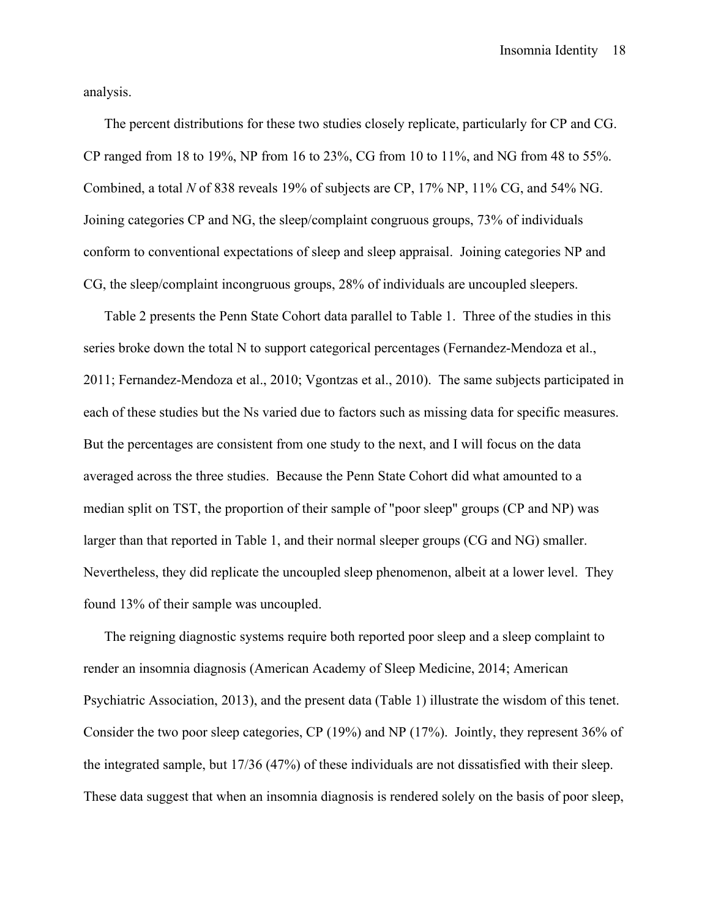analysis.

The percent distributions for these two studies closely replicate, particularly for CP and CG. CP ranged from 18 to 19%, NP from 16 to 23%, CG from 10 to 11%, and NG from 48 to 55%. Combined, a total *N* of 838 reveals 19% of subjects are CP, 17% NP, 11% CG, and 54% NG. Joining categories CP and NG, the sleep/complaint congruous groups, 73% of individuals conform to conventional expectations of sleep and sleep appraisal. Joining categories NP and CG, the sleep/complaint incongruous groups, 28% of individuals are uncoupled sleepers.

Table 2 presents the Penn State Cohort data parallel to Table 1. Three of the studies in this series broke down the total N to support categorical percentages (Fernandez-Mendoza et al., 2011; Fernandez-Mendoza et al., 2010; Vgontzas et al., 2010). The same subjects participated in each of these studies but the Ns varied due to factors such as missing data for specific measures. But the percentages are consistent from one study to the next, and I will focus on the data averaged across the three studies. Because the Penn State Cohort did what amounted to a median split on TST, the proportion of their sample of "poor sleep" groups (CP and NP) was larger than that reported in Table 1, and their normal sleeper groups (CG and NG) smaller. Nevertheless, they did replicate the uncoupled sleep phenomenon, albeit at a lower level. They found 13% of their sample was uncoupled.

The reigning diagnostic systems require both reported poor sleep and a sleep complaint to render an insomnia diagnosis (American Academy of Sleep Medicine, 2014; American Psychiatric Association, 2013), and the present data (Table 1) illustrate the wisdom of this tenet. Consider the two poor sleep categories, CP (19%) and NP (17%). Jointly, they represent 36% of the integrated sample, but 17/36 (47%) of these individuals are not dissatisfied with their sleep. These data suggest that when an insomnia diagnosis is rendered solely on the basis of poor sleep,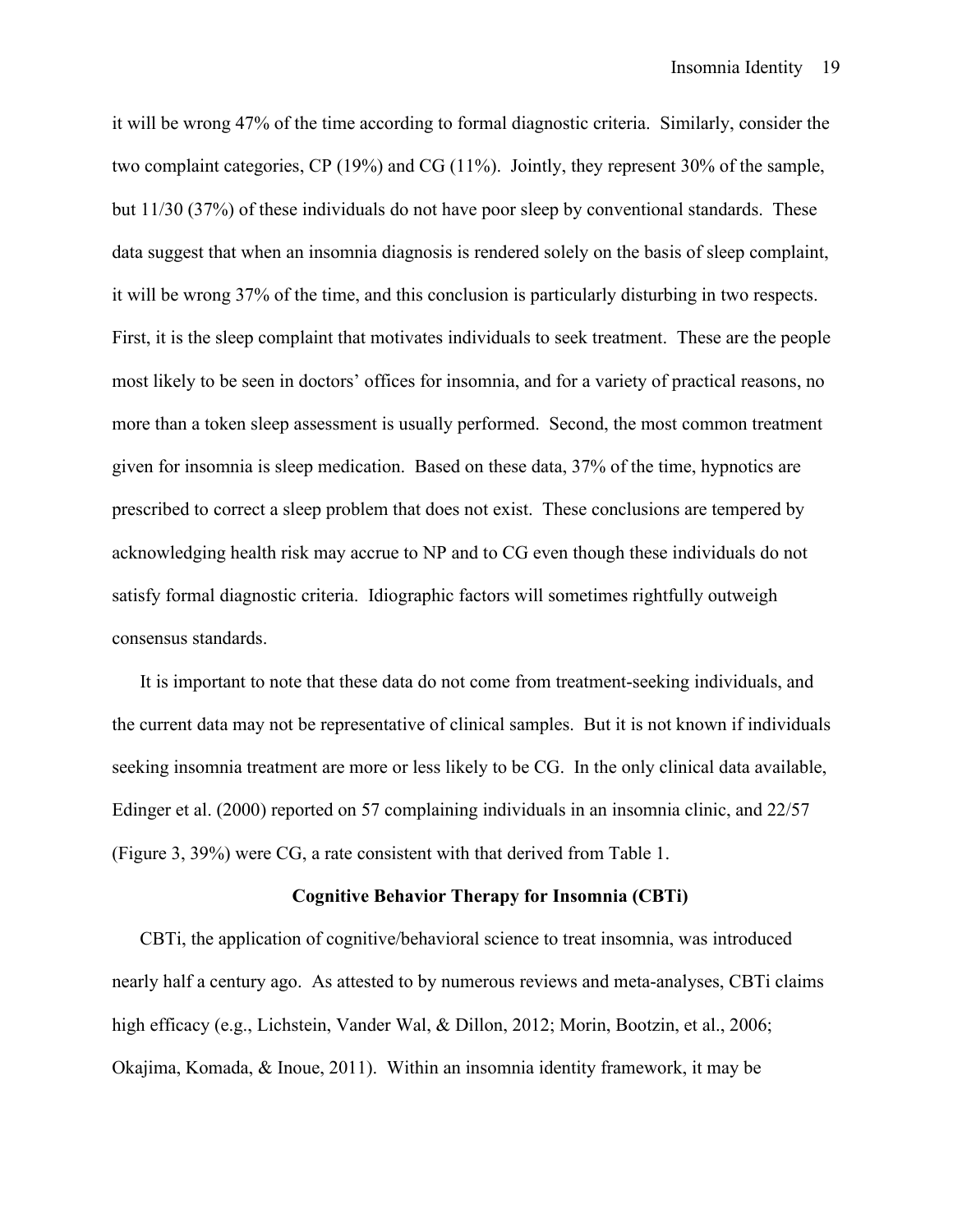it will be wrong 47% of the time according to formal diagnostic criteria. Similarly, consider the two complaint categories, CP (19%) and CG (11%). Jointly, they represent 30% of the sample, but 11/30 (37%) of these individuals do not have poor sleep by conventional standards. These data suggest that when an insomnia diagnosis is rendered solely on the basis of sleep complaint, it will be wrong 37% of the time, and this conclusion is particularly disturbing in two respects. First, it is the sleep complaint that motivates individuals to seek treatment. These are the people most likely to be seen in doctors' offices for insomnia, and for a variety of practical reasons, no more than a token sleep assessment is usually performed. Second, the most common treatment given for insomnia is sleep medication. Based on these data, 37% of the time, hypnotics are prescribed to correct a sleep problem that does not exist. These conclusions are tempered by acknowledging health risk may accrue to NP and to CG even though these individuals do not satisfy formal diagnostic criteria. Idiographic factors will sometimes rightfully outweigh consensus standards.

It is important to note that these data do not come from treatment-seeking individuals, and the current data may not be representative of clinical samples. But it is not known if individuals seeking insomnia treatment are more or less likely to be CG. In the only clinical data available, Edinger et al. (2000) reported on 57 complaining individuals in an insomnia clinic, and 22/57 (Figure 3, 39%) were CG, a rate consistent with that derived from Table 1.

## Cognitive Behavior Therapy for Insomnia (CBTi)

CBTi, the application of cognitive/behavioral science to treat insomnia, was introduced nearly half a century ago. As attested to by numerous reviews and meta-analyses, CBTi claims high efficacy (e.g., Lichstein, Vander Wal, & Dillon, 2012; Morin, Bootzin, et al., 2006; Okajima, Komada, & Inoue, 2011). Within an insomnia identity framework, it may be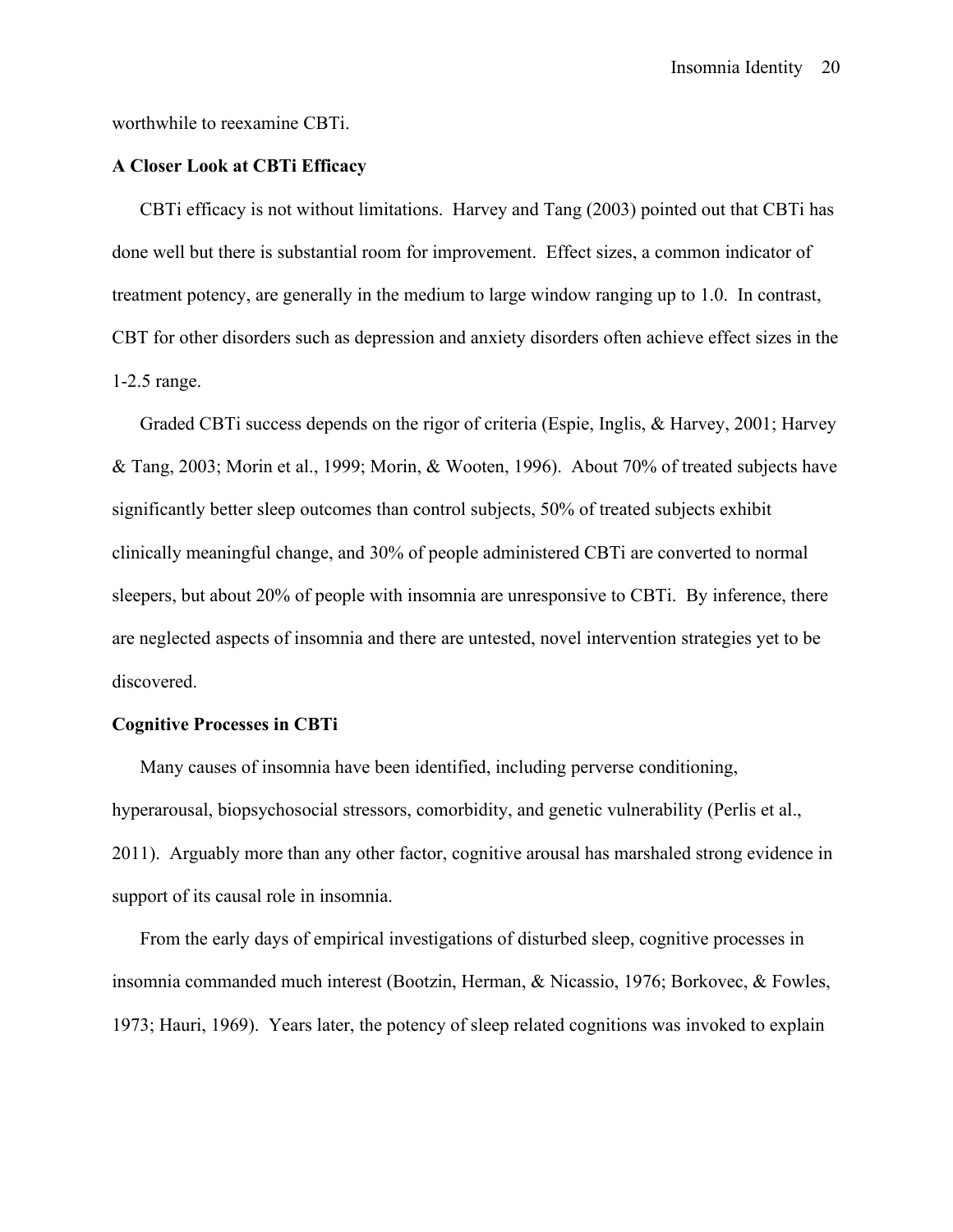worthwhile to reexamine CBTi.

### A Closer Look at CBTi Efficacy

CBTi efficacy is not without limitations. Harvey and Tang (2003) pointed out that CBTi has done well but there is substantial room for improvement. Effect sizes, a common indicator of treatment potency, are generally in the medium to large window ranging up to 1.0. In contrast, CBT for other disorders such as depression and anxiety disorders often achieve effect sizes in the 1-2.5 range.

Graded CBTi success depends on the rigor of criteria (Espie, Inglis, & Harvey, 2001; Harvey & Tang, 2003; Morin et al., 1999; Morin, & Wooten, 1996). About 70% of treated subjects have significantly better sleep outcomes than control subjects, 50% of treated subjects exhibit clinically meaningful change, and 30% of people administered CBTi are converted to normal sleepers, but about 20% of people with insomnia are unresponsive to CBTi. By inference, there are neglected aspects of insomnia and there are untested, novel intervention strategies yet to be discovered.

### Cognitive Processes in CBTi

Many causes of insomnia have been identified, including perverse conditioning, hyperarousal, biopsychosocial stressors, comorbidity, and genetic vulnerability (Perlis et al., 2011). Arguably more than any other factor, cognitive arousal has marshaled strong evidence in support of its causal role in insomnia.

From the early days of empirical investigations of disturbed sleep, cognitive processes in insomnia commanded much interest (Bootzin, Herman, & Nicassio, 1976; Borkovec, & Fowles, 1973; Hauri, 1969). Years later, the potency of sleep related cognitions was invoked to explain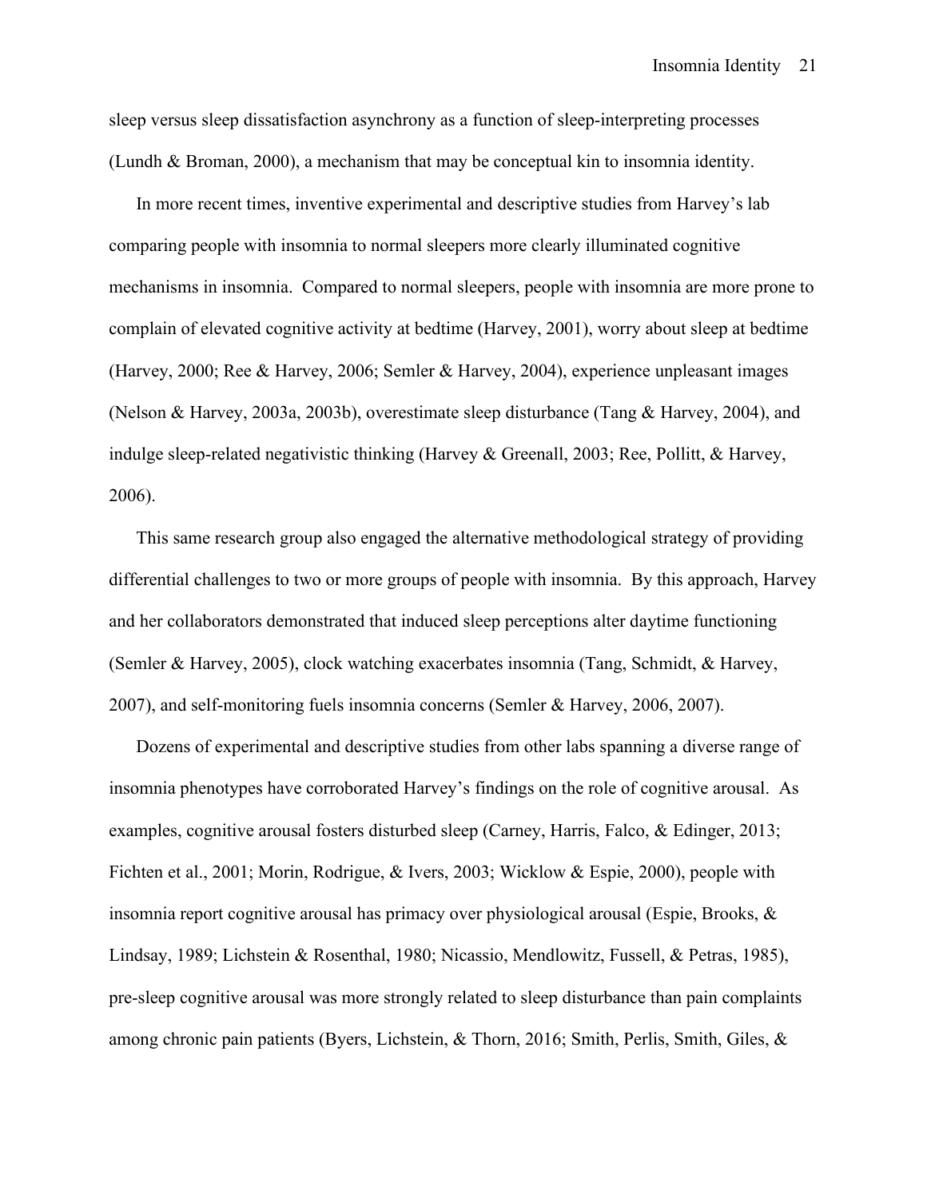sleep versus sleep dissatisfaction asynchrony as a function of sleep-interpreting processes (Lundh & Broman, 2000), a mechanism that may be conceptual kin to insomnia identity.

In more recent times, inventive experimental and descriptive studies from Harvey's lab comparing people with insomnia to normal sleepers more clearly illuminated cognitive mechanisms in insomnia. Compared to normal sleepers, people with insomnia are more prone to complain of elevated cognitive activity at bedtime (Harvey, 2001), worry about sleep at bedtime (Harvey, 2000; Ree & Harvey, 2006; Semler & Harvey, 2004), experience unpleasant images (Nelson & Harvey, 2003a, 2003b), overestimate sleep disturbance (Tang & Harvey, 2004), and indulge sleep-related negativistic thinking (Harvey & Greenall, 2003; Ree, Pollitt, & Harvey, 2006).

This same research group also engaged the alternative methodological strategy of providing differential challenges to two or more groups of people with insomnia. By this approach, Harvey and her collaborators demonstrated that induced sleep perceptions alter daytime functioning (Semler & Harvey, 2005), clock watching exacerbates insomnia (Tang, Schmidt, & Harvey, 2007), and self-monitoring fuels insomnia concerns (Semler & Harvey, 2006, 2007).

Dozens of experimental and descriptive studies from other labs spanning a diverse range of insomnia phenotypes have corroborated Harvey's findings on the role of cognitive arousal. As examples, cognitive arousal fosters disturbed sleep (Carney, Harris, Falco, & Edinger, 2013; Fichten et al., 2001; Morin, Rodrigue, & Ivers, 2003; Wicklow & Espie, 2000), people with insomnia report cognitive arousal has primacy over physiological arousal (Espie, Brooks, & Lindsay, 1989; Lichstein & Rosenthal, 1980; Nicassio, Mendlowitz, Fussell, & Petras, 1985), pre-sleep cognitive arousal was more strongly related to sleep disturbance than pain complaints among chronic pain patients (Byers, Lichstein, & Thorn, 2016; Smith, Perlis, Smith, Giles, &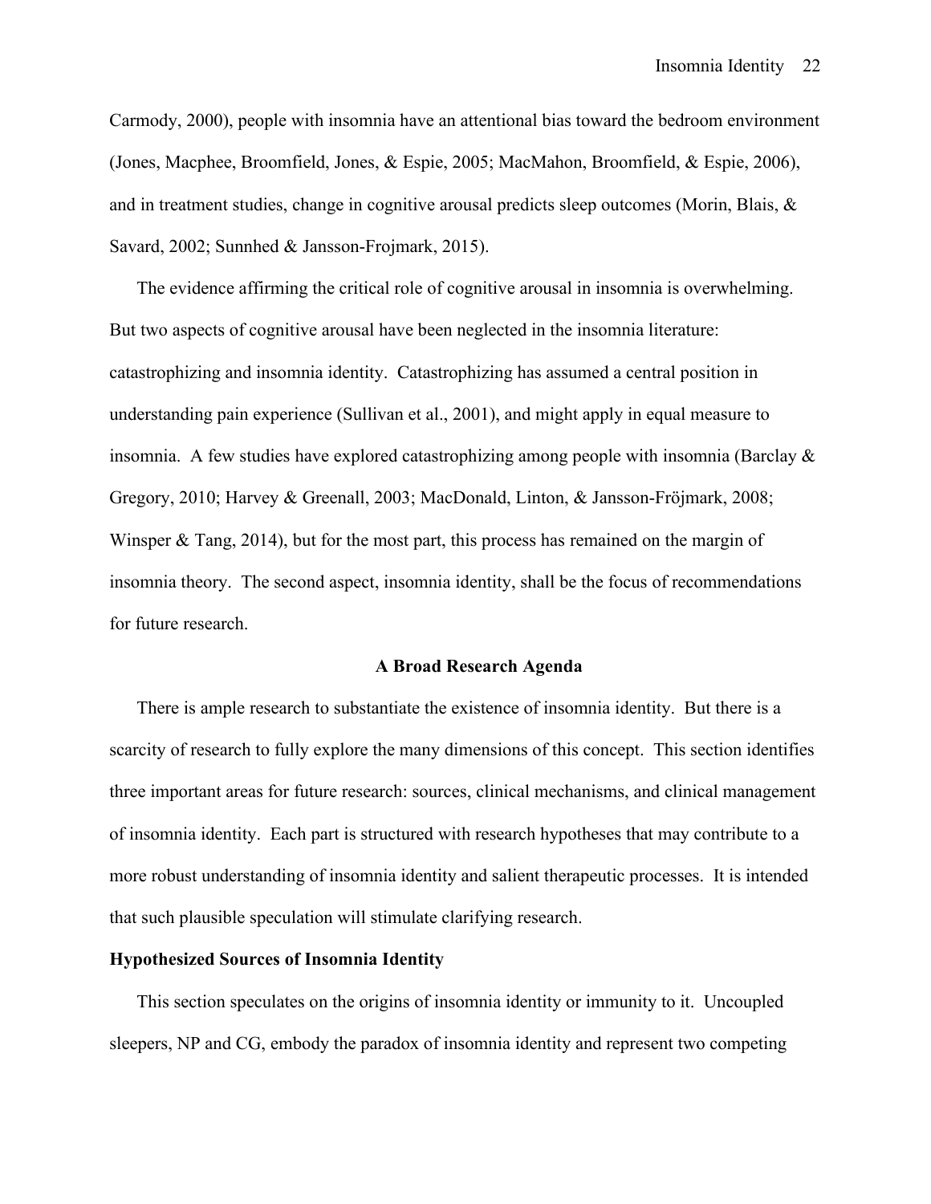Carmody, 2000), people with insomnia have an attentional bias toward the bedroom environment (Jones, Macphee, Broomfield, Jones, & Espie, 2005; MacMahon, Broomfield, & Espie, 2006), and in treatment studies, change in cognitive arousal predicts sleep outcomes (Morin, Blais, & Savard, 2002; Sunnhed & Jansson-Frojmark, 2015).

The evidence affirming the critical role of cognitive arousal in insomnia is overwhelming. But two aspects of cognitive arousal have been neglected in the insomnia literature: catastrophizing and insomnia identity. Catastrophizing has assumed a central position in understanding pain experience (Sullivan et al., 2001), and might apply in equal measure to insomnia. A few studies have explored catastrophizing among people with insomnia (Barclay & Gregory, 2010; Harvey & Greenall, 2003; MacDonald, Linton, & Jansson-Fröjmark, 2008; Winsper & Tang, 2014), but for the most part, this process has remained on the margin of insomnia theory. The second aspect, insomnia identity, shall be the focus of recommendations for future research.

## A Broad Research Agenda

There is ample research to substantiate the existence of insomnia identity. But there is a scarcity of research to fully explore the many dimensions of this concept. This section identifies three important areas for future research: sources, clinical mechanisms, and clinical management of insomnia identity. Each part is structured with research hypotheses that may contribute to a more robust understanding of insomnia identity and salient therapeutic processes. It is intended that such plausible speculation will stimulate clarifying research.

### Hypothesized Sources of Insomnia Identity

This section speculates on the origins of insomnia identity or immunity to it. Uncoupled sleepers, NP and CG, embody the paradox of insomnia identity and represent two competing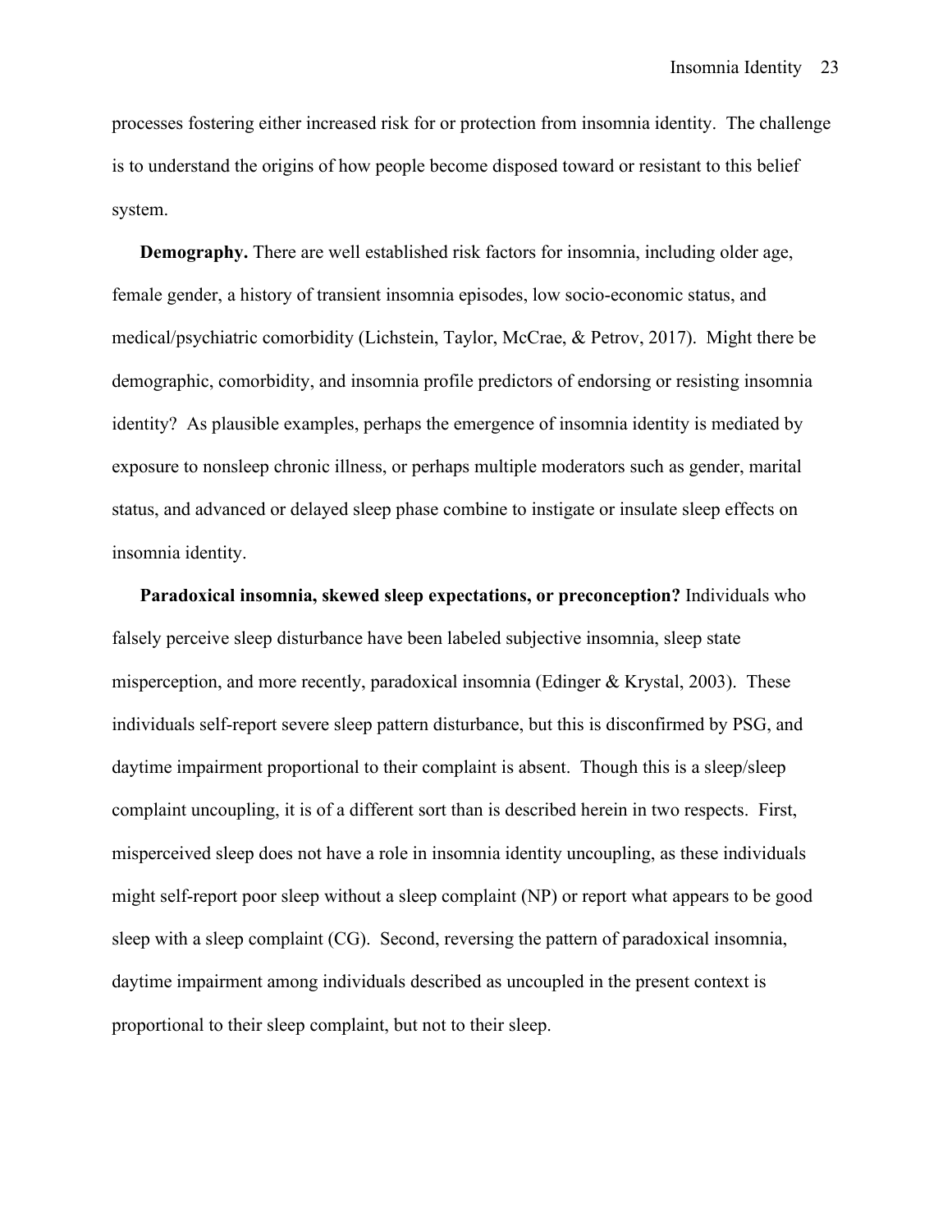processes fostering either increased risk for or protection from insomnia identity.  The challenge is to understand the origins of how people become disposed toward or resistant to this belief system.

**Demography.** There are well established risk factors for insomnia, including older age, female gender, a history of transient insomnia episodes, low socio-economic status, and medical/psychiatric comorbidity (Lichstein, Taylor, McCrae, & Petrov, 2017).  Might there be demographic, comorbidity, and insomnia profile predictors of endorsing or resisting insomnia identity?  As plausible examples, perhaps the emergence of insomnia identity is mediated by exposure to nonsleep chronic illness, or perhaps multiple moderators such as gender, marital status, and advanced or delayed sleep phase combine to instigate or insulate sleep effects on insomnia identity.

**Paradoxical insomnia, skewed sleep expectations, or preconception?** Individuals who falsely perceive sleep disturbance have been labeled subjective insomnia, sleep state misperception, and more recently, paradoxical insomnia (Edinger & Krystal, 2003).  These individuals self-report severe sleep pattern disturbance, but this is disconfirmed by PSG, and daytime impairment proportional to their complaint is absent.  Though this is a sleep/sleep complaint uncoupling, it is of a different sort than is described herein in two respects.  First, misperceived sleep does not have a role in insomnia identity uncoupling, as these individuals might self-report poor sleep without a sleep complaint (NP) or report what appears to be good sleep with a sleep complaint (CG).  Second, reversing the pattern of paradoxical insomnia, daytime impairment among individuals described as uncoupled in the present context is proportional to their sleep complaint, but not to their sleep.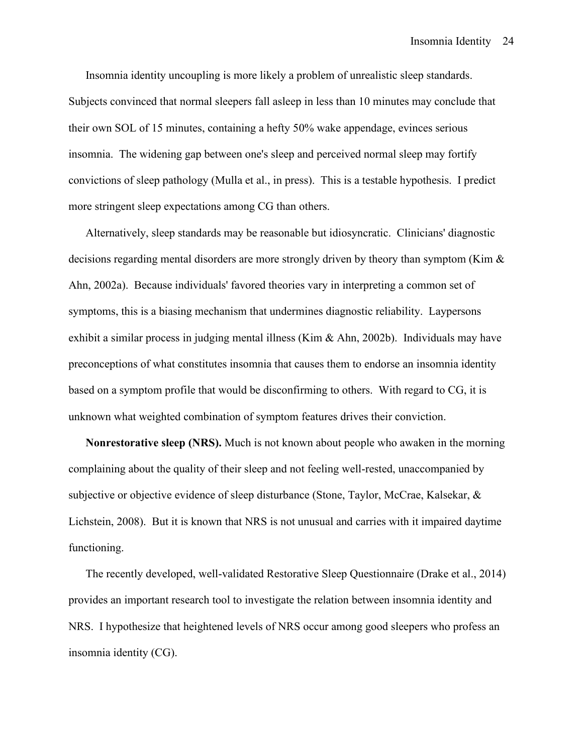Insomnia identity uncoupling is more likely a problem of unrealistic sleep standards. Subjects convinced that normal sleepers fall asleep in less than 10 minutes may conclude that their own SOL of 15 minutes, containing a hefty 50% wake appendage, evinces serious insomnia. The widening gap between one's sleep and perceived normal sleep may fortify convictions of sleep pathology (Mulla et al., in press). This is a testable hypothesis. I predict more stringent sleep expectations among CG than others.

Alternatively, sleep standards may be reasonable but idiosyncratic. Clinicians' diagnostic decisions regarding mental disorders are more strongly driven by theory than symptom (Kim & Ahn, 2002a). Because individuals' favored theories vary in interpreting a common set of symptoms, this is a biasing mechanism that undermines diagnostic reliability. Laypersons exhibit a similar process in judging mental illness (Kim & Ahn, 2002b). Individuals may have preconceptions of what constitutes insomnia that causes them to endorse an insomnia identity based on a symptom profile that would be disconfirming to others. With regard to CG, it is unknown what weighted combination of symptom features drives their conviction.

**Nonrestorative sleep (NRS).** Much is not known about people who awaken in the morning complaining about the quality of their sleep and not feeling well-rested, unaccompanied by subjective or objective evidence of sleep disturbance (Stone, Taylor, McCrae, Kalsekar, & Lichstein, 2008). But it is known that NRS is not unusual and carries with it impaired daytime functioning.

The recently developed, well-validated Restorative Sleep Questionnaire (Drake et al., 2014) provides an important research tool to investigate the relation between insomnia identity and NRS. I hypothesize that heightened levels of NRS occur among good sleepers who profess an insomnia identity (CG).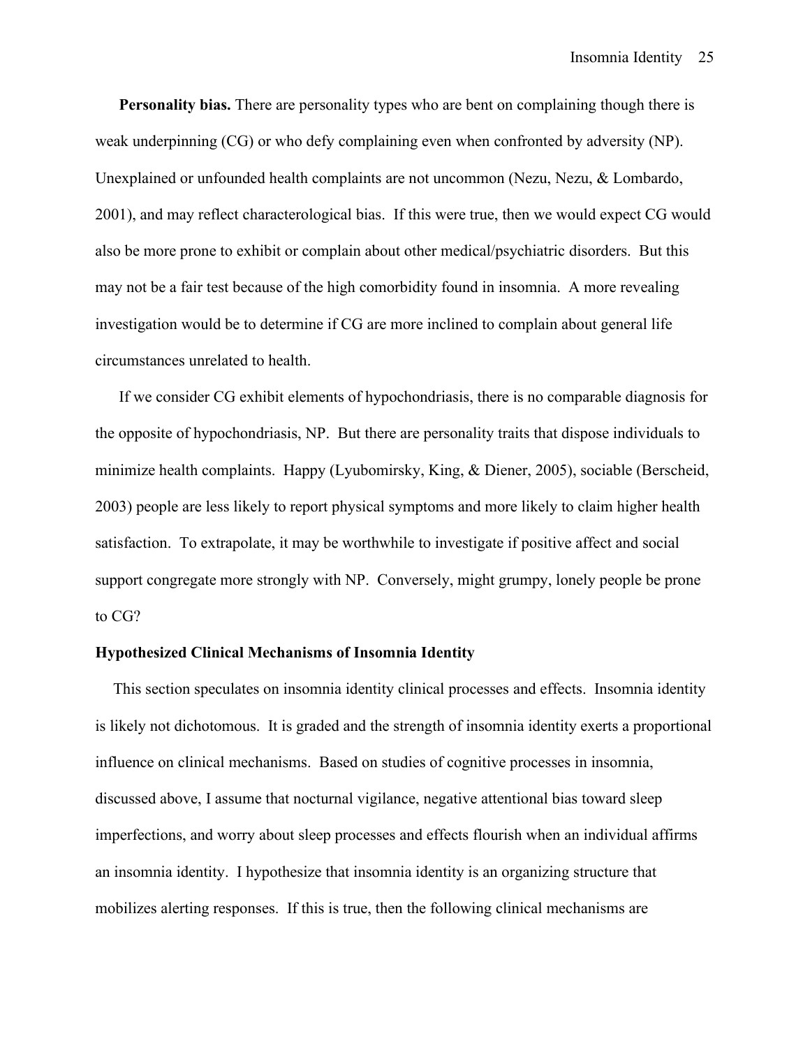**Personality bias.** There are personality types who are bent on complaining though there is weak underpinning (CG) or who defy complaining even when confronted by adversity (NP). Unexplained or unfounded health complaints are not uncommon (Nezu, Nezu, & Lombardo, 2001), and may reflect characterological bias. If this were true, then we would expect CG would also be more prone to exhibit or complain about other medical/psychiatric disorders. But this may not be a fair test because of the high comorbidity found in insomnia. A more revealing investigation would be to determine if CG are more inclined to complain about general life circumstances unrelated to health.

If we consider CG exhibit elements of hypochondriasis, there is no comparable diagnosis for the opposite of hypochondriasis, NP. But there are personality traits that dispose individuals to minimize health complaints. Happy (Lyubomirsky, King, & Diener, 2005), sociable (Berscheid, 2003) people are less likely to report physical symptoms and more likely to claim higher health satisfaction. To extrapolate, it may be worthwhile to investigate if positive affect and social support congregate more strongly with NP. Conversely, might grumpy, lonely people be prone to CG?

## Hypothesized Clinical Mechanisms of Insomnia Identity

This section speculates on insomnia identity clinical processes and effects. Insomnia identity is likely not dichotomous. It is graded and the strength of insomnia identity exerts a proportional influence on clinical mechanisms. Based on studies of cognitive processes in insomnia, discussed above, I assume that nocturnal vigilance, negative attentional bias toward sleep imperfections, and worry about sleep processes and effects flourish when an individual affirms an insomnia identity. I hypothesize that insomnia identity is an organizing structure that mobilizes alerting responses. If this is true, then the following clinical mechanisms are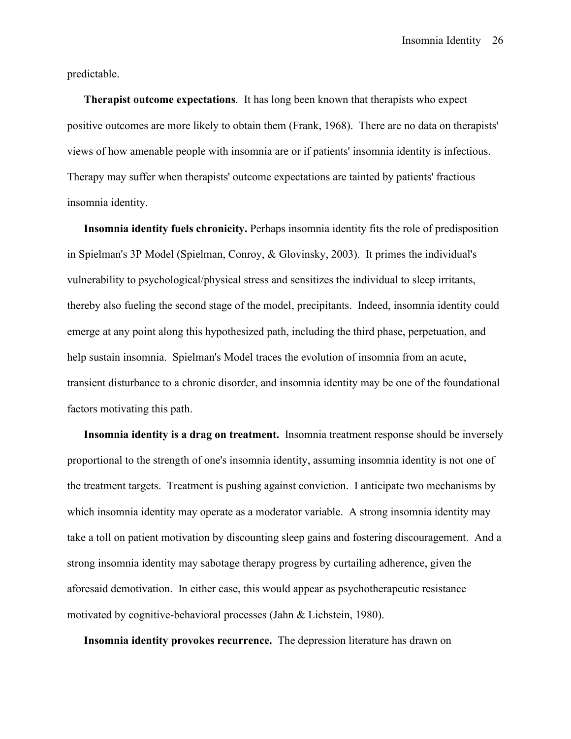predictable.

**Therapist outcome expectations**. It has long been known that therapists who expect positive outcomes are more likely to obtain them (Frank, 1968). There are no data on therapists' views of how amenable people with insomnia are or if patients' insomnia identity is infectious. Therapy may suffer when therapists' outcome expectations are tainted by patients' fractious insomnia identity.

**Insomnia identity fuels chronicity.** Perhaps insomnia identity fits the role of predisposition in Spielman's 3P Model (Spielman, Conroy, & Glovinsky, 2003). It primes the individual's vulnerability to psychological/physical stress and sensitizes the individual to sleep irritants, thereby also fueling the second stage of the model, precipitants. Indeed, insomnia identity could emerge at any point along this hypothesized path, including the third phase, perpetuation, and help sustain insomnia. Spielman's Model traces the evolution of insomnia from an acute, transient disturbance to a chronic disorder, and insomnia identity may be one of the foundational factors motivating this path.

**Insomnia identity is a drag on treatment.** Insomnia treatment response should be inversely proportional to the strength of one's insomnia identity, assuming insomnia identity is not one of the treatment targets. Treatment is pushing against conviction. I anticipate two mechanisms by which insomnia identity may operate as a moderator variable. A strong insomnia identity may take a toll on patient motivation by discounting sleep gains and fostering discouragement. And a strong insomnia identity may sabotage therapy progress by curtailing adherence, given the aforesaid demotivation. In either case, this would appear as psychotherapeutic resistance motivated by cognitive-behavioral processes (Jahn & Lichstein, 1980).

**Insomnia identity provokes recurrence.** The depression literature has drawn on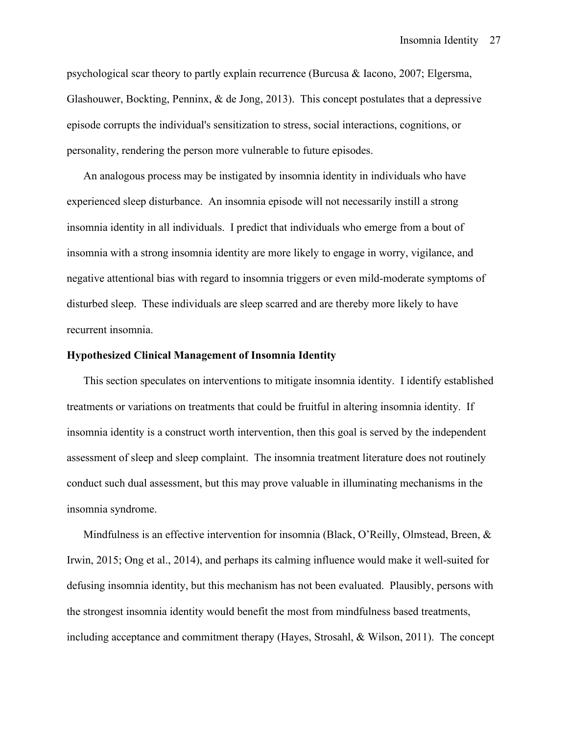psychological scar theory to partly explain recurrence (Burcusa & Iacono, 2007; Elgersma, Glashouwer, Bockting, Penninx, & de Jong, 2013). This concept postulates that a depressive episode corrupts the individual's sensitization to stress, social interactions, cognitions, or personality, rendering the person more vulnerable to future episodes.

An analogous process may be instigated by insomnia identity in individuals who have experienced sleep disturbance. An insomnia episode will not necessarily instill a strong insomnia identity in all individuals. I predict that individuals who emerge from a bout of insomnia with a strong insomnia identity are more likely to engage in worry, vigilance, and negative attentional bias with regard to insomnia triggers or even mild-moderate symptoms of disturbed sleep. These individuals are sleep scarred and are thereby more likely to have recurrent insomnia.

**Hypothesized Clinical Management of Insomnia Identity**

This section speculates on interventions to mitigate insomnia identity. I identify established treatments or variations on treatments that could be fruitful in altering insomnia identity. If insomnia identity is a construct worth intervention, then this goal is served by the independent assessment of sleep and sleep complaint. The insomnia treatment literature does not routinely conduct such dual assessment, but this may prove valuable in illuminating mechanisms in the insomnia syndrome.

Mindfulness is an effective intervention for insomnia (Black, O'Reilly, Olmstead, Breen, & Irwin, 2015; Ong et al., 2014), and perhaps its calming influence would make it well-suited for defusing insomnia identity, but this mechanism has not been evaluated. Plausibly, persons with the strongest insomnia identity would benefit the most from mindfulness based treatments, including acceptance and commitment therapy (Hayes, Strosahl, & Wilson, 2011). The concept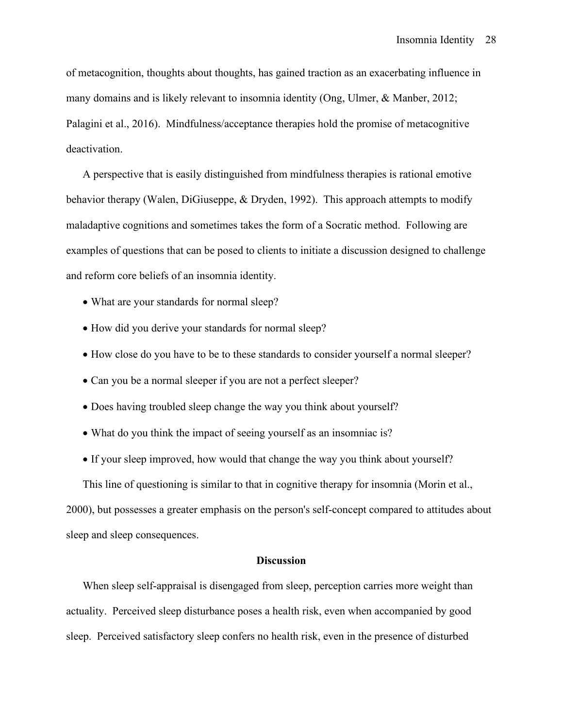of metacognition, thoughts about thoughts, has gained traction as an exacerbating influence in many domains and is likely relevant to insomnia identity (Ong, Ulmer, & Manber, 2012; Palagini et al., 2016). Mindfulness/acceptance therapies hold the promise of metacognitive deactivation.

A perspective that is easily distinguished from mindfulness therapies is rational emotive behavior therapy (Walen, DiGiuseppe, & Dryden, 1992). This approach attempts to modify maladaptive cognitions and sometimes takes the form of a Socratic method. Following are examples of questions that can be posed to clients to initiate a discussion designed to challenge and reform core beliefs of an insomnia identity.

- What are your standards for normal sleep?
- How did you derive your standards for normal sleep?
- How close do you have to be to these standards to consider yourself a normal sleeper?
- Can you be a normal sleeper if you are not a perfect sleeper?
- Does having troubled sleep change the way you think about yourself?
- What do you think the impact of seeing yourself as an insomniac is?
- If your sleep improved, how would that change the way you think about yourself?

This line of questioning is similar to that in cognitive therapy for insomnia (Morin et al., 2000), but possesses a greater emphasis on the person's self-concept compared to attitudes about sleep and sleep consequences.

## Discussion

When sleep self-appraisal is disengaged from sleep, perception carries more weight than actuality. Perceived sleep disturbance poses a health risk, even when accompanied by good sleep. Perceived satisfactory sleep confers no health risk, even in the presence of disturbed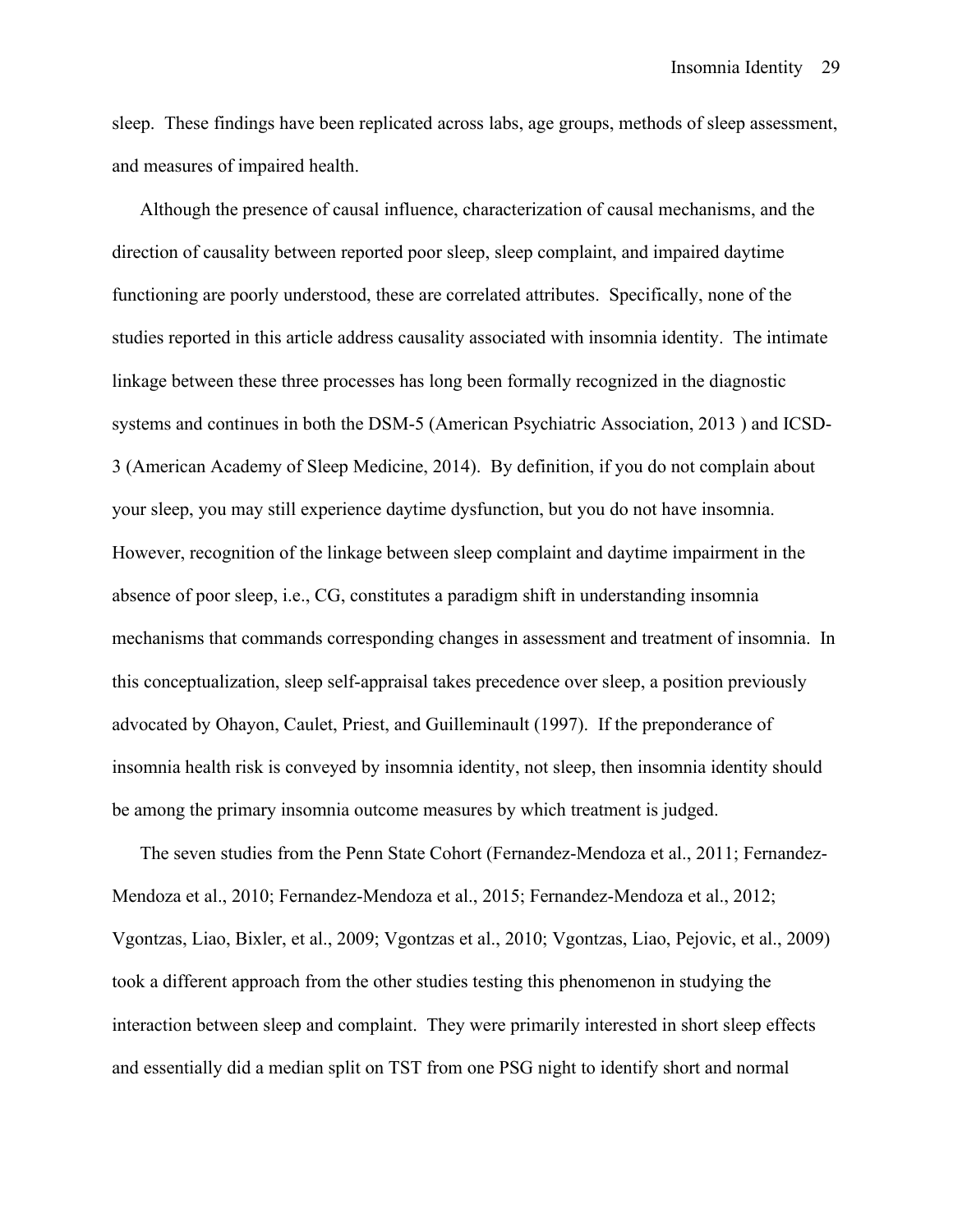sleep. These findings have been replicated across labs, age groups, methods of sleep assessment, and measures of impaired health.

Although the presence of causal influence, characterization of causal mechanisms, and the direction of causality between reported poor sleep, sleep complaint, and impaired daytime functioning are poorly understood, these are correlated attributes. Specifically, none of the studies reported in this article address causality associated with insomnia identity. The intimate linkage between these three processes has long been formally recognized in the diagnostic systems and continues in both the DSM-5 (American Psychiatric Association, 2013 ) and ICSD-3 (American Academy of Sleep Medicine, 2014). By definition, if you do not complain about your sleep, you may still experience daytime dysfunction, but you do not have insomnia. However, recognition of the linkage between sleep complaint and daytime impairment in the absence of poor sleep, i.e., CG, constitutes a paradigm shift in understanding insomnia mechanisms that commands corresponding changes in assessment and treatment of insomnia. In this conceptualization, sleep self-appraisal takes precedence over sleep, a position previously advocated by Ohayon, Caulet, Priest, and Guilleminault (1997). If the preponderance of insomnia health risk is conveyed by insomnia identity, not sleep, then insomnia identity should be among the primary insomnia outcome measures by which treatment is judged.

The seven studies from the Penn State Cohort (Fernandez-Mendoza et al., 2011; Fernandez-Mendoza et al., 2010; Fernandez-Mendoza et al., 2015; Fernandez-Mendoza et al., 2012; Vgontzas, Liao, Bixler, et al., 2009; Vgontzas et al., 2010; Vgontzas, Liao, Pejovic, et al., 2009) took a different approach from the other studies testing this phenomenon in studying the interaction between sleep and complaint. They were primarily interested in short sleep effects and essentially did a median split on TST from one PSG night to identify short and normal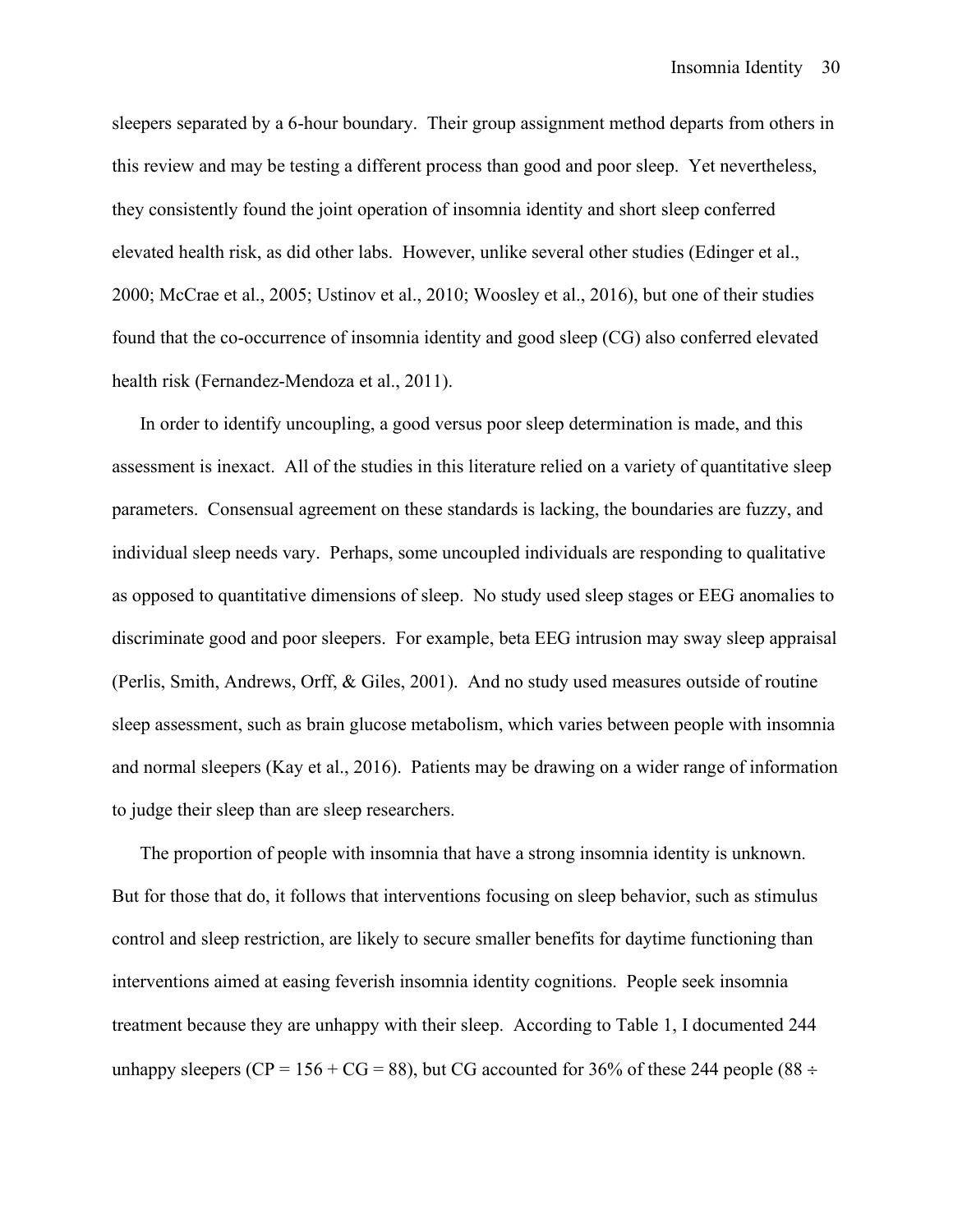sleepers separated by a 6-hour boundary. Their group assignment method departs from others in this review and may be testing a different process than good and poor sleep. Yet nevertheless, they consistently found the joint operation of insomnia identity and short sleep conferred elevated health risk, as did other labs. However, unlike several other studies (Edinger et al., 2000; McCrae et al., 2005; Ustinov et al., 2010; Woosley et al., 2016), but one of their studies found that the co-occurrence of insomnia identity and good sleep (CG) also conferred elevated health risk (Fernandez-Mendoza et al., 2011).

In order to identify uncoupling, a good versus poor sleep determination is made, and this assessment is inexact. All of the studies in this literature relied on a variety of quantitative sleep parameters. Consensual agreement on these standards is lacking, the boundaries are fuzzy, and individual sleep needs vary. Perhaps, some uncoupled individuals are responding to qualitative as opposed to quantitative dimensions of sleep. No study used sleep stages or EEG anomalies to discriminate good and poor sleepers. For example, beta EEG intrusion may sway sleep appraisal (Perlis, Smith, Andrews, Orff, & Giles, 2001). And no study used measures outside of routine sleep assessment, such as brain glucose metabolism, which varies between people with insomnia and normal sleepers (Kay et al., 2016). Patients may be drawing on a wider range of information to judge their sleep than are sleep researchers.

The proportion of people with insomnia that have a strong insomnia identity is unknown. But for those that do, it follows that interventions focusing on sleep behavior, such as stimulus control and sleep restriction, are likely to secure smaller benefits for daytime functioning than interventions aimed at easing feverish insomnia identity cognitions. People seek insomnia treatment because they are unhappy with their sleep. According to Table 1, I documented 244 unhappy sleepers (CP = 156 + CG = 88), but CG accounted for 36% of these 244 people (88 ÷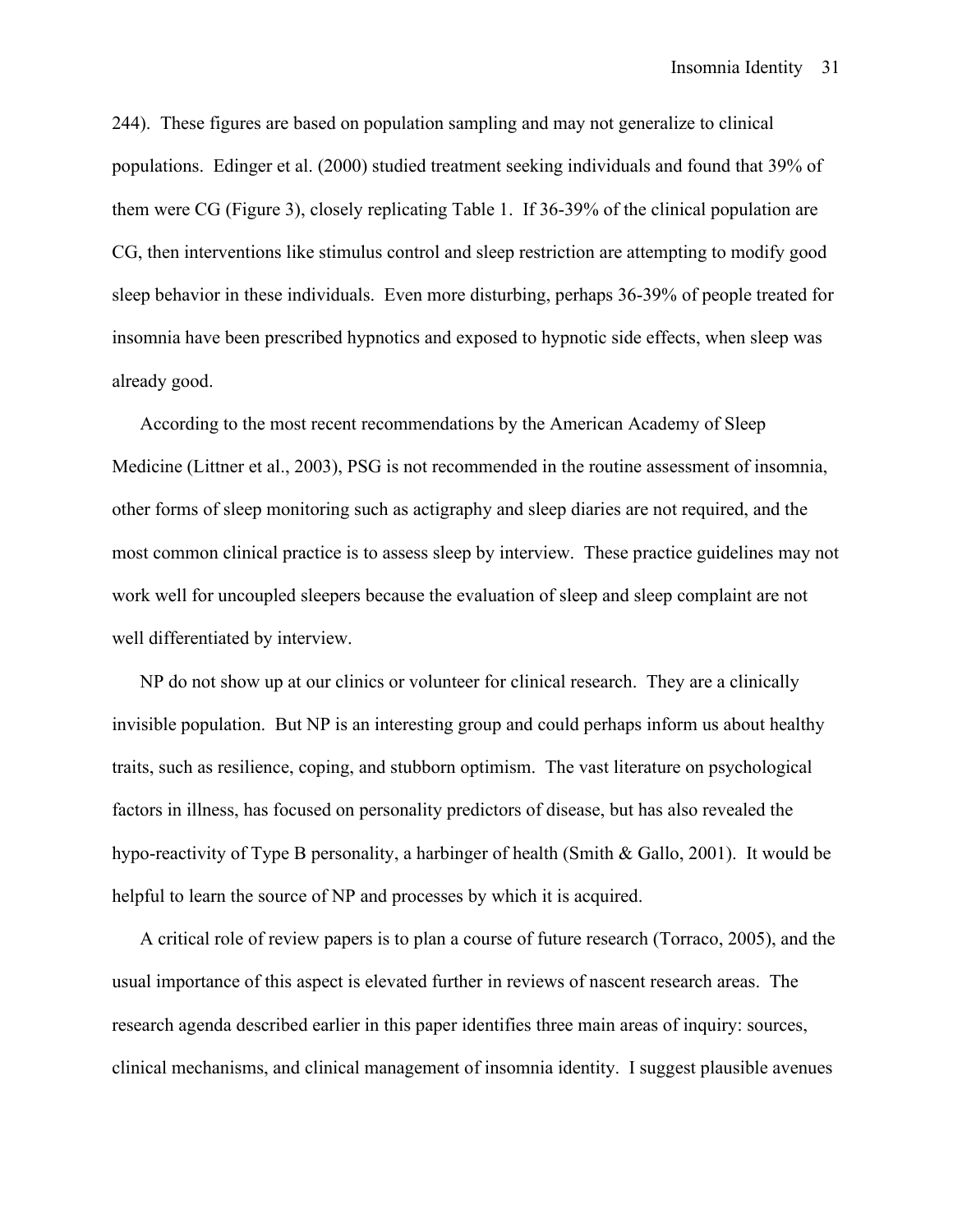244). These figures are based on population sampling and may not generalize to clinical populations. Edinger et al. (2000) studied treatment seeking individuals and found that 39% of them were CG (Figure 3), closely replicating Table 1. If 36-39% of the clinical population are CG, then interventions like stimulus control and sleep restriction are attempting to modify good sleep behavior in these individuals. Even more disturbing, perhaps 36-39% of people treated for insomnia have been prescribed hypnotics and exposed to hypnotic side effects, when sleep was already good.

According to the most recent recommendations by the American Academy of Sleep Medicine (Littner et al., 2003), PSG is not recommended in the routine assessment of insomnia, other forms of sleep monitoring such as actigraphy and sleep diaries are not required, and the most common clinical practice is to assess sleep by interview. These practice guidelines may not work well for uncoupled sleepers because the evaluation of sleep and sleep complaint are not well differentiated by interview.

NP do not show up at our clinics or volunteer for clinical research. They are a clinically invisible population. But NP is an interesting group and could perhaps inform us about healthy traits, such as resilience, coping, and stubborn optimism. The vast literature on psychological factors in illness, has focused on personality predictors of disease, but has also revealed the hypo-reactivity of Type B personality, a harbinger of health (Smith & Gallo, 2001). It would be helpful to learn the source of NP and processes by which it is acquired.

A critical role of review papers is to plan a course of future research (Torraco, 2005), and the usual importance of this aspect is elevated further in reviews of nascent research areas. The research agenda described earlier in this paper identifies three main areas of inquiry: sources, clinical mechanisms, and clinical management of insomnia identity. I suggest plausible avenues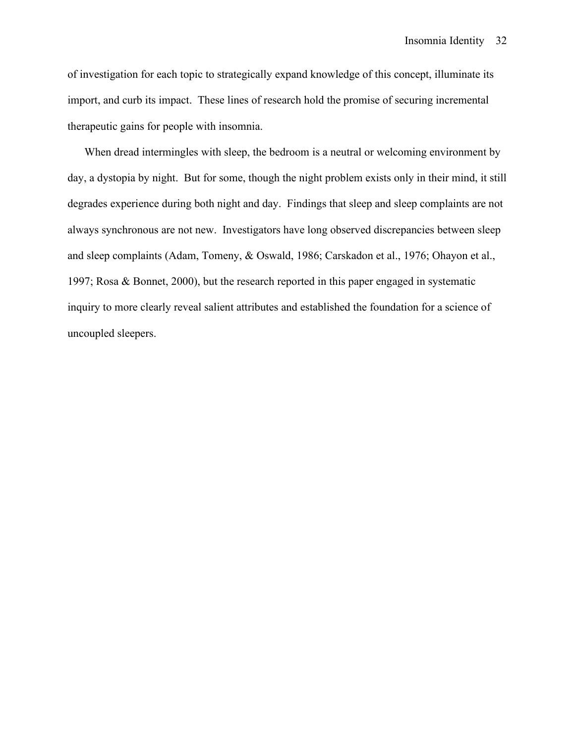of investigation for each topic to strategically expand knowledge of this concept, illuminate its import, and curb its impact. These lines of research hold the promise of securing incremental therapeutic gains for people with insomnia.

When dread intermingles with sleep, the bedroom is a neutral or welcoming environment by day, a dystopia by night. But for some, though the night problem exists only in their mind, it still degrades experience during both night and day. Findings that sleep and sleep complaints are not always synchronous are not new. Investigators have long observed discrepancies between sleep and sleep complaints (Adam, Tomeny, & Oswald, 1986; Carskadon et al., 1976; Ohayon et al., 1997; Rosa & Bonnet, 2000), but the research reported in this paper engaged in systematic inquiry to more clearly reveal salient attributes and established the foundation for a science of uncoupled sleepers.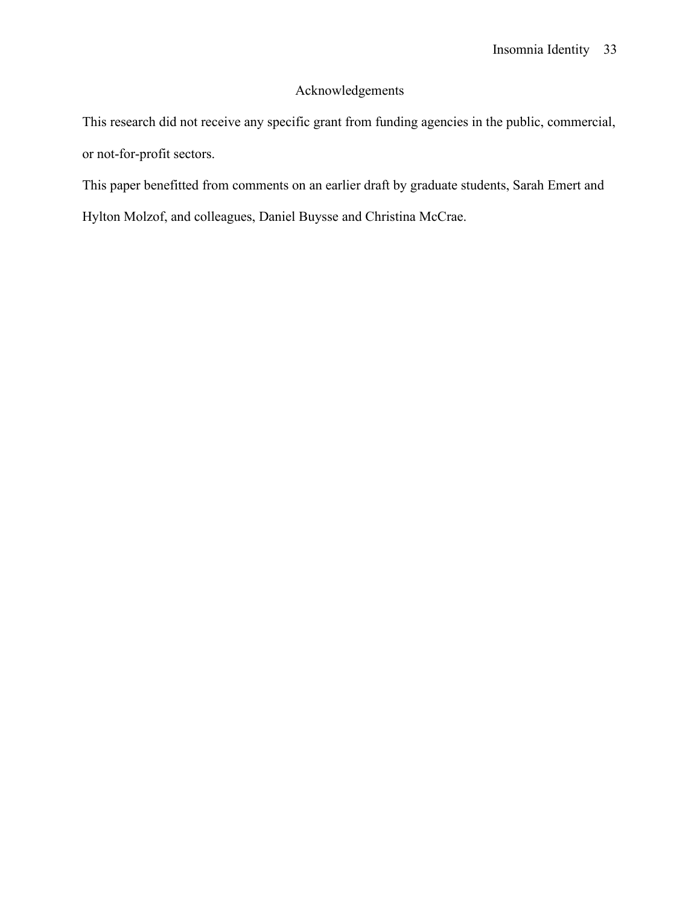# Acknowledgements

This research did not receive any specific grant from funding agencies in the public, commercial, or not-for-profit sectors.

This paper benefitted from comments on an earlier draft by graduate students, Sarah Emert and Hylton Molzof, and colleagues, Daniel Buysse and Christina McCrae.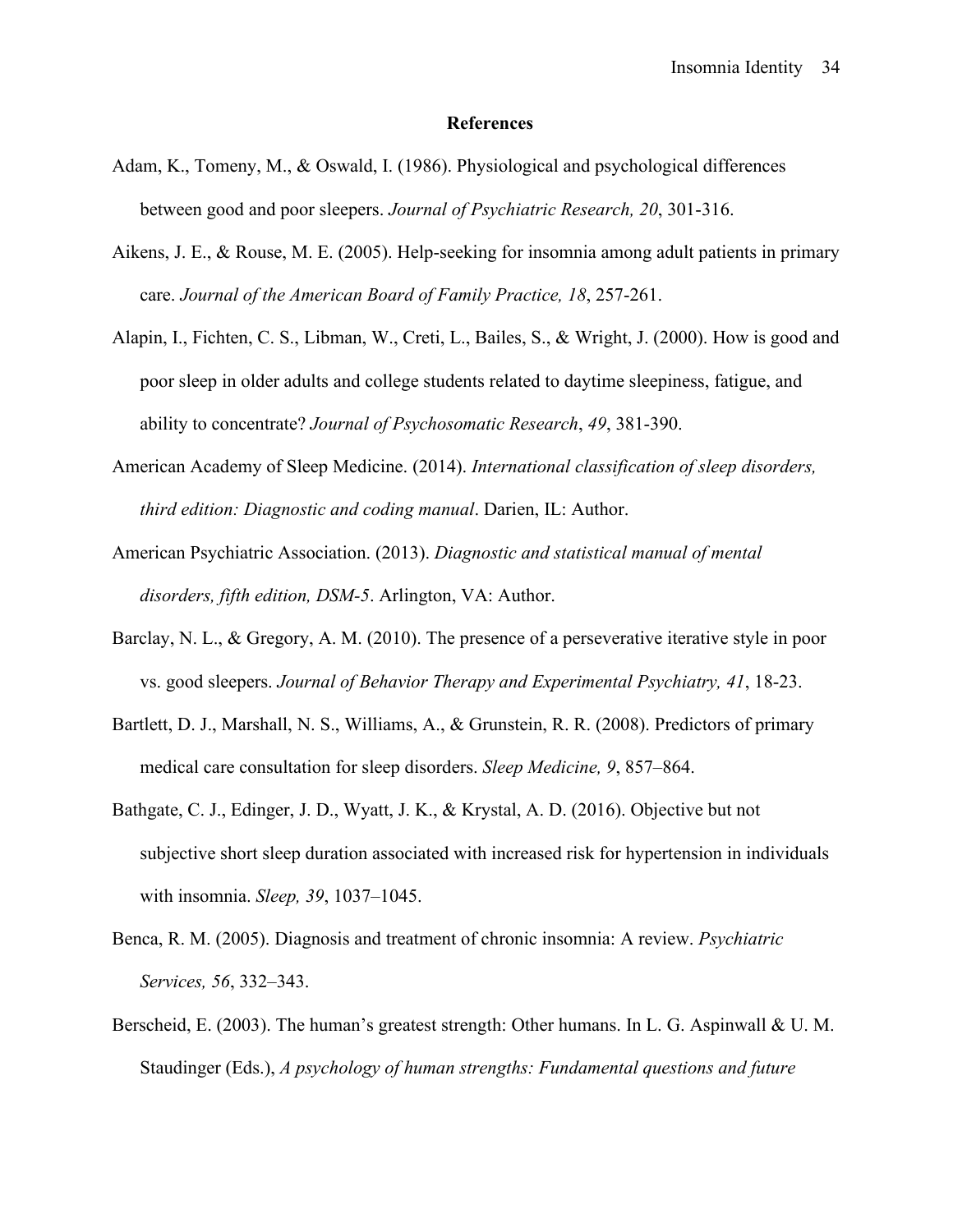## References

Adam, K., Tomeny, M., & Oswald, I. (1986). Physiological and psychological differences between good and poor sleepers. *Journal of Psychiatric Research, 20*, 301-316.

Aikens, J. E., & Rouse, M. E. (2005). Help-seeking for insomnia among adult patients in primary care. *Journal of the American Board of Family Practice, 18*, 257-261.

Alapin, I., Fichten, C. S., Libman, W., Creti, L., Bailes, S., & Wright, J. (2000). How is good and poor sleep in older adults and college students related to daytime sleepiness, fatigue, and ability to concentrate? *Journal of Psychosomatic Research*, *49*, 381-390.

American Academy of Sleep Medicine. (2014). *International classification of sleep disorders, third edition: Diagnostic and coding manual*. Darien, IL: Author.

American Psychiatric Association. (2013). *Diagnostic and statistical manual of mental disorders, fifth edition, DSM-5*. Arlington, VA: Author.

Barclay, N. L., & Gregory, A. M. (2010). The presence of a perseverative iterative style in poor vs. good sleepers. *Journal of Behavior Therapy and Experimental Psychiatry, 41*, 18-23.

Bartlett, D. J., Marshall, N. S., Williams, A., & Grunstein, R. R. (2008). Predictors of primary medical care consultation for sleep disorders. *Sleep Medicine, 9*, 857–864.

Bathgate, C. J., Edinger, J. D., Wyatt, J. K., & Krystal, A. D. (2016). Objective but not subjective short sleep duration associated with increased risk for hypertension in individuals with insomnia. *Sleep, 39*, 1037–1045.

Benca, R. M. (2005). Diagnosis and treatment of chronic insomnia: A review. *Psychiatric Services, 56*, 332–343.

Berscheid, E. (2003). The human's greatest strength: Other humans. In L. G. Aspinwall & U. M. Staudinger (Eds.), *A psychology of human strengths: Fundamental questions and future*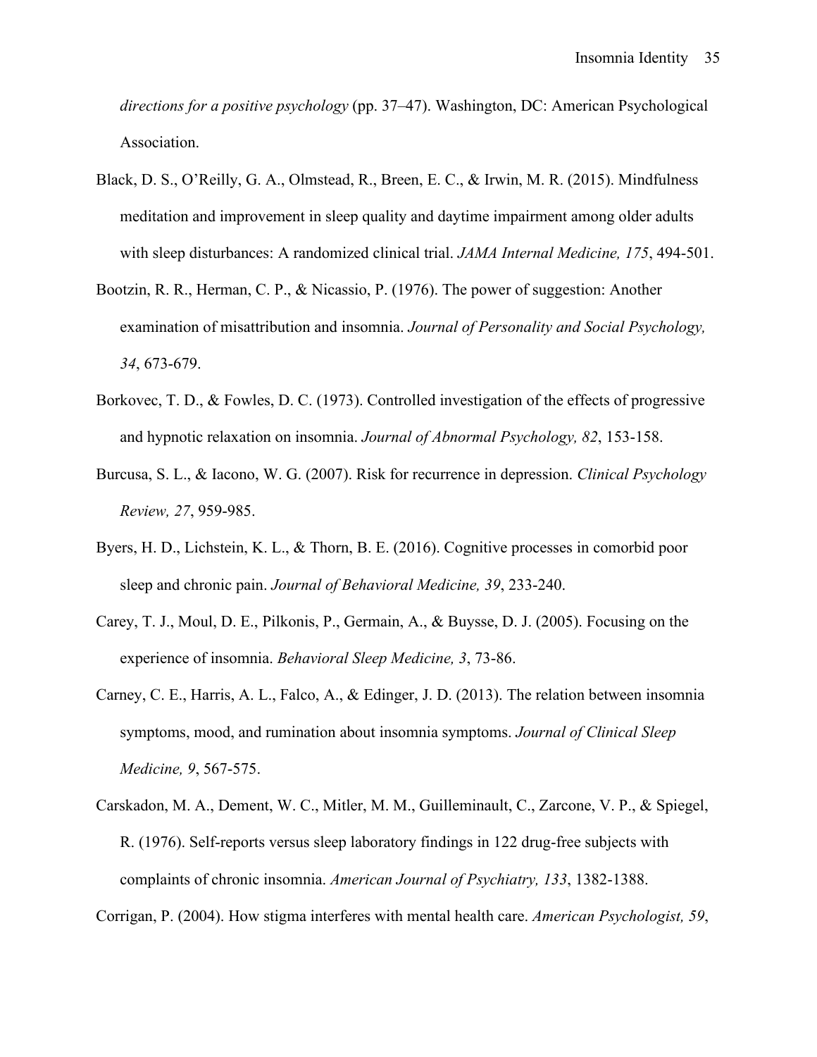*directions for a positive psychology* (pp. 37–47). Washington, DC: American Psychological Association.

Black, D. S., O'Reilly, G. A., Olmstead, R., Breen, E. C., & Irwin, M. R. (2015). Mindfulness meditation and improvement in sleep quality and daytime impairment among older adults with sleep disturbances: A randomized clinical trial. *JAMA Internal Medicine, 175*, 494-501.

Bootzin, R. R., Herman, C. P., & Nicassio, P. (1976). The power of suggestion: Another examination of misattribution and insomnia. *Journal of Personality and Social Psychology, 34*, 673-679.

Borkovec, T. D., & Fowles, D. C. (1973). Controlled investigation of the effects of progressive and hypnotic relaxation on insomnia. *Journal of Abnormal Psychology, 82*, 153-158.

Burcusa, S. L., & Iacono, W. G. (2007). Risk for recurrence in depression. *Clinical Psychology Review, 27*, 959-985.

Byers, H. D., Lichstein, K. L., & Thorn, B. E. (2016). Cognitive processes in comorbid poor sleep and chronic pain. *Journal of Behavioral Medicine, 39*, 233-240.

Carey, T. J., Moul, D. E., Pilkonis, P., Germain, A., & Buysse, D. J. (2005). Focusing on the experience of insomnia. *Behavioral Sleep Medicine, 3*, 73-86.

Carney, C. E., Harris, A. L., Falco, A., & Edinger, J. D. (2013). The relation between insomnia symptoms, mood, and rumination about insomnia symptoms. *Journal of Clinical Sleep Medicine, 9*, 567-575.

Carskadon, M. A., Dement, W. C., Mitler, M. M., Guilleminault, C., Zarcone, V. P., & Spiegel, R. (1976). Self-reports versus sleep laboratory findings in 122 drug-free subjects with complaints of chronic insomnia. *American Journal of Psychiatry, 133*, 1382-1388.

Corrigan, P. (2004). How stigma interferes with mental health care. *American Psychologist, 59*,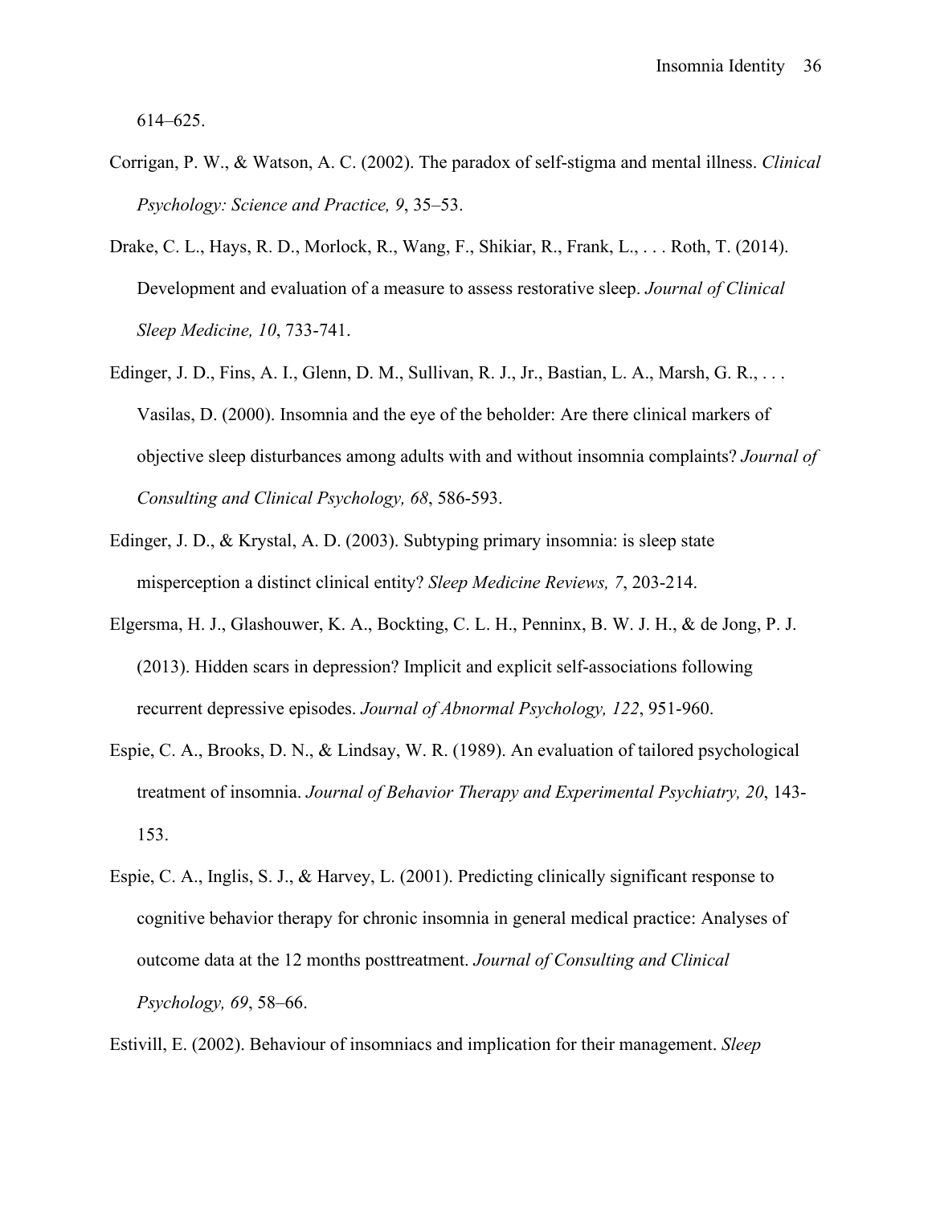614–625.

Corrigan, P. W., & Watson, A. C. (2002). The paradox of self-stigma and mental illness. *Clinical Psychology: Science and Practice, 9*, 35–53.

Drake, C. L., Hays, R. D., Morlock, R., Wang, F., Shikiar, R., Frank, L., . . . Roth, T. (2014). Development and evaluation of a measure to assess restorative sleep. *Journal of Clinical Sleep Medicine, 10*, 733-741.

Edinger, J. D., Fins, A. I., Glenn, D. M., Sullivan, R. J., Jr., Bastian, L. A., Marsh, G. R., . . . Vasilas, D. (2000). Insomnia and the eye of the beholder: Are there clinical markers of objective sleep disturbances among adults with and without insomnia complaints? *Journal of Consulting and Clinical Psychology, 68*, 586-593.

Edinger, J. D., & Krystal, A. D. (2003). Subtyping primary insomnia: is sleep state misperception a distinct clinical entity? *Sleep Medicine Reviews, 7*, 203-214.

Elgersma, H. J., Glashouwer, K. A., Bockting, C. L. H., Penninx, B. W. J. H., & de Jong, P. J. (2013). Hidden scars in depression? Implicit and explicit self-associations following recurrent depressive episodes. *Journal of Abnormal Psychology, 122*, 951-960.

Espie, C. A., Brooks, D. N., & Lindsay, W. R. (1989). An evaluation of tailored psychological treatment of insomnia. *Journal of Behavior Therapy and Experimental Psychiatry, 20*, 143-153.

Espie, C. A., Inglis, S. J., & Harvey, L. (2001). Predicting clinically significant response to cognitive behavior therapy for chronic insomnia in general medical practice: Analyses of outcome data at the 12 months posttreatment. *Journal of Consulting and Clinical Psychology, 69*, 58–66.

Estivill, E. (2002). Behaviour of insomniacs and implication for their management. *Sleep*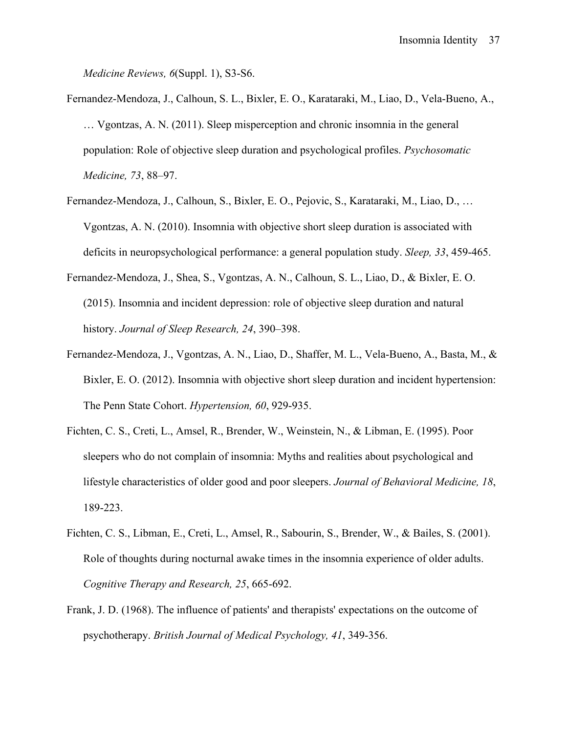*Medicine Reviews, 6*(Suppl. 1), S3-S6.

Fernandez-Mendoza, J., Calhoun, S. L., Bixler, E. O., Karataraki, M., Liao, D., Vela-Bueno, A., … Vgontzas, A. N. (2011). Sleep misperception and chronic insomnia in the general population: Role of objective sleep duration and psychological profiles. *Psychosomatic Medicine, 73*, 88–97.

Fernandez-Mendoza, J., Calhoun, S., Bixler, E. O., Pejovic, S., Karataraki, M., Liao, D., … Vgontzas, A. N. (2010). Insomnia with objective short sleep duration is associated with deficits in neuropsychological performance: a general population study. *Sleep, 33*, 459-465.

Fernandez-Mendoza, J., Shea, S., Vgontzas, A. N., Calhoun, S. L., Liao, D., & Bixler, E. O. (2015). Insomnia and incident depression: role of objective sleep duration and natural history. *Journal of Sleep Research, 24*, 390–398.

Fernandez-Mendoza, J., Vgontzas, A. N., Liao, D., Shaffer, M. L., Vela-Bueno, A., Basta, M., & Bixler, E. O. (2012). Insomnia with objective short sleep duration and incident hypertension: The Penn State Cohort. *Hypertension, 60*, 929-935.

Fichten, C. S., Creti, L., Amsel, R., Brender, W., Weinstein, N., & Libman, E. (1995). Poor sleepers who do not complain of insomnia: Myths and realities about psychological and lifestyle characteristics of older good and poor sleepers. *Journal of Behavioral Medicine, 18*, 189-223.

Fichten, C. S., Libman, E., Creti, L., Amsel, R., Sabourin, S., Brender, W., & Bailes, S. (2001). Role of thoughts during nocturnal awake times in the insomnia experience of older adults. *Cognitive Therapy and Research, 25*, 665-692.

Frank, J. D. (1968). The influence of patients' and therapists' expectations on the outcome of psychotherapy. *British Journal of Medical Psychology, 41*, 349-356.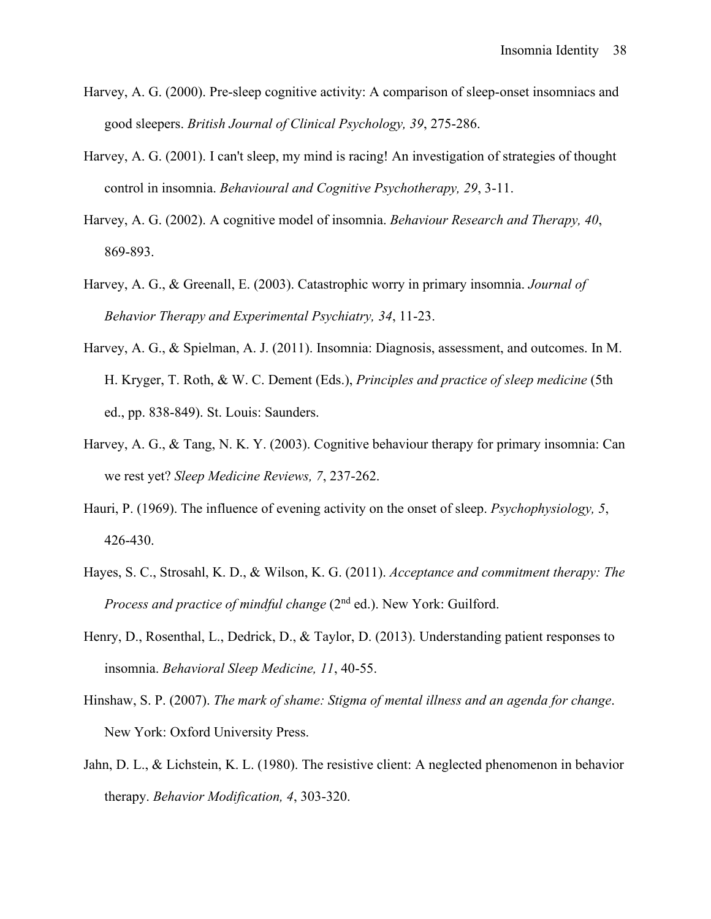Harvey, A. G. (2000). Pre-sleep cognitive activity: A comparison of sleep-onset insomniacs and good sleepers. *British Journal of Clinical Psychology, 39*, 275-286.

Harvey, A. G. (2001). I can't sleep, my mind is racing! An investigation of strategies of thought control in insomnia. *Behavioural and Cognitive Psychotherapy, 29*, 3-11.

Harvey, A. G. (2002). A cognitive model of insomnia. *Behaviour Research and Therapy, 40*, 869-893.

Harvey, A. G., & Greenall, E. (2003). Catastrophic worry in primary insomnia. *Journal of Behavior Therapy and Experimental Psychiatry, 34*, 11-23.

Harvey, A. G., & Spielman, A. J. (2011). Insomnia: Diagnosis, assessment, and outcomes. In M. H. Kryger, T. Roth, & W. C. Dement (Eds.), *Principles and practice of sleep medicine* (5th ed., pp. 838-849). St. Louis: Saunders.

Harvey, A. G., & Tang, N. K. Y. (2003). Cognitive behaviour therapy for primary insomnia: Can we rest yet? *Sleep Medicine Reviews, 7*, 237-262.

Hauri, P. (1969). The influence of evening activity on the onset of sleep. *Psychophysiology, 5*, 426-430.

Hayes, S. C., Strosahl, K. D., & Wilson, K. G. (2011). *Acceptance and commitment therapy: The Process and practice of mindful change* (2nd ed.). New York: Guilford.

Henry, D., Rosenthal, L., Dedrick, D., & Taylor, D. (2013). Understanding patient responses to insomnia. *Behavioral Sleep Medicine, 11*, 40-55.

Hinshaw, S. P. (2007). *The mark of shame: Stigma of mental illness and an agenda for change*. New York: Oxford University Press.

Jahn, D. L., & Lichstein, K. L. (1980). The resistive client: A neglected phenomenon in behavior therapy. *Behavior Modification, 4*, 303-320.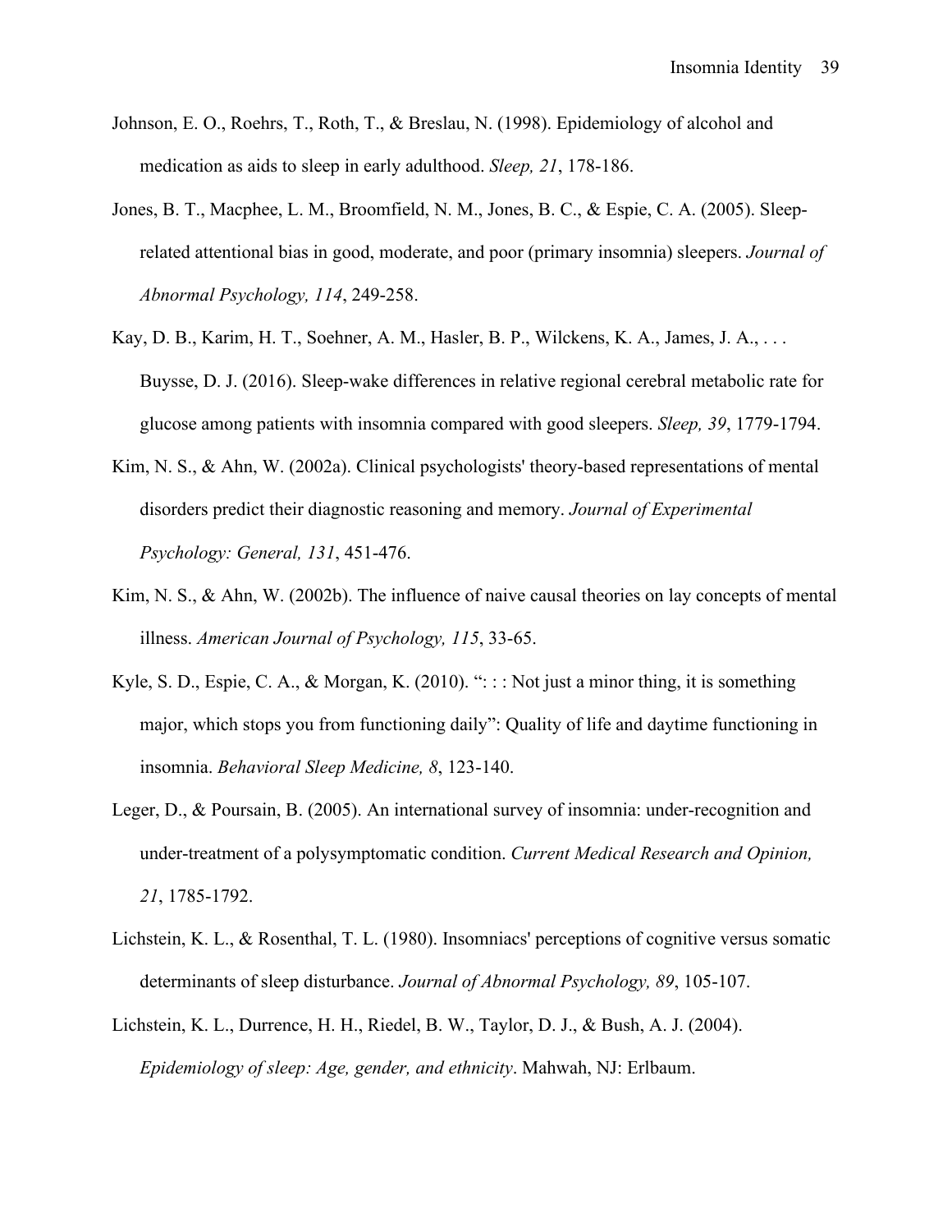Johnson, E. O., Roehrs, T., Roth, T., & Breslau, N. (1998). Epidemiology of alcohol and medication as aids to sleep in early adulthood. *Sleep, 21*, 178-186.

Jones, B. T., Macphee, L. M., Broomfield, N. M., Jones, B. C., & Espie, C. A. (2005). Sleep-related attentional bias in good, moderate, and poor (primary insomnia) sleepers. *Journal of Abnormal Psychology, 114*, 249-258.

Kay, D. B., Karim, H. T., Soehner, A. M., Hasler, B. P., Wilckens, K. A., James, J. A., . . . Buysse, D. J. (2016). Sleep-wake differences in relative regional cerebral metabolic rate for glucose among patients with insomnia compared with good sleepers. *Sleep, 39*, 1779-1794.

Kim, N. S., & Ahn, W. (2002a). Clinical psychologists' theory-based representations of mental disorders predict their diagnostic reasoning and memory. *Journal of Experimental Psychology: General, 131*, 451-476.

Kim, N. S., & Ahn, W. (2002b). The influence of naive causal theories on lay concepts of mental illness. *American Journal of Psychology, 115*, 33-65.

Kyle, S. D., Espie, C. A., & Morgan, K. (2010). ": : : Not just a minor thing, it is something major, which stops you from functioning daily": Quality of life and daytime functioning in insomnia. *Behavioral Sleep Medicine, 8*, 123-140.

Leger, D., & Poursain, B. (2005). An international survey of insomnia: under-recognition and under-treatment of a polysymptomatic condition. *Current Medical Research and Opinion, 21*, 1785-1792.

Lichstein, K. L., & Rosenthal, T. L. (1980). Insomniacs' perceptions of cognitive versus somatic determinants of sleep disturbance. *Journal of Abnormal Psychology, 89*, 105-107.

Lichstein, K. L., Durrence, H. H., Riedel, B. W., Taylor, D. J., & Bush, A. J. (2004). *Epidemiology of sleep: Age, gender, and ethnicity*. Mahwah, NJ: Erlbaum.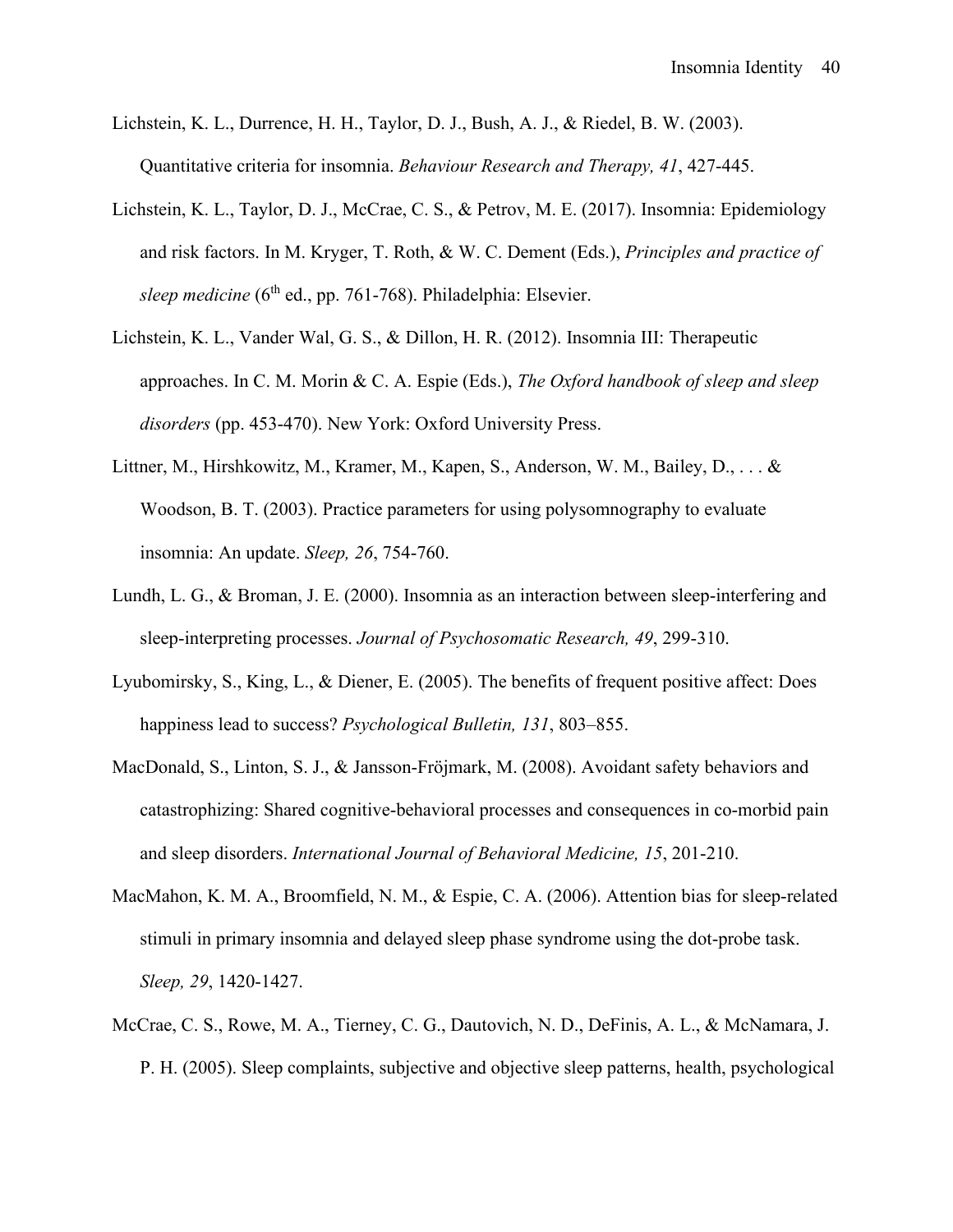Lichstein, K. L., Durrence, H. H., Taylor, D. J., Bush, A. J., & Riedel, B. W. (2003). Quantitative criteria for insomnia. *Behaviour Research and Therapy, 41*, 427-445.

Lichstein, K. L., Taylor, D. J., McCrae, C. S., & Petrov, M. E. (2017). Insomnia: Epidemiology and risk factors. In M. Kryger, T. Roth, & W. C. Dement (Eds.), *Principles and practice of sleep medicine* (6th ed., pp. 761-768). Philadelphia: Elsevier.

Lichstein, K. L., Vander Wal, G. S., & Dillon, H. R. (2012). Insomnia III: Therapeutic approaches. In C. M. Morin & C. A. Espie (Eds.), *The Oxford handbook of sleep and sleep disorders* (pp. 453-470). New York: Oxford University Press.

Littner, M., Hirshkowitz, M., Kramer, M., Kapen, S., Anderson, W. M., Bailey, D., . . . & Woodson, B. T. (2003). Practice parameters for using polysomnography to evaluate insomnia: An update. *Sleep, 26*, 754-760.

Lundh, L. G., & Broman, J. E. (2000). Insomnia as an interaction between sleep-interfering and sleep-interpreting processes. *Journal of Psychosomatic Research, 49*, 299-310.

Lyubomirsky, S., King, L., & Diener, E. (2005). The benefits of frequent positive affect: Does happiness lead to success? *Psychological Bulletin, 131*, 803–855.

MacDonald, S., Linton, S. J., & Jansson-Fröjmark, M. (2008). Avoidant safety behaviors and catastrophizing: Shared cognitive-behavioral processes and consequences in co-morbid pain and sleep disorders. *International Journal of Behavioral Medicine, 15*, 201-210.

MacMahon, K. M. A., Broomfield, N. M., & Espie, C. A. (2006). Attention bias for sleep-related stimuli in primary insomnia and delayed sleep phase syndrome using the dot-probe task. *Sleep, 29*, 1420-1427.

McCrae, C. S., Rowe, M. A., Tierney, C. G., Dautovich, N. D., DeFinis, A. L., & McNamara, J. P. H. (2005). Sleep complaints, subjective and objective sleep patterns, health, psychological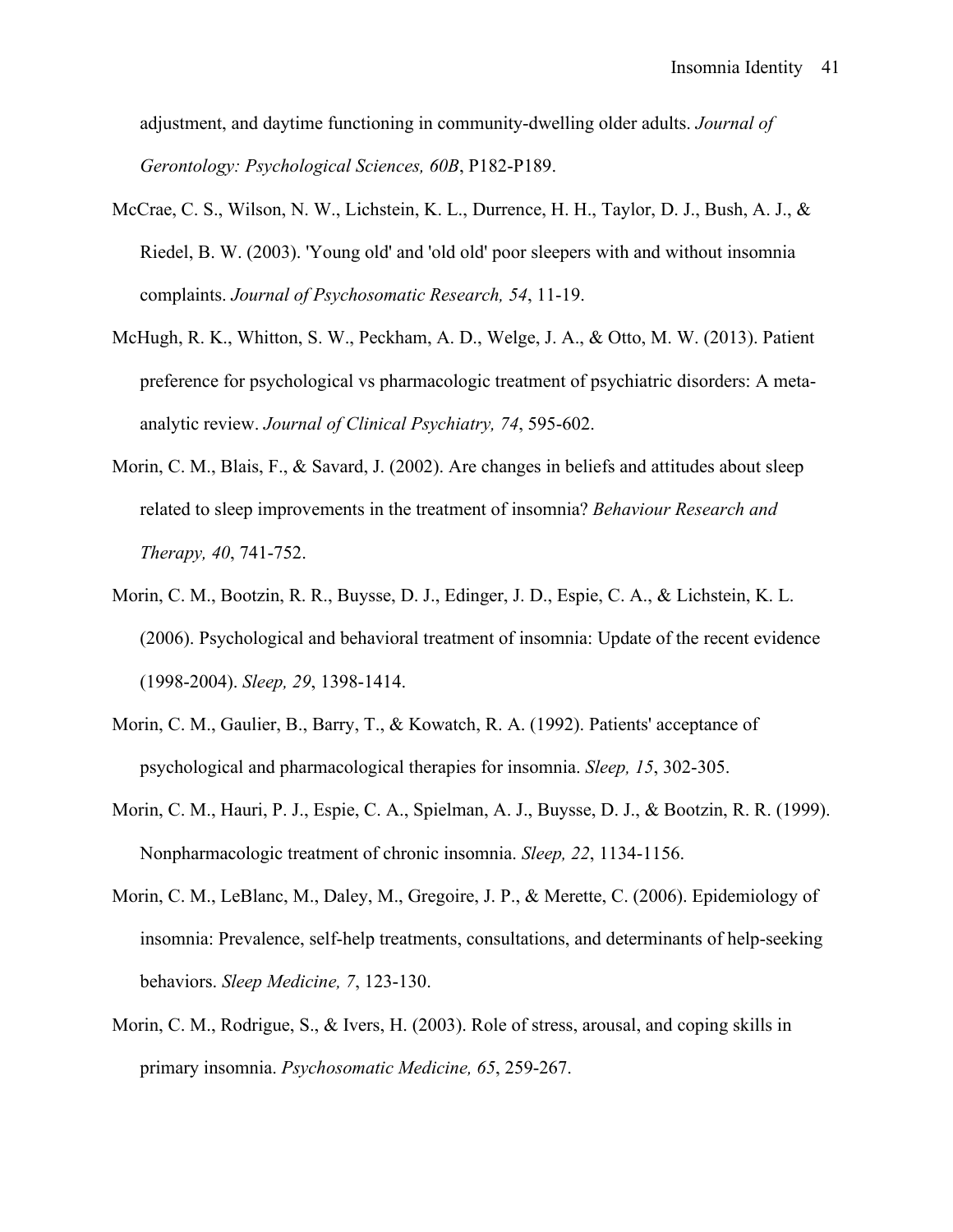adjustment, and daytime functioning in community-dwelling older adults. *Journal of Gerontology: Psychological Sciences, 60B*, P182-P189.

McCrae, C. S., Wilson, N. W., Lichstein, K. L., Durrence, H. H., Taylor, D. J., Bush, A. J., & Riedel, B. W. (2003). 'Young old' and 'old old' poor sleepers with and without insomnia complaints. *Journal of Psychosomatic Research, 54*, 11-19.

McHugh, R. K., Whitton, S. W., Peckham, A. D., Welge, J. A., & Otto, M. W. (2013). Patient preference for psychological vs pharmacologic treatment of psychiatric disorders: A meta-analytic review. *Journal of Clinical Psychiatry, 74*, 595-602.

Morin, C. M., Blais, F., & Savard, J. (2002). Are changes in beliefs and attitudes about sleep related to sleep improvements in the treatment of insomnia? *Behaviour Research and Therapy, 40*, 741-752.

Morin, C. M., Bootzin, R. R., Buysse, D. J., Edinger, J. D., Espie, C. A., & Lichstein, K. L. (2006). Psychological and behavioral treatment of insomnia: Update of the recent evidence (1998-2004). *Sleep, 29*, 1398-1414.

Morin, C. M., Gaulier, B., Barry, T., & Kowatch, R. A. (1992). Patients' acceptance of psychological and pharmacological therapies for insomnia. *Sleep, 15*, 302-305.

Morin, C. M., Hauri, P. J., Espie, C. A., Spielman, A. J., Buysse, D. J., & Bootzin, R. R. (1999). Nonpharmacologic treatment of chronic insomnia. *Sleep, 22*, 1134-1156.

Morin, C. M., LeBlanc, M., Daley, M., Gregoire, J. P., & Merette, C. (2006). Epidemiology of insomnia: Prevalence, self-help treatments, consultations, and determinants of help-seeking behaviors. *Sleep Medicine, 7*, 123-130.

Morin, C. M., Rodrigue, S., & Ivers, H. (2003). Role of stress, arousal, and coping skills in primary insomnia. *Psychosomatic Medicine, 65*, 259-267.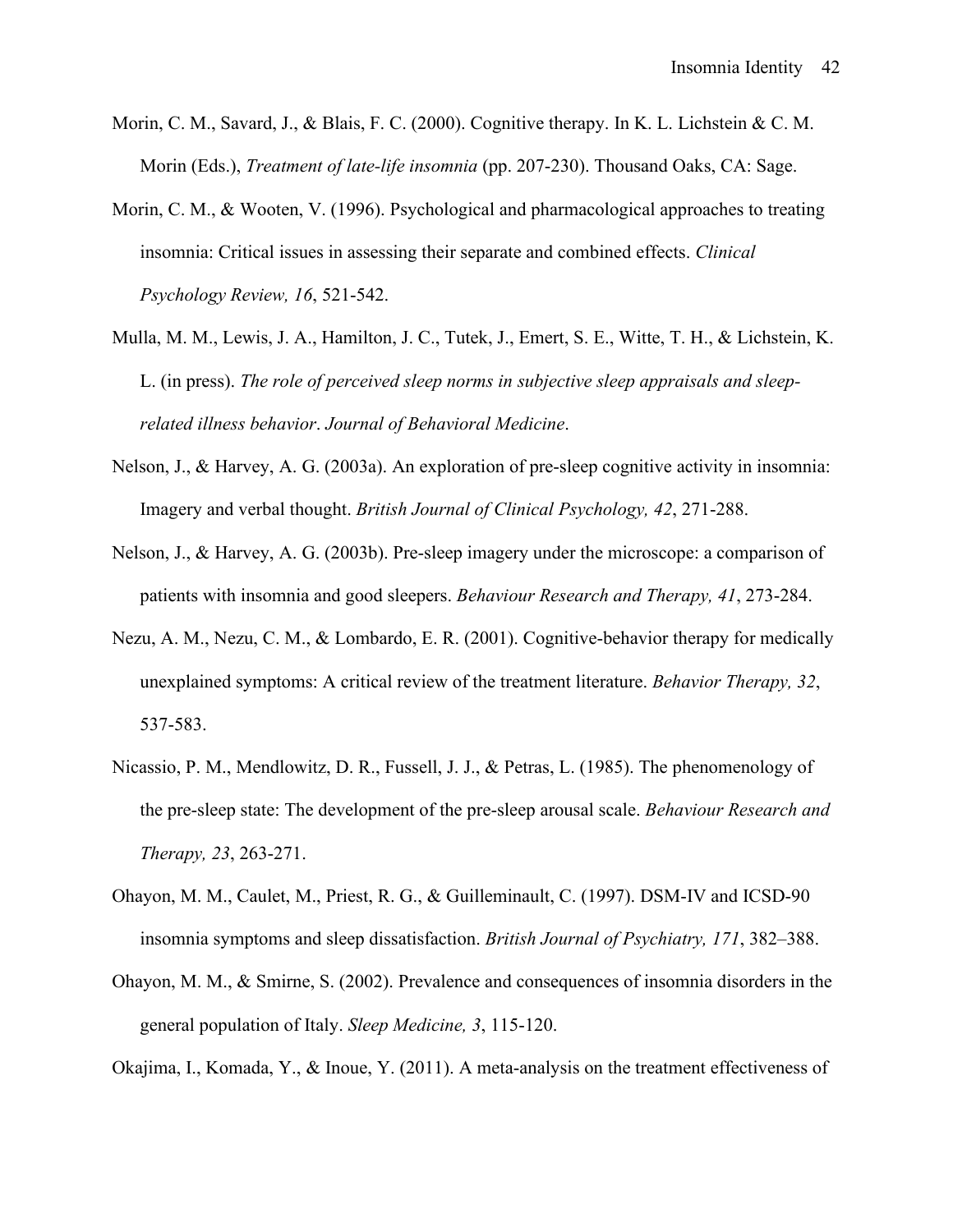Morin, C. M., Savard, J., & Blais, F. C. (2000). Cognitive therapy. In K. L. Lichstein & C. M. Morin (Eds.), *Treatment of late-life insomnia* (pp. 207-230). Thousand Oaks, CA: Sage.

Morin, C. M., & Wooten, V. (1996). Psychological and pharmacological approaches to treating insomnia: Critical issues in assessing their separate and combined effects. *Clinical Psychology Review, 16*, 521-542.

Mulla, M. M., Lewis, J. A., Hamilton, J. C., Tutek, J., Emert, S. E., Witte, T. H., & Lichstein, K. L. (in press). *The role of perceived sleep norms in subjective sleep appraisals and sleep-related illness behavior*. *Journal of Behavioral Medicine*.

Nelson, J., & Harvey, A. G. (2003a). An exploration of pre-sleep cognitive activity in insomnia: Imagery and verbal thought. *British Journal of Clinical Psychology, 42*, 271-288.

Nelson, J., & Harvey, A. G. (2003b). Pre-sleep imagery under the microscope: a comparison of patients with insomnia and good sleepers. *Behaviour Research and Therapy, 41*, 273-284.

Nezu, A. M., Nezu, C. M., & Lombardo, E. R. (2001). Cognitive-behavior therapy for medically unexplained symptoms: A critical review of the treatment literature. *Behavior Therapy, 32*, 537-583.

Nicassio, P. M., Mendlowitz, D. R., Fussell, J. J., & Petras, L. (1985). The phenomenology of the pre-sleep state: The development of the pre-sleep arousal scale. *Behaviour Research and Therapy, 23*, 263-271.

Ohayon, M. M., Caulet, M., Priest, R. G., & Guilleminault, C. (1997). DSM-IV and ICSD-90 insomnia symptoms and sleep dissatisfaction. *British Journal of Psychiatry, 171*, 382–388.

Ohayon, M. M., & Smirne, S. (2002). Prevalence and consequences of insomnia disorders in the general population of Italy. *Sleep Medicine, 3*, 115-120.

Okajima, I., Komada, Y., & Inoue, Y. (2011). A meta-analysis on the treatment effectiveness of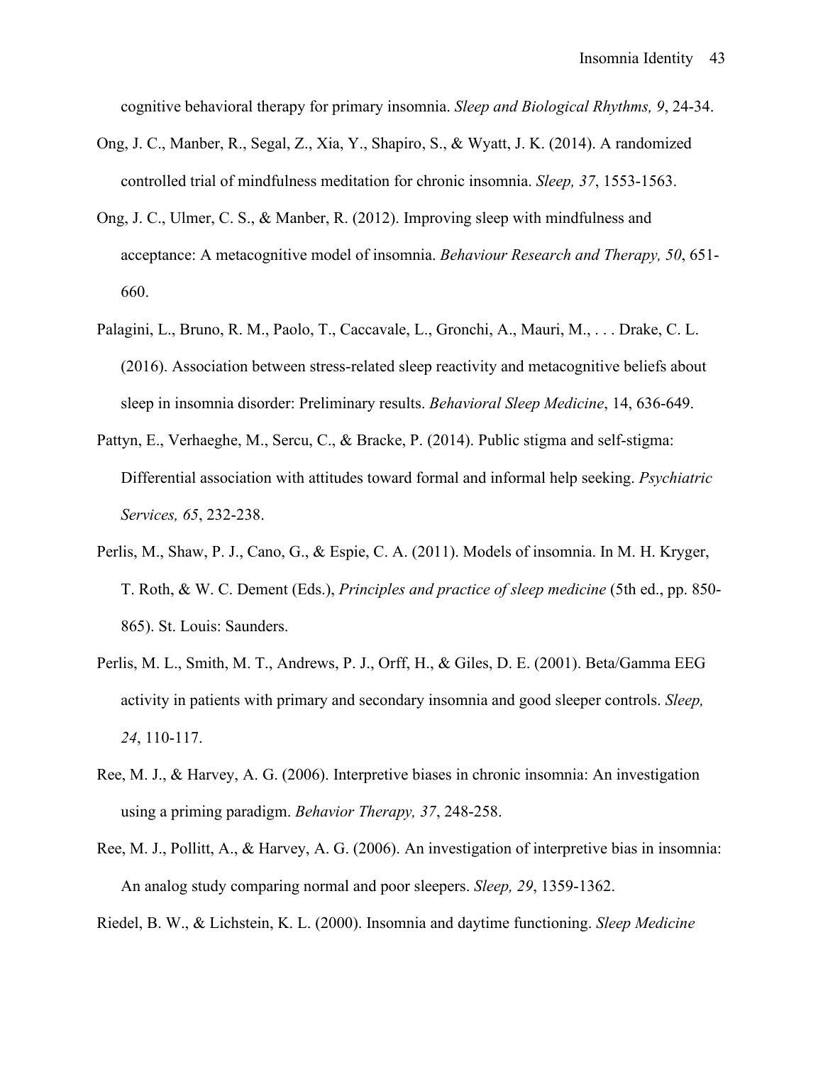cognitive behavioral therapy for primary insomnia. *Sleep and Biological Rhythms, 9*, 24-34.

Ong, J. C., Manber, R., Segal, Z., Xia, Y., Shapiro, S., & Wyatt, J. K. (2014). A randomized controlled trial of mindfulness meditation for chronic insomnia. *Sleep, 37*, 1553-1563.

Ong, J. C., Ulmer, C. S., & Manber, R. (2012). Improving sleep with mindfulness and acceptance: A metacognitive model of insomnia. *Behaviour Research and Therapy, 50*, 651-660.

Palagini, L., Bruno, R. M., Paolo, T., Caccavale, L., Gronchi, A., Mauri, M., . . . Drake, C. L. (2016). Association between stress-related sleep reactivity and metacognitive beliefs about sleep in insomnia disorder: Preliminary results. *Behavioral Sleep Medicine*, 14, 636-649.

Pattyn, E., Verhaeghe, M., Sercu, C., & Bracke, P. (2014). Public stigma and self-stigma: Differential association with attitudes toward formal and informal help seeking. *Psychiatric Services, 65*, 232-238.

Perlis, M., Shaw, P. J., Cano, G., & Espie, C. A. (2011). Models of insomnia. In M. H. Kryger, T. Roth, & W. C. Dement (Eds.), *Principles and practice of sleep medicine* (5th ed., pp. 850-865). St. Louis: Saunders.

Perlis, M. L., Smith, M. T., Andrews, P. J., Orff, H., & Giles, D. E. (2001). Beta/Gamma EEG activity in patients with primary and secondary insomnia and good sleeper controls. *Sleep, 24*, 110-117.

Ree, M. J., & Harvey, A. G. (2006). Interpretive biases in chronic insomnia: An investigation using a priming paradigm. *Behavior Therapy, 37*, 248-258.

Ree, M. J., Pollitt, A., & Harvey, A. G. (2006). An investigation of interpretive bias in insomnia: An analog study comparing normal and poor sleepers. *Sleep, 29*, 1359-1362.

Riedel, B. W., & Lichstein, K. L. (2000). Insomnia and daytime functioning. *Sleep Medicine*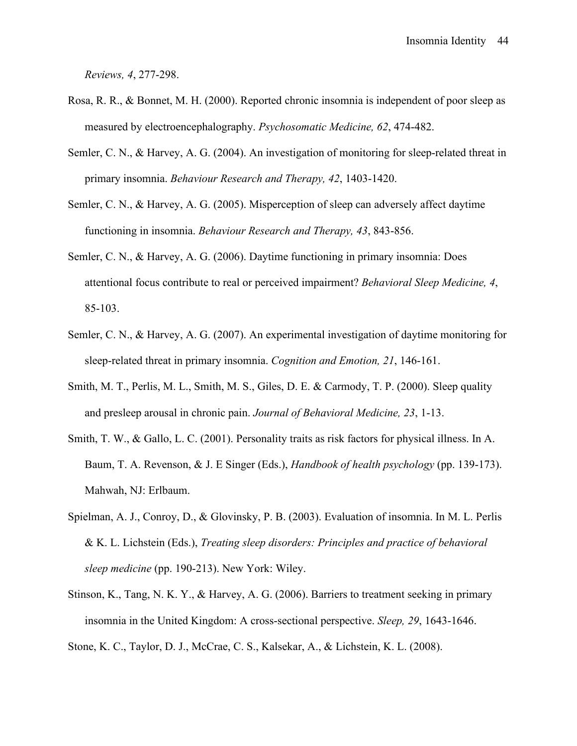*Reviews, 4*, 277-298.

Rosa, R. R., & Bonnet, M. H. (2000). Reported chronic insomnia is independent of poor sleep as measured by electroencephalography. *Psychosomatic Medicine, 62*, 474-482.

Semler, C. N., & Harvey, A. G. (2004). An investigation of monitoring for sleep-related threat in primary insomnia. *Behaviour Research and Therapy, 42*, 1403-1420.

Semler, C. N., & Harvey, A. G. (2005). Misperception of sleep can adversely affect daytime functioning in insomnia. *Behaviour Research and Therapy, 43*, 843-856.

Semler, C. N., & Harvey, A. G. (2006). Daytime functioning in primary insomnia: Does attentional focus contribute to real or perceived impairment? *Behavioral Sleep Medicine, 4*, 85-103.

Semler, C. N., & Harvey, A. G. (2007). An experimental investigation of daytime monitoring for sleep-related threat in primary insomnia. *Cognition and Emotion, 21*, 146-161.

Smith, M. T., Perlis, M. L., Smith, M. S., Giles, D. E. & Carmody, T. P. (2000). Sleep quality and presleep arousal in chronic pain. *Journal of Behavioral Medicine, 23*, 1-13.

Smith, T. W., & Gallo, L. C. (2001). Personality traits as risk factors for physical illness. In A. Baum, T. A. Revenson, & J. E Singer (Eds.), *Handbook of health psychology* (pp. 139-173). Mahwah, NJ: Erlbaum.

Spielman, A. J., Conroy, D., & Glovinsky, P. B. (2003). Evaluation of insomnia. In M. L. Perlis & K. L. Lichstein (Eds.), *Treating sleep disorders: Principles and practice of behavioral sleep medicine* (pp. 190-213). New York: Wiley.

Stinson, K., Tang, N. K. Y., & Harvey, A. G. (2006). Barriers to treatment seeking in primary insomnia in the United Kingdom: A cross-sectional perspective. *Sleep, 29*, 1643-1646.

Stone, K. C., Taylor, D. J., McCrae, C. S., Kalsekar, A., & Lichstein, K. L. (2008).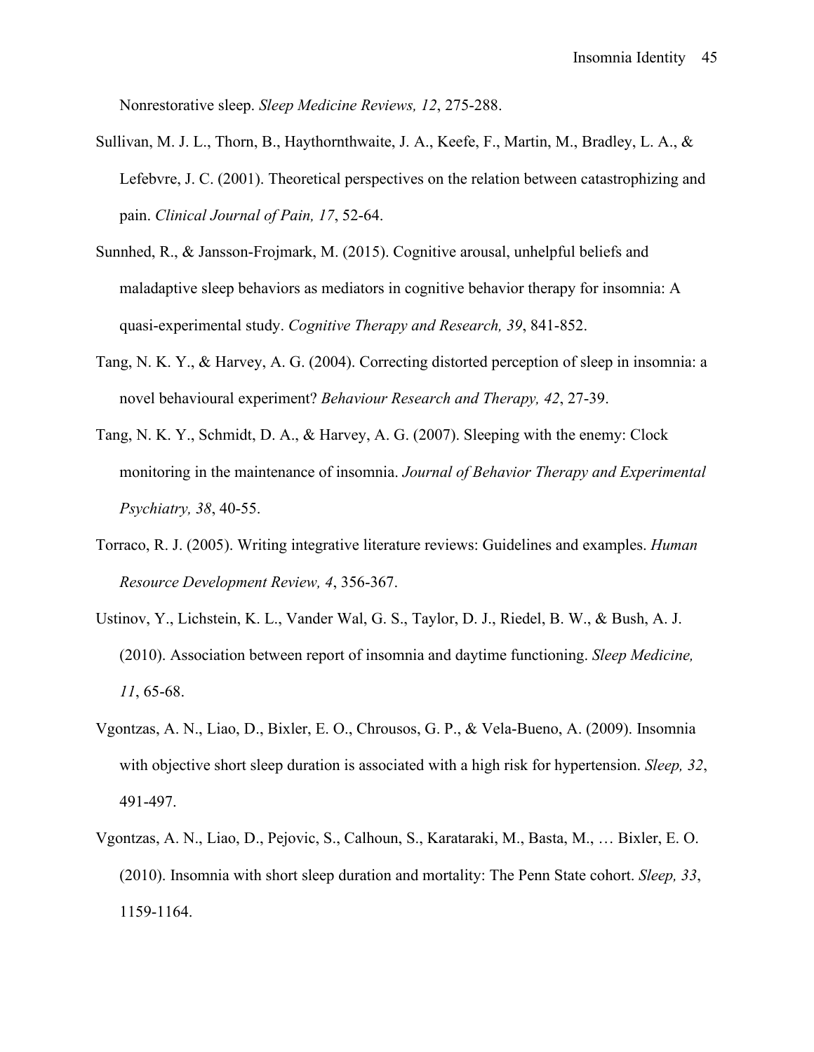Nonrestorative sleep. *Sleep Medicine Reviews, 12*, 275-288.

Sullivan, M. J. L., Thorn, B., Haythornthwaite, J. A., Keefe, F., Martin, M., Bradley, L. A., & Lefebvre, J. C. (2001). Theoretical perspectives on the relation between catastrophizing and pain. *Clinical Journal of Pain, 17*, 52-64.

Sunnhed, R., & Jansson-Frojmark, M. (2015). Cognitive arousal, unhelpful beliefs and maladaptive sleep behaviors as mediators in cognitive behavior therapy for insomnia: A quasi-experimental study. *Cognitive Therapy and Research, 39*, 841-852.

Tang, N. K. Y., & Harvey, A. G. (2004). Correcting distorted perception of sleep in insomnia: a novel behavioural experiment? *Behaviour Research and Therapy, 42*, 27-39.

Tang, N. K. Y., Schmidt, D. A., & Harvey, A. G. (2007). Sleeping with the enemy: Clock monitoring in the maintenance of insomnia. *Journal of Behavior Therapy and Experimental Psychiatry, 38*, 40-55.

Torraco, R. J. (2005). Writing integrative literature reviews: Guidelines and examples. *Human Resource Development Review, 4*, 356-367.

Ustinov, Y., Lichstein, K. L., Vander Wal, G. S., Taylor, D. J., Riedel, B. W., & Bush, A. J. (2010). Association between report of insomnia and daytime functioning. *Sleep Medicine, 11*, 65-68.

Vgontzas, A. N., Liao, D., Bixler, E. O., Chrousos, G. P., & Vela-Bueno, A. (2009). Insomnia with objective short sleep duration is associated with a high risk for hypertension. *Sleep, 32*, 491-497.

Vgontzas, A. N., Liao, D., Pejovic, S., Calhoun, S., Karataraki, M., Basta, M., … Bixler, E. O. (2010). Insomnia with short sleep duration and mortality: The Penn State cohort. *Sleep, 33*, 1159-1164.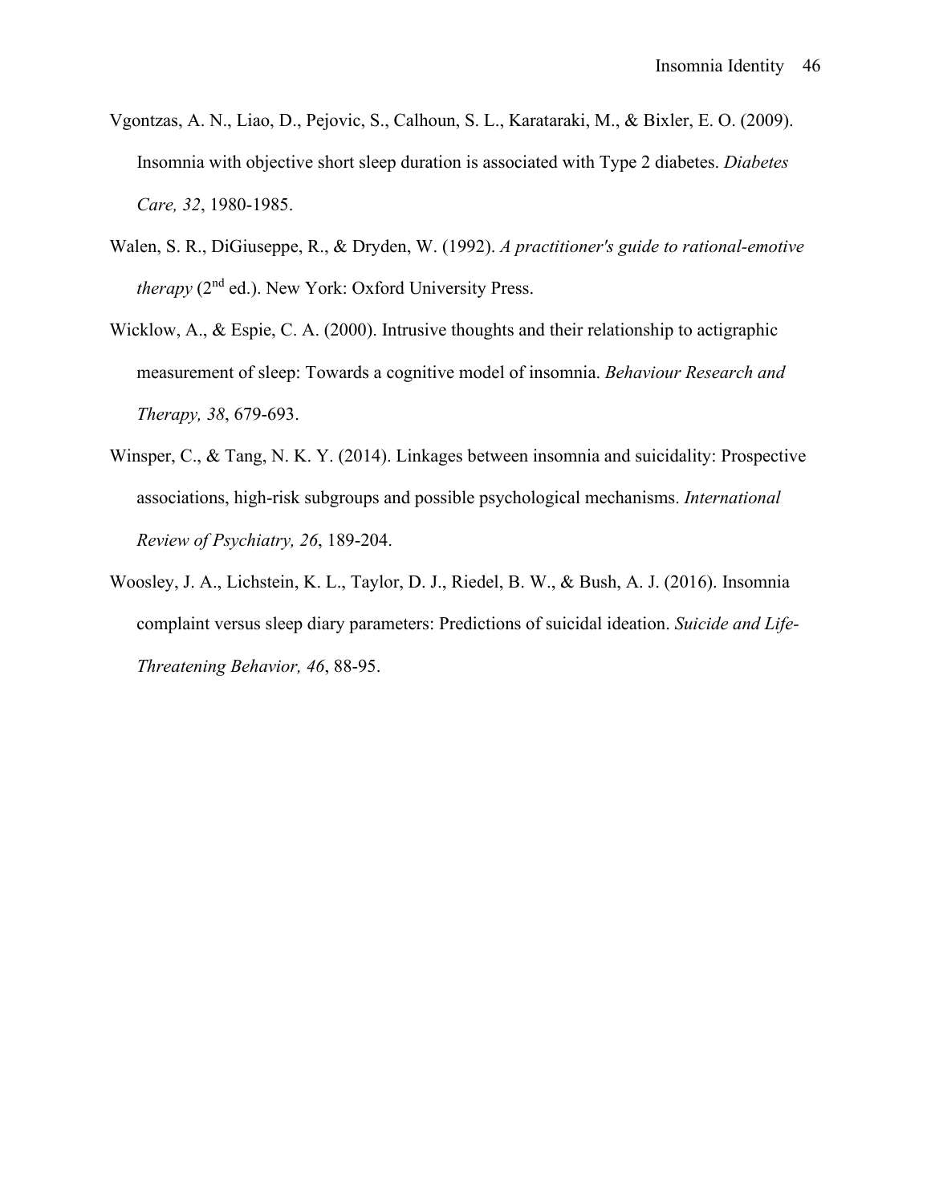Vgontzas, A. N., Liao, D., Pejovic, S., Calhoun, S. L., Karataraki, M., & Bixler, E. O. (2009). Insomnia with objective short sleep duration is associated with Type 2 diabetes. *Diabetes Care, 32*, 1980-1985.

Walen, S. R., DiGiuseppe, R., & Dryden, W. (1992). *A practitioner's guide to rational-emotive therapy* (2nd ed.). New York: Oxford University Press.

Wicklow, A., & Espie, C. A. (2000). Intrusive thoughts and their relationship to actigraphic measurement of sleep: Towards a cognitive model of insomnia. *Behaviour Research and Therapy, 38*, 679-693.

Winsper, C., & Tang, N. K. Y. (2014). Linkages between insomnia and suicidality: Prospective associations, high-risk subgroups and possible psychological mechanisms. *International Review of Psychiatry, 26*, 189-204.

Woosley, J. A., Lichstein, K. L., Taylor, D. J., Riedel, B. W., & Bush, A. J. (2016). Insomnia complaint versus sleep diary parameters: Predictions of suicidal ideation. *Suicide and Life-Threatening Behavior, 46*, 88-95.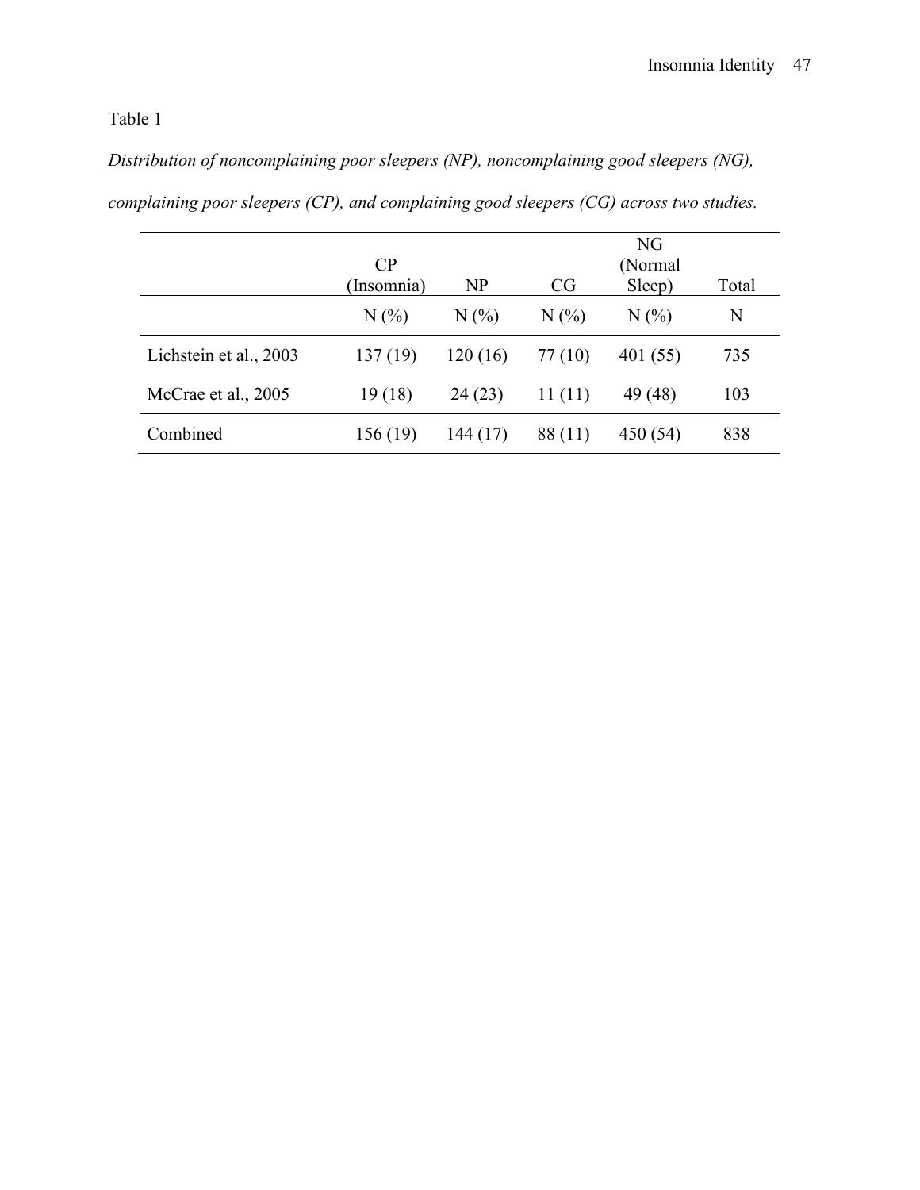Table 1

*Distribution of noncomplaining poor sleepers (NP), noncomplaining good sleepers (NG), complaining poor sleepers (CP), and complaining good sleepers (CG) across two studies.*

| | CP (Insomnia) | NP | CG | NG (Normal Sleep) | Total |
|---|---|---|---|---|---|
| | N (%) | N (%) | N (%) | N (%) | N |
| Lichstein et al., 2003 | 137 (19) | 120 (16) | 77 (10) | 401 (55) | 735 |
| McCrae et al., 2005 | 19 (18) | 24 (23) | 11 (11) | 49 (48) | 103 |
| Combined | 156 (19) | 144 (17) | 88 (11) | 450 (54) | 838 |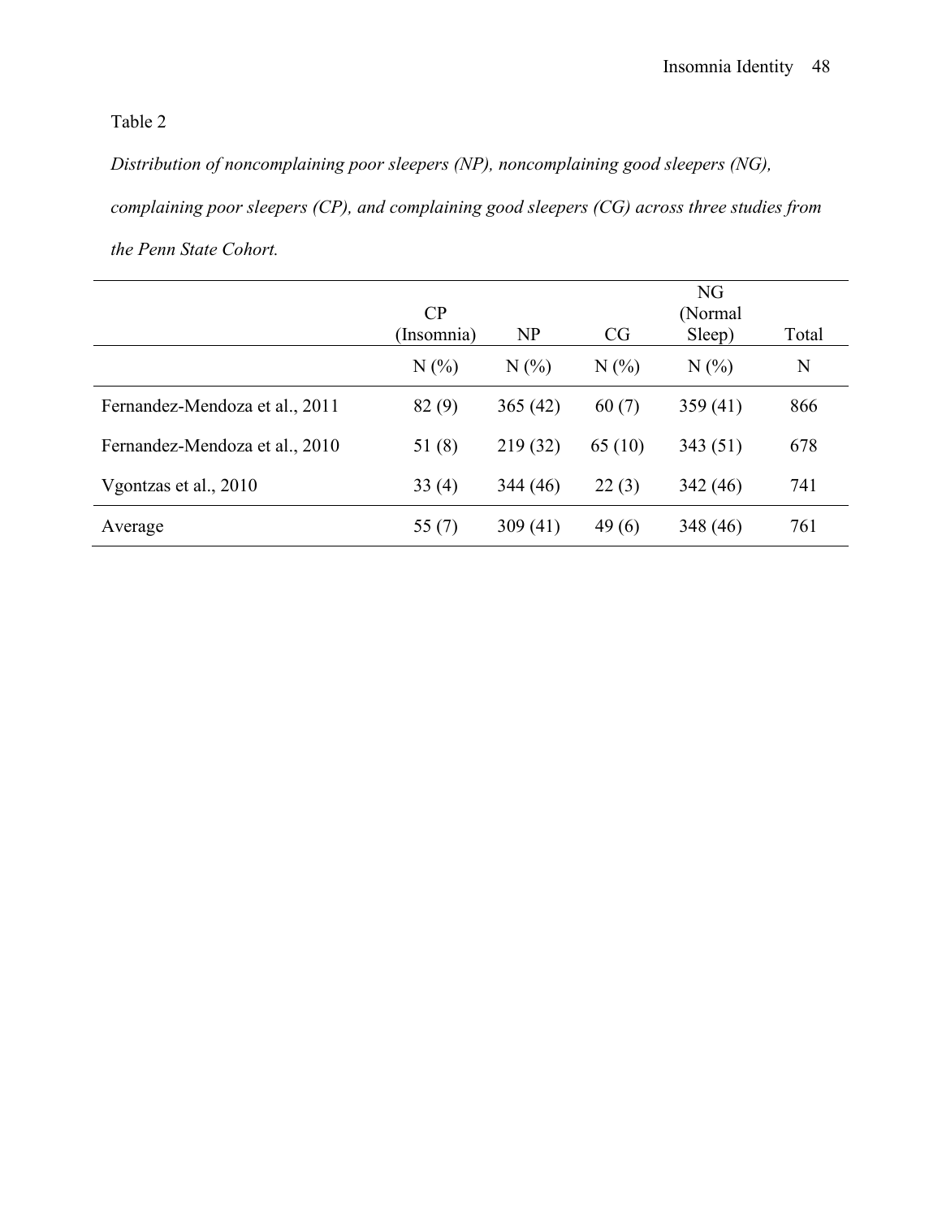Table 2

*Distribution of noncomplaining poor sleepers (NP), noncomplaining good sleepers (NG), complaining poor sleepers (CP), and complaining good sleepers (CG) across three studies from the Penn State Cohort.*

| | CP (Insomnia) | NP | CG | NG (Normal Sleep) | Total |
|---|---|---|---|---|---|
| | N (%) | N (%) | N (%) | N (%) | N |
| Fernandez-Mendoza et al., 2011 | 82 (9) | 365 (42) | 60 (7) | 359 (41) | 866 |
| Fernandez-Mendoza et al., 2010 | 51 (8) | 219 (32) | 65 (10) | 343 (51) | 678 |
| Vgontzas et al., 2010 | 33 (4) | 344 (46) | 22 (3) | 342 (46) | 741 |
| Average | 55 (7) | 309 (41) | 49 (6) | 348 (46) | 761 |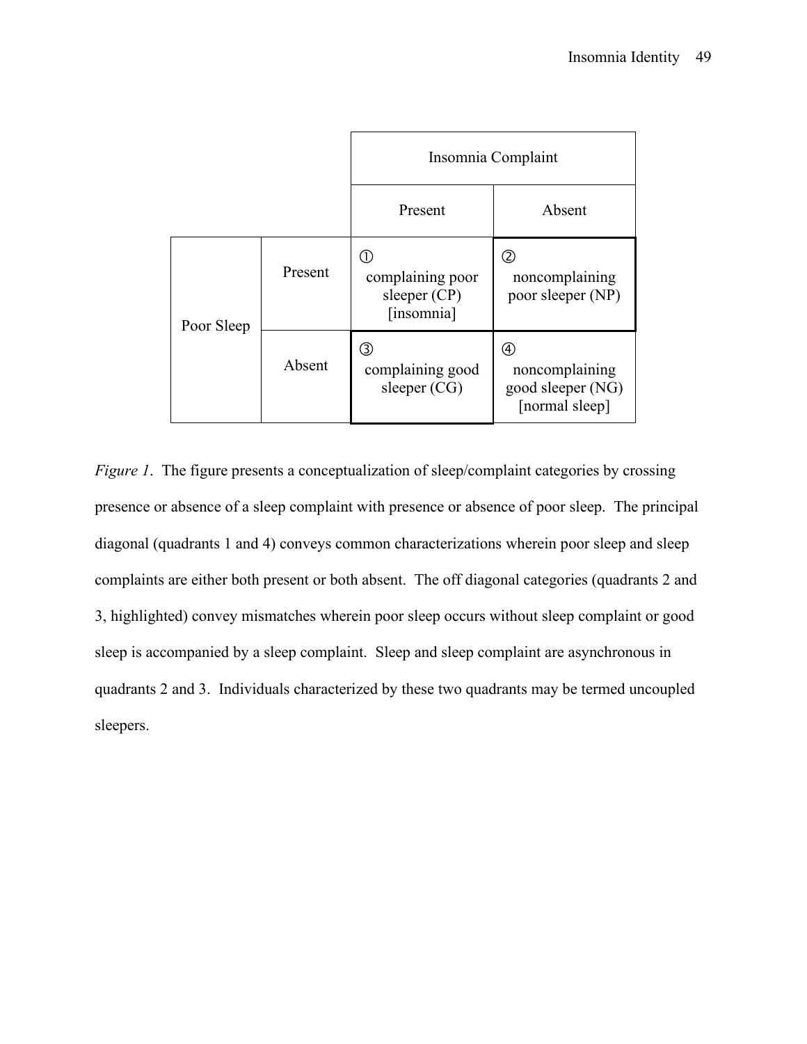| | | Insomnia Complaint | |
|---|---|---|---|
| | | Present | Absent |
| Poor Sleep | Present | ① complaining poor sleeper (CP) [insomnia] | ② noncomplaining poor sleeper (NP) |
| | Absent | ③ complaining good sleeper (CG) | ④ noncomplaining good sleeper (NG) [normal sleep] |

*Figure 1*. The figure presents a conceptualization of sleep/complaint categories by crossing presence or absence of a sleep complaint with presence or absence of poor sleep. The principal diagonal (quadrants 1 and 4) conveys common characterizations wherein poor sleep and sleep complaints are either both present or both absent. The off diagonal categories (quadrants 2 and 3, highlighted) convey mismatches wherein poor sleep occurs without sleep complaint or good sleep is accompanied by a sleep complaint. Sleep and sleep complaint are asynchronous in quadrants 2 and 3. Individuals characterized by these two quadrants may be termed uncoupled sleepers.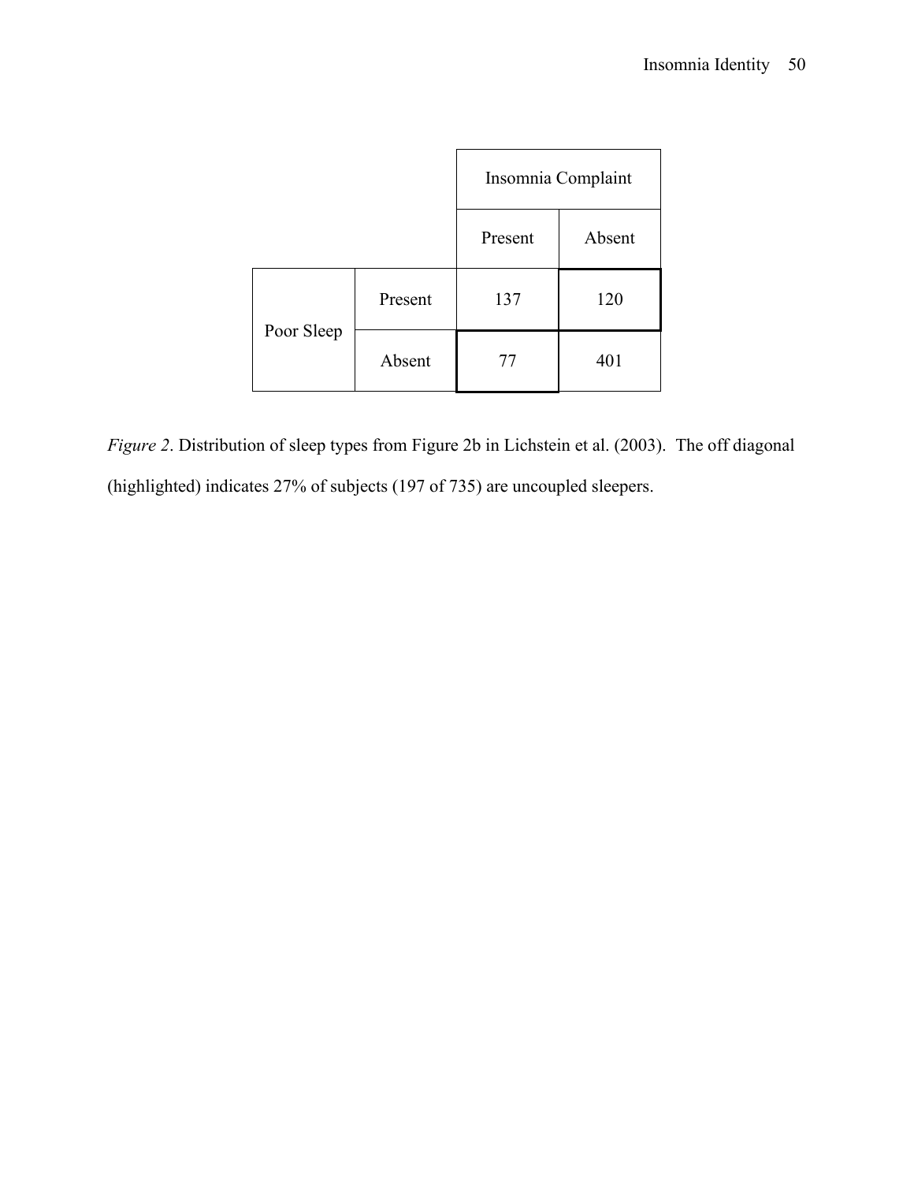| | | Insomnia Complaint | |
|---|---|---|---|
| | | Present | Absent |
| Poor Sleep | Present | 137 | 120 |
| | Absent | 77 | 401 |

*Figure 2*. Distribution of sleep types from Figure 2b in Lichstein et al. (2003). The off diagonal (highlighted) indicates 27% of subjects (197 of 735) are uncoupled sleepers.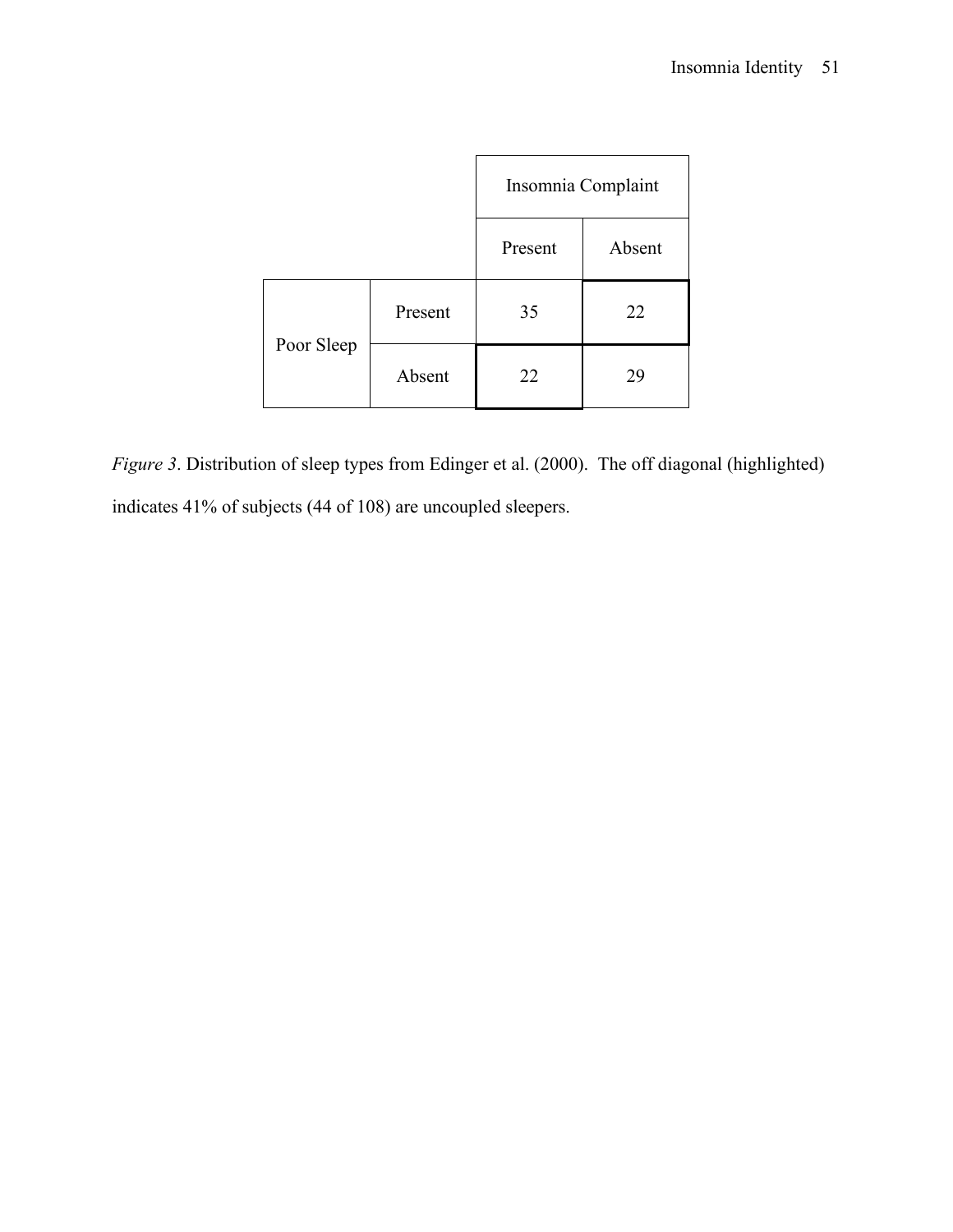| | | Insomnia Complaint | |
|---|---|---|---|
| | | Present | Absent |
| Poor Sleep | Present | 35 | 22 |
| | Absent | 22 | 29 |

*Figure 3*. Distribution of sleep types from Edinger et al. (2000). The off diagonal (highlighted) indicates 41% of subjects (44 of 108) are uncoupled sleepers.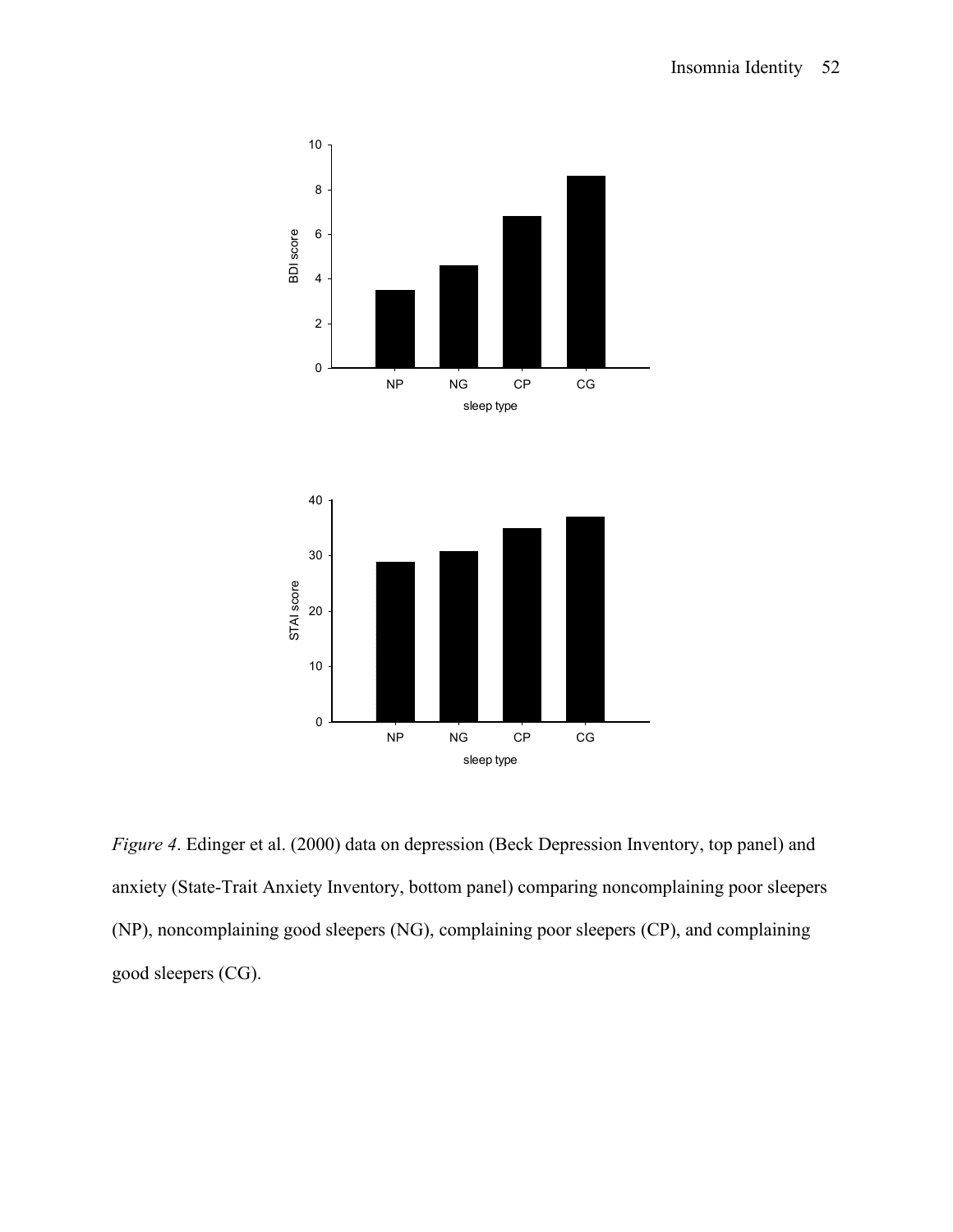10

8

6

4

2

0

BDI score

NP NG CP CG

sleep type

40

30

20

10

0

STAI score

NP NG CP CG

sleep type

*Figure 4*. Edinger et al. (2000) data on depression (Beck Depression Inventory, top panel) and anxiety (State-Trait Anxiety Inventory, bottom panel) comparing noncomplaining poor sleepers (NP), noncomplaining good sleepers (NG), complaining poor sleepers (CP), and complaining good sleepers (CG).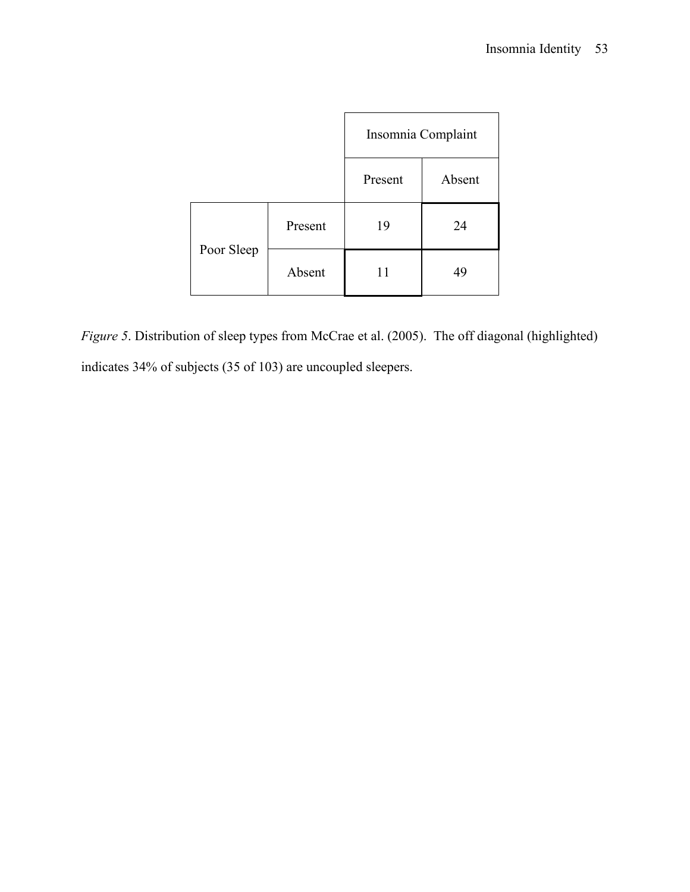| | | Insomnia Complaint | |
|---|---|---|---|
| | | Present | Absent |
| Poor Sleep | Present | 19 | 24 |
| | Absent | 11 | 49 |

*Figure 5*. Distribution of sleep types from McCrae et al. (2005). The off diagonal (highlighted) indicates 34% of subjects (35 of 103) are uncoupled sleepers.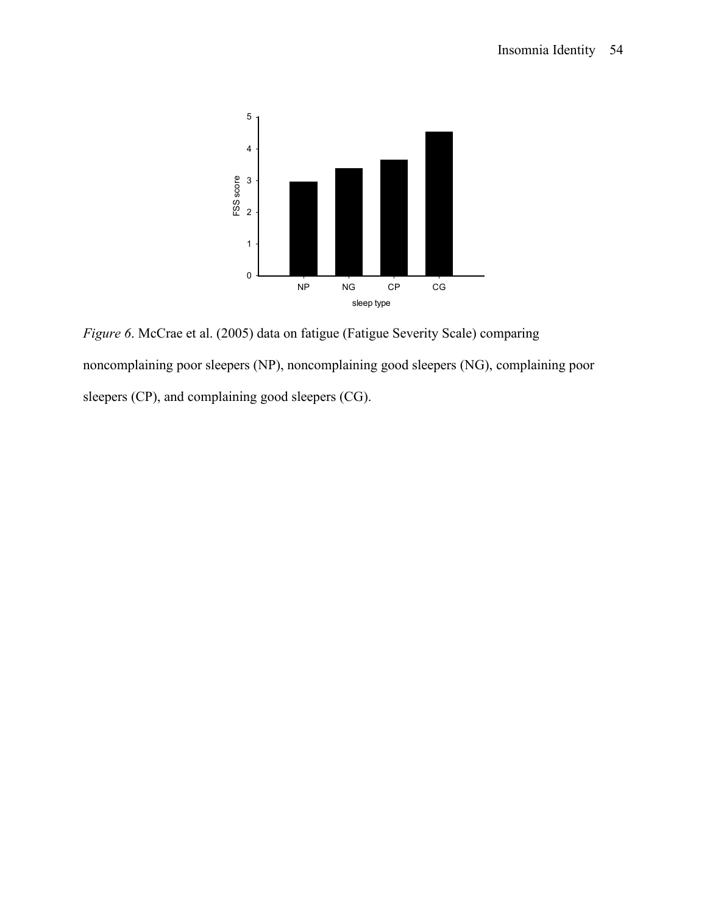5

4

3

2

1

0

FSS score

NP

NG

CP

CG

sleep type

*Figure 6*. McCrae et al. (2005) data on fatigue (Fatigue Severity Scale) comparing noncomplaining poor sleepers (NP), noncomplaining good sleepers (NG), complaining poor sleepers (CP), and complaining good sleepers (CG).